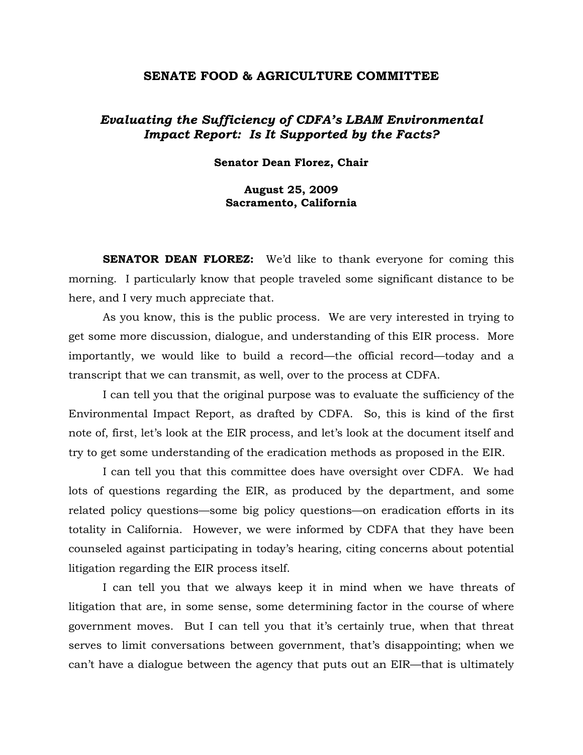# SENATE FOOD & AGRICULTURE COMMITTEE

## *Evaluating the Sufficiency of CDFA's LBAM Environmental Impact Report: Is It Supported by the Facts?*

**Senator Dean Florez, Chair**

**August 25, 2009**
**Sacramento, California**

**SENATOR DEAN FLOREZ:** We'd like to thank everyone for coming this morning. I particularly know that people traveled some significant distance to be here, and I very much appreciate that.

As you know, this is the public process. We are very interested in trying to get some more discussion, dialogue, and understanding of this EIR process. More importantly, we would like to build a record—the official record—today and a transcript that we can transmit, as well, over to the process at CDFA.

I can tell you that the original purpose was to evaluate the sufficiency of the Environmental Impact Report, as drafted by CDFA. So, this is kind of the first note of, first, let's look at the EIR process, and let's look at the document itself and try to get some understanding of the eradication methods as proposed in the EIR.

I can tell you that this committee does have oversight over CDFA. We had lots of questions regarding the EIR, as produced by the department, and some related policy questions—some big policy questions—on eradication efforts in its totality in California. However, we were informed by CDFA that they have been counseled against participating in today's hearing, citing concerns about potential litigation regarding the EIR process itself.

I can tell you that we always keep it in mind when we have threats of litigation that are, in some sense, some determining factor in the course of where government moves. But I can tell you that it's certainly true, when that threat serves to limit conversations between government, that's disappointing; when we can't have a dialogue between the agency that puts out an EIR—that is ultimately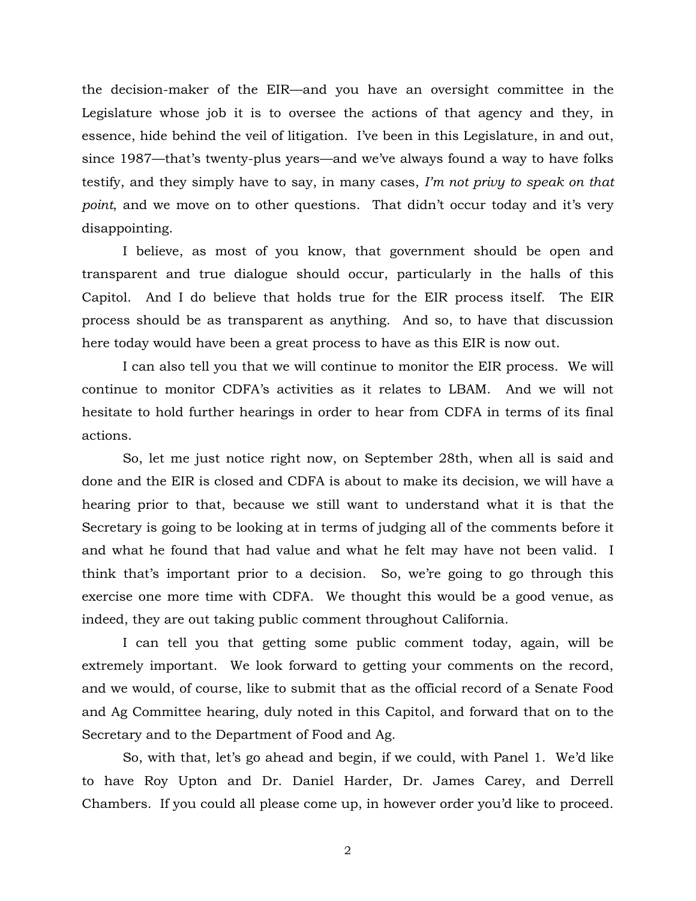the decision-maker of the EIR—and you have an oversight committee in the Legislature whose job it is to oversee the actions of that agency and they, in essence, hide behind the veil of litigation. I've been in this Legislature, in and out, since 1987—that's twenty-plus years—and we've always found a way to have folks testify, and they simply have to say, in many cases, *I'm not privy to speak on that point*, and we move on to other questions. That didn't occur today and it's very disappointing.

I believe, as most of you know, that government should be open and transparent and true dialogue should occur, particularly in the halls of this Capitol. And I do believe that holds true for the EIR process itself. The EIR process should be as transparent as anything. And so, to have that discussion here today would have been a great process to have as this EIR is now out.

I can also tell you that we will continue to monitor the EIR process. We will continue to monitor CDFA's activities as it relates to LBAM. And we will not hesitate to hold further hearings in order to hear from CDFA in terms of its final actions.

So, let me just notice right now, on September 28th, when all is said and done and the EIR is closed and CDFA is about to make its decision, we will have a hearing prior to that, because we still want to understand what it is that the Secretary is going to be looking at in terms of judging all of the comments before it and what he found that had value and what he felt may have not been valid. I think that's important prior to a decision. So, we're going to go through this exercise one more time with CDFA. We thought this would be a good venue, as indeed, they are out taking public comment throughout California.

I can tell you that getting some public comment today, again, will be extremely important. We look forward to getting your comments on the record, and we would, of course, like to submit that as the official record of a Senate Food and Ag Committee hearing, duly noted in this Capitol, and forward that on to the Secretary and to the Department of Food and Ag.

So, with that, let's go ahead and begin, if we could, with Panel 1. We'd like to have Roy Upton and Dr. Daniel Harder, Dr. James Carey, and Derrell Chambers. If you could all please come up, in however order you'd like to proceed.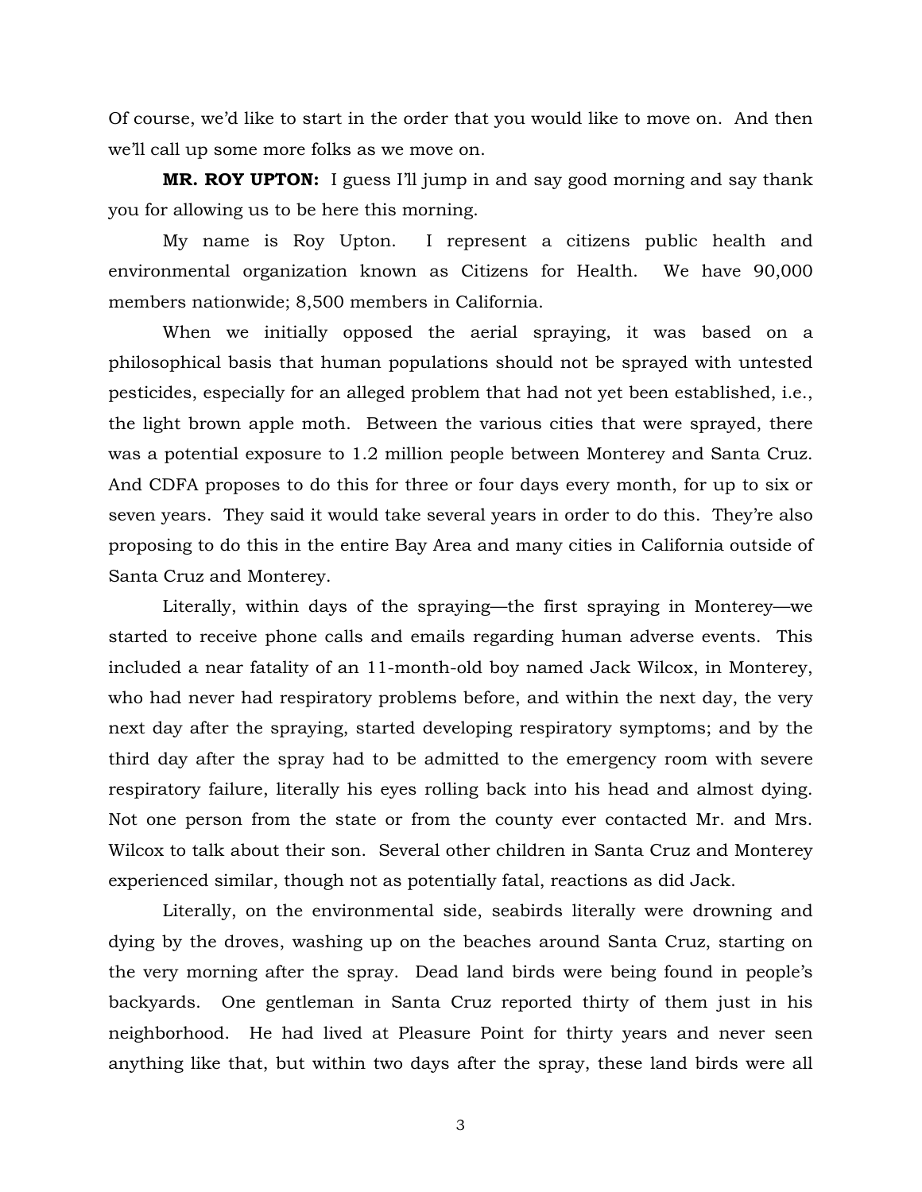Of course, we'd like to start in the order that you would like to move on. And then we'll call up some more folks as we move on.

**MR. ROY UPTON:** I guess I'll jump in and say good morning and say thank you for allowing us to be here this morning.

My name is Roy Upton. I represent a citizens public health and environmental organization known as Citizens for Health. We have 90,000 members nationwide; 8,500 members in California.

When we initially opposed the aerial spraying, it was based on a philosophical basis that human populations should not be sprayed with untested pesticides, especially for an alleged problem that had not yet been established, i.e., the light brown apple moth. Between the various cities that were sprayed, there was a potential exposure to 1.2 million people between Monterey and Santa Cruz. And CDFA proposes to do this for three or four days every month, for up to six or seven years. They said it would take several years in order to do this. They're also proposing to do this in the entire Bay Area and many cities in California outside of Santa Cruz and Monterey.

Literally, within days of the spraying—the first spraying in Monterey—we started to receive phone calls and emails regarding human adverse events. This included a near fatality of an 11-month-old boy named Jack Wilcox, in Monterey, who had never had respiratory problems before, and within the next day, the very next day after the spraying, started developing respiratory symptoms; and by the third day after the spray had to be admitted to the emergency room with severe respiratory failure, literally his eyes rolling back into his head and almost dying. Not one person from the state or from the county ever contacted Mr. and Mrs. Wilcox to talk about their son. Several other children in Santa Cruz and Monterey experienced similar, though not as potentially fatal, reactions as did Jack.

Literally, on the environmental side, seabirds literally were drowning and dying by the droves, washing up on the beaches around Santa Cruz, starting on the very morning after the spray. Dead land birds were being found in people's backyards. One gentleman in Santa Cruz reported thirty of them just in his neighborhood. He had lived at Pleasure Point for thirty years and never seen anything like that, but within two days after the spray, these land birds were all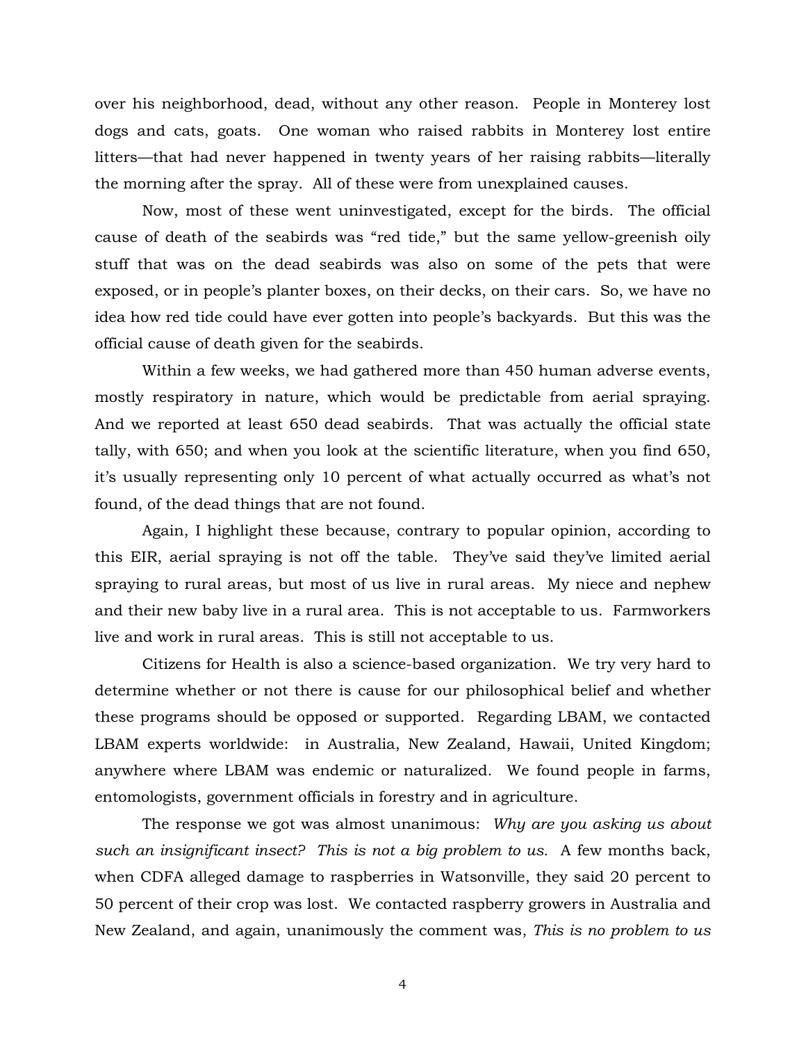over his neighborhood, dead, without any other reason. People in Monterey lost dogs and cats, goats. One woman who raised rabbits in Monterey lost entire litters—that had never happened in twenty years of her raising rabbits—literally the morning after the spray. All of these were from unexplained causes.

Now, most of these went uninvestigated, except for the birds. The official cause of death of the seabirds was "red tide," but the same yellow-greenish oily stuff that was on the dead seabirds was also on some of the pets that were exposed, or in people's planter boxes, on their decks, on their cars. So, we have no idea how red tide could have ever gotten into people's backyards. But this was the official cause of death given for the seabirds.

Within a few weeks, we had gathered more than 450 human adverse events, mostly respiratory in nature, which would be predictable from aerial spraying. And we reported at least 650 dead seabirds. That was actually the official state tally, with 650; and when you look at the scientific literature, when you find 650, it's usually representing only 10 percent of what actually occurred as what's not found, of the dead things that are not found.

Again, I highlight these because, contrary to popular opinion, according to this EIR, aerial spraying is not off the table. They've said they've limited aerial spraying to rural areas, but most of us live in rural areas. My niece and nephew and their new baby live in a rural area. This is not acceptable to us. Farmworkers live and work in rural areas. This is still not acceptable to us.

Citizens for Health is also a science-based organization. We try very hard to determine whether or not there is cause for our philosophical belief and whether these programs should be opposed or supported. Regarding LBAM, we contacted LBAM experts worldwide: in Australia, New Zealand, Hawaii, United Kingdom; anywhere where LBAM was endemic or naturalized. We found people in farms, entomologists, government officials in forestry and in agriculture.

The response we got was almost unanimous: *Why are you asking us about such an insignificant insect? This is not a big problem to us.* A few months back, when CDFA alleged damage to raspberries in Watsonville, they said 20 percent to 50 percent of their crop was lost. We contacted raspberry growers in Australia and New Zealand, and again, unanimously the comment was, *This is no problem to us*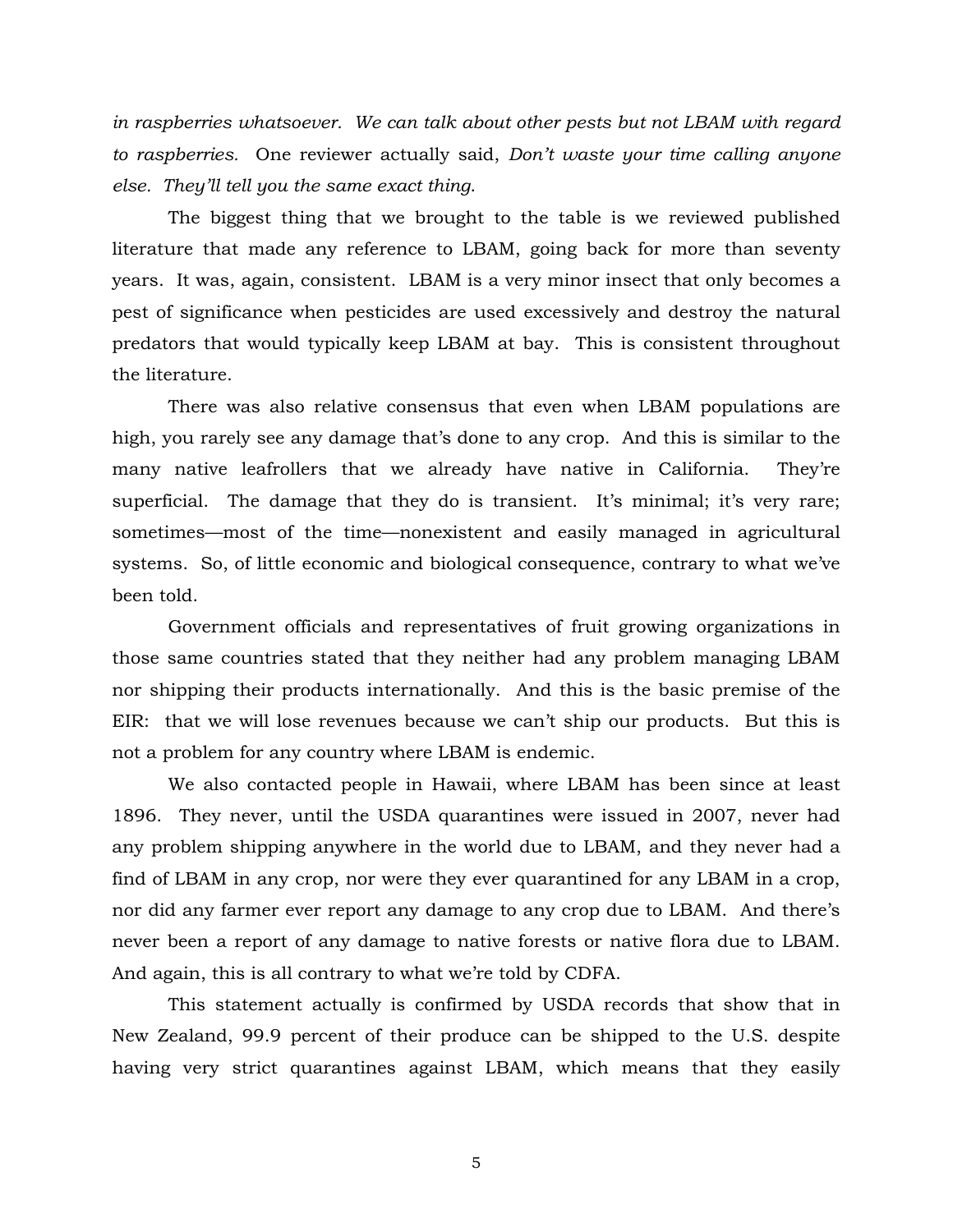*in raspberries whatsoever. We can talk about other pests but not LBAM with regard to raspberries.* One reviewer actually said, *Don't waste your time calling anyone else. They'll tell you the same exact thing.*

The biggest thing that we brought to the table is we reviewed published literature that made any reference to LBAM, going back for more than seventy years. It was, again, consistent. LBAM is a very minor insect that only becomes a pest of significance when pesticides are used excessively and destroy the natural predators that would typically keep LBAM at bay. This is consistent throughout the literature.

There was also relative consensus that even when LBAM populations are high, you rarely see any damage that's done to any crop. And this is similar to the many native leafrollers that we already have native in California. They're superficial. The damage that they do is transient. It's minimal; it's very rare; sometimes—most of the time—nonexistent and easily managed in agricultural systems. So, of little economic and biological consequence, contrary to what we've been told.

Government officials and representatives of fruit growing organizations in those same countries stated that they neither had any problem managing LBAM nor shipping their products internationally. And this is the basic premise of the EIR: that we will lose revenues because we can't ship our products. But this is not a problem for any country where LBAM is endemic.

We also contacted people in Hawaii, where LBAM has been since at least 1896. They never, until the USDA quarantines were issued in 2007, never had any problem shipping anywhere in the world due to LBAM, and they never had a find of LBAM in any crop, nor were they ever quarantined for any LBAM in a crop, nor did any farmer ever report any damage to any crop due to LBAM. And there's never been a report of any damage to native forests or native flora due to LBAM. And again, this is all contrary to what we're told by CDFA.

This statement actually is confirmed by USDA records that show that in New Zealand, 99.9 percent of their produce can be shipped to the U.S. despite having very strict quarantines against LBAM, which means that they easily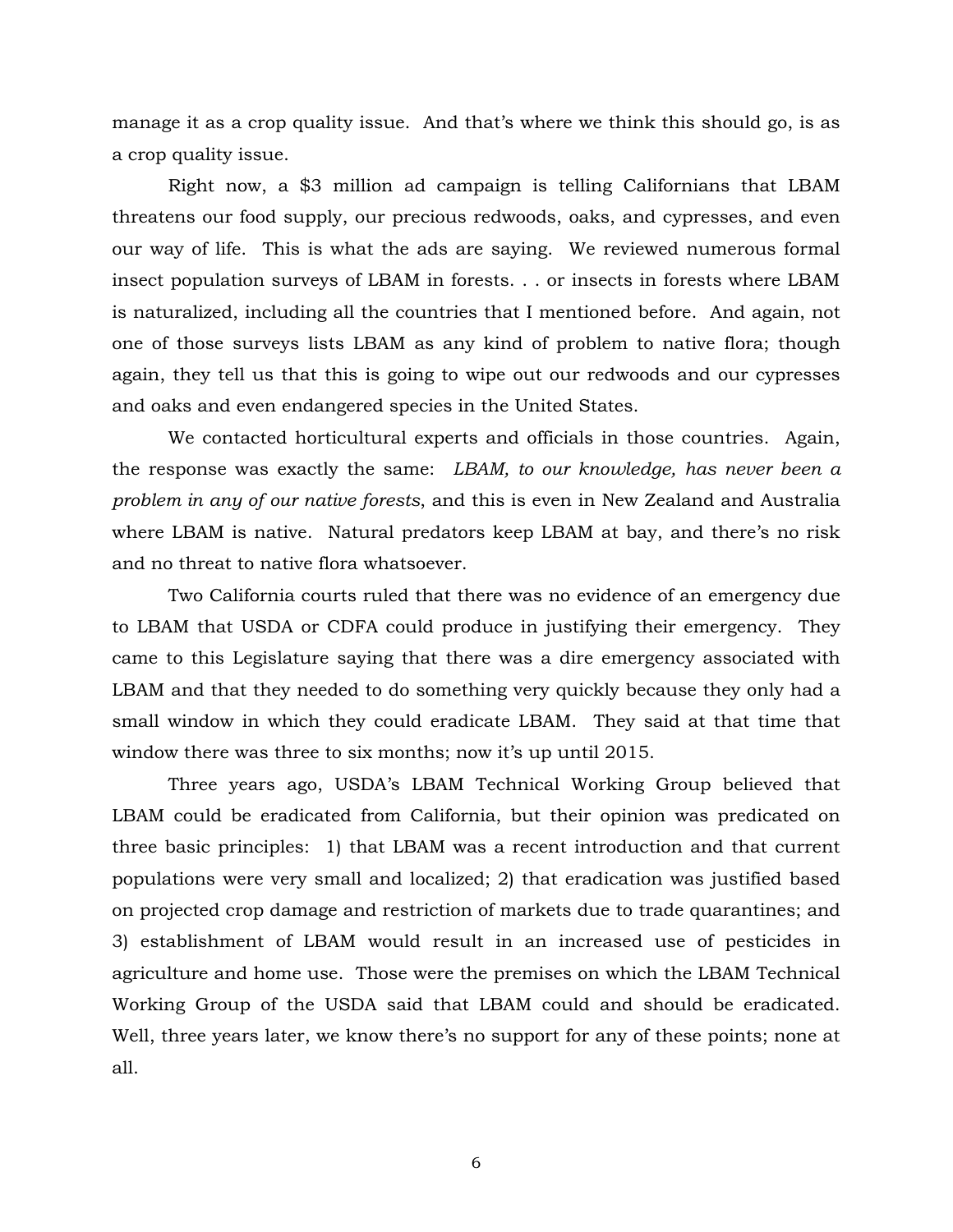manage it as a crop quality issue. And that's where we think this should go, is as a crop quality issue.

Right now, a $3 million ad campaign is telling Californians that LBAM threatens our food supply, our precious redwoods, oaks, and cypresses, and even our way of life. This is what the ads are saying. We reviewed numerous formal insect population surveys of LBAM in forests. . . or insects in forests where LBAM is naturalized, including all the countries that I mentioned before. And again, not one of those surveys lists LBAM as any kind of problem to native flora; though again, they tell us that this is going to wipe out our redwoods and our cypresses and oaks and even endangered species in the United States.

We contacted horticultural experts and officials in those countries. Again, the response was exactly the same: *LBAM, to our knowledge, has never been a problem in any of our native forests*, and this is even in New Zealand and Australia where LBAM is native. Natural predators keep LBAM at bay, and there's no risk and no threat to native flora whatsoever.

Two California courts ruled that there was no evidence of an emergency due to LBAM that USDA or CDFA could produce in justifying their emergency. They came to this Legislature saying that there was a dire emergency associated with LBAM and that they needed to do something very quickly because they only had a small window in which they could eradicate LBAM. They said at that time that window there was three to six months; now it's up until 2015.

Three years ago, USDA's LBAM Technical Working Group believed that LBAM could be eradicated from California, but their opinion was predicated on three basic principles: 1) that LBAM was a recent introduction and that current populations were very small and localized; 2) that eradication was justified based on projected crop damage and restriction of markets due to trade quarantines; and 3) establishment of LBAM would result in an increased use of pesticides in agriculture and home use. Those were the premises on which the LBAM Technical Working Group of the USDA said that LBAM could and should be eradicated. Well, three years later, we know there's no support for any of these points; none at all.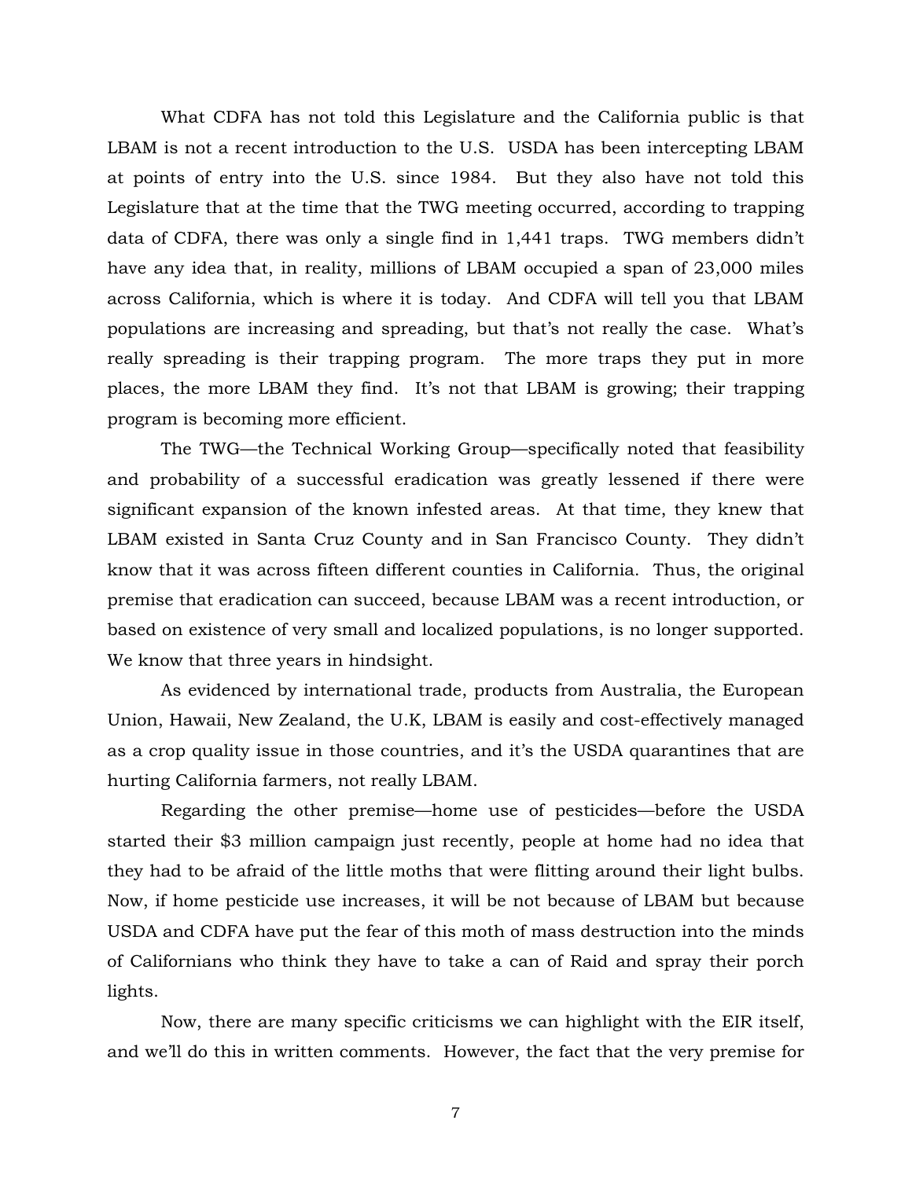What CDFA has not told this Legislature and the California public is that LBAM is not a recent introduction to the U.S. USDA has been intercepting LBAM at points of entry into the U.S. since 1984. But they also have not told this Legislature that at the time that the TWG meeting occurred, according to trapping data of CDFA, there was only a single find in 1,441 traps. TWG members didn't have any idea that, in reality, millions of LBAM occupied a span of 23,000 miles across California, which is where it is today. And CDFA will tell you that LBAM populations are increasing and spreading, but that's not really the case. What's really spreading is their trapping program. The more traps they put in more places, the more LBAM they find. It's not that LBAM is growing; their trapping program is becoming more efficient.

The TWG—the Technical Working Group—specifically noted that feasibility and probability of a successful eradication was greatly lessened if there were significant expansion of the known infested areas. At that time, they knew that LBAM existed in Santa Cruz County and in San Francisco County. They didn't know that it was across fifteen different counties in California. Thus, the original premise that eradication can succeed, because LBAM was a recent introduction, or based on existence of very small and localized populations, is no longer supported. We know that three years in hindsight.

As evidenced by international trade, products from Australia, the European Union, Hawaii, New Zealand, the U.K, LBAM is easily and cost-effectively managed as a crop quality issue in those countries, and it's the USDA quarantines that are hurting California farmers, not really LBAM.

Regarding the other premise—home use of pesticides—before the USDA started their $3 million campaign just recently, people at home had no idea that they had to be afraid of the little moths that were flitting around their light bulbs. Now, if home pesticide use increases, it will be not because of LBAM but because USDA and CDFA have put the fear of this moth of mass destruction into the minds of Californians who think they have to take a can of Raid and spray their porch lights.

Now, there are many specific criticisms we can highlight with the EIR itself, and we'll do this in written comments. However, the fact that the very premise for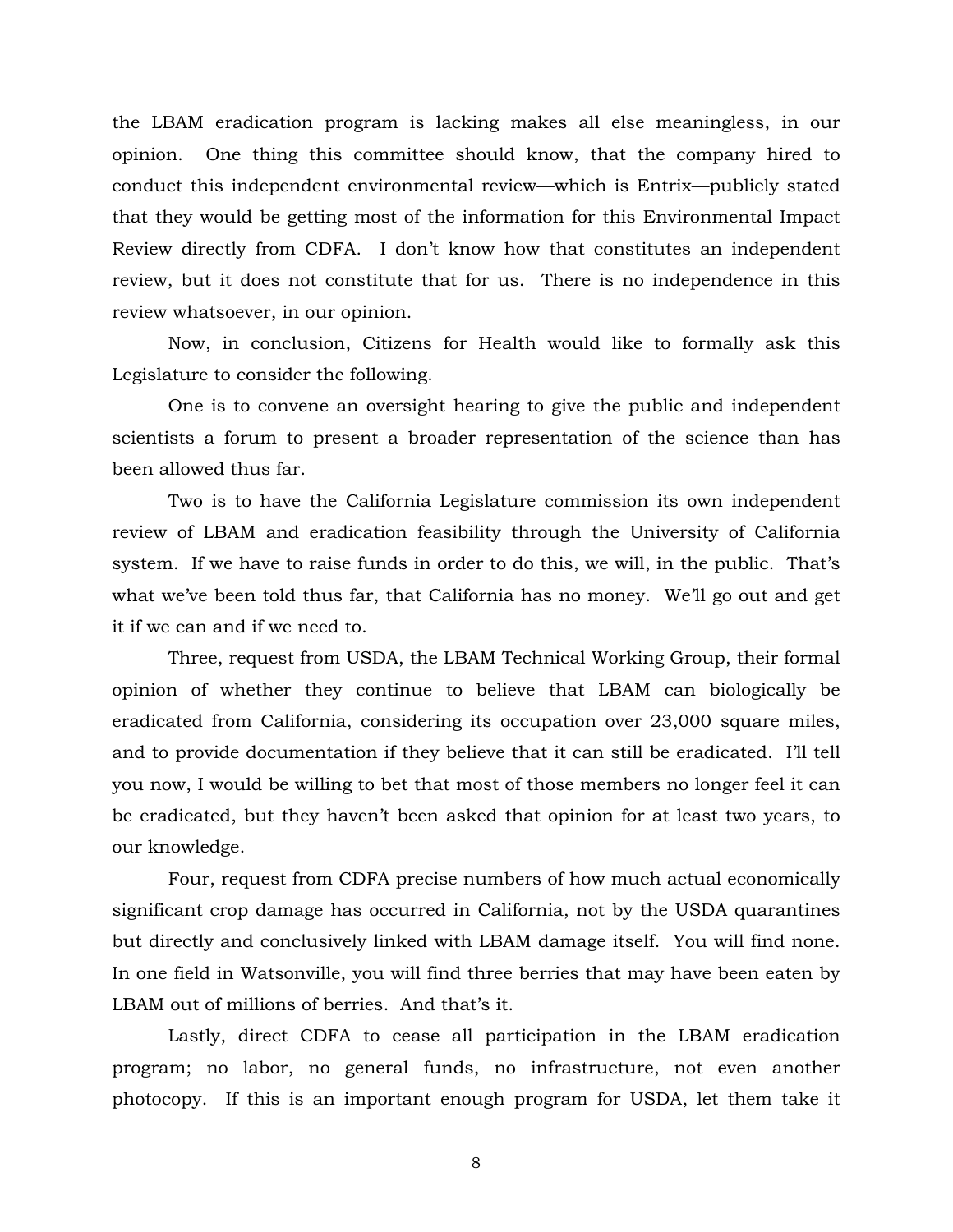the LBAM eradication program is lacking makes all else meaningless, in our opinion. One thing this committee should know, that the company hired to conduct this independent environmental review—which is Entrix—publicly stated that they would be getting most of the information for this Environmental Impact Review directly from CDFA. I don't know how that constitutes an independent review, but it does not constitute that for us. There is no independence in this review whatsoever, in our opinion.

Now, in conclusion, Citizens for Health would like to formally ask this Legislature to consider the following.

One is to convene an oversight hearing to give the public and independent scientists a forum to present a broader representation of the science than has been allowed thus far.

Two is to have the California Legislature commission its own independent review of LBAM and eradication feasibility through the University of California system. If we have to raise funds in order to do this, we will, in the public. That's what we've been told thus far, that California has no money. We'll go out and get it if we can and if we need to.

Three, request from USDA, the LBAM Technical Working Group, their formal opinion of whether they continue to believe that LBAM can biologically be eradicated from California, considering its occupation over 23,000 square miles, and to provide documentation if they believe that it can still be eradicated. I'll tell you now, I would be willing to bet that most of those members no longer feel it can be eradicated, but they haven't been asked that opinion for at least two years, to our knowledge.

Four, request from CDFA precise numbers of how much actual economically significant crop damage has occurred in California, not by the USDA quarantines but directly and conclusively linked with LBAM damage itself. You will find none. In one field in Watsonville, you will find three berries that may have been eaten by LBAM out of millions of berries. And that's it.

Lastly, direct CDFA to cease all participation in the LBAM eradication program; no labor, no general funds, no infrastructure, not even another photocopy. If this is an important enough program for USDA, let them take it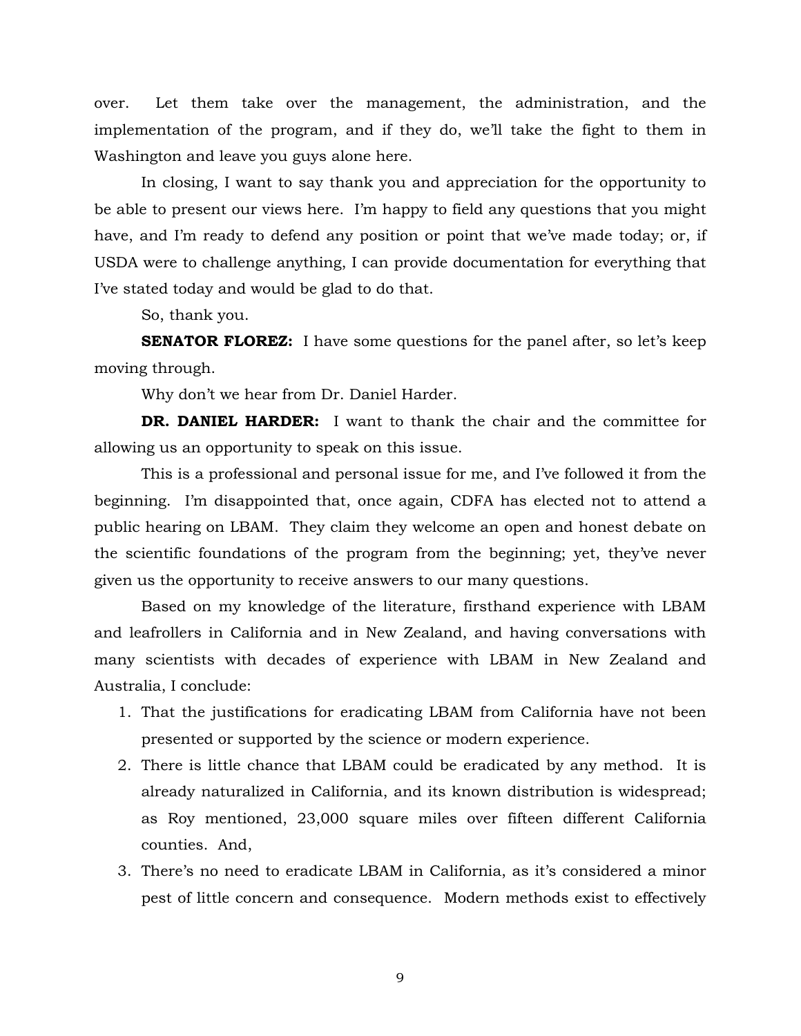over. Let them take over the management, the administration, and the implementation of the program, and if they do, we'll take the fight to them in Washington and leave you guys alone here.

In closing, I want to say thank you and appreciation for the opportunity to be able to present our views here. I'm happy to field any questions that you might have, and I'm ready to defend any position or point that we've made today; or, if USDA were to challenge anything, I can provide documentation for everything that I've stated today and would be glad to do that.

So, thank you.

**SENATOR FLOREZ:** I have some questions for the panel after, so let's keep moving through.

Why don't we hear from Dr. Daniel Harder.

**DR. DANIEL HARDER:** I want to thank the chair and the committee for allowing us an opportunity to speak on this issue.

This is a professional and personal issue for me, and I've followed it from the beginning. I'm disappointed that, once again, CDFA has elected not to attend a public hearing on LBAM. They claim they welcome an open and honest debate on the scientific foundations of the program from the beginning; yet, they've never given us the opportunity to receive answers to our many questions.

Based on my knowledge of the literature, firsthand experience with LBAM and leafrollers in California and in New Zealand, and having conversations with many scientists with decades of experience with LBAM in New Zealand and Australia, I conclude:

1. That the justifications for eradicating LBAM from California have not been presented or supported by the science or modern experience.
2. There is little chance that LBAM could be eradicated by any method. It is already naturalized in California, and its known distribution is widespread; as Roy mentioned, 23,000 square miles over fifteen different California counties. And,
3. There's no need to eradicate LBAM in California, as it's considered a minor pest of little concern and consequence. Modern methods exist to effectively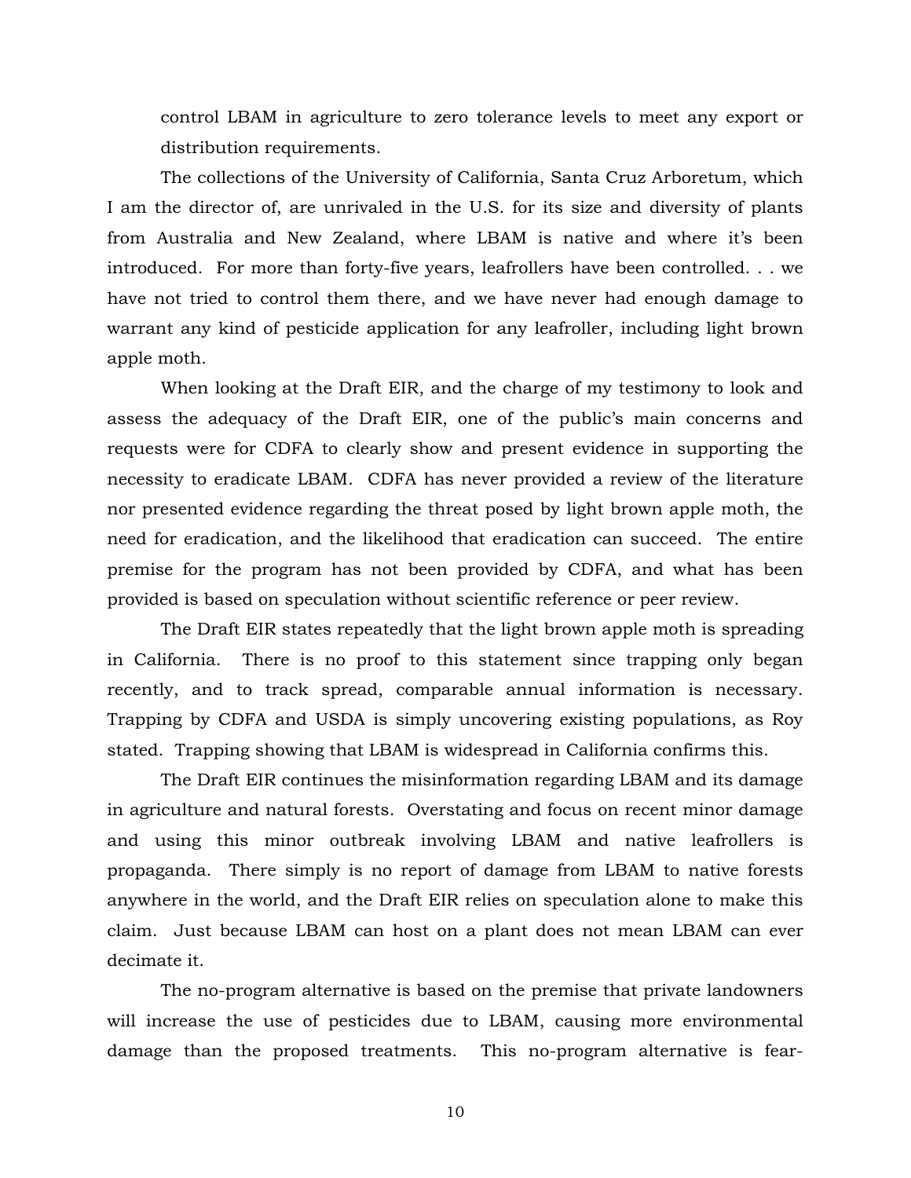control LBAM in agriculture to zero tolerance levels to meet any export or distribution requirements.

The collections of the University of California, Santa Cruz Arboretum, which I am the director of, are unrivaled in the U.S. for its size and diversity of plants from Australia and New Zealand, where LBAM is native and where it's been introduced. For more than forty-five years, leafrollers have been controlled. . . we have not tried to control them there, and we have never had enough damage to warrant any kind of pesticide application for any leafroller, including light brown apple moth.

When looking at the Draft EIR, and the charge of my testimony to look and assess the adequacy of the Draft EIR, one of the public's main concerns and requests were for CDFA to clearly show and present evidence in supporting the necessity to eradicate LBAM. CDFA has never provided a review of the literature nor presented evidence regarding the threat posed by light brown apple moth, the need for eradication, and the likelihood that eradication can succeed. The entire premise for the program has not been provided by CDFA, and what has been provided is based on speculation without scientific reference or peer review.

The Draft EIR states repeatedly that the light brown apple moth is spreading in California. There is no proof to this statement since trapping only began recently, and to track spread, comparable annual information is necessary. Trapping by CDFA and USDA is simply uncovering existing populations, as Roy stated. Trapping showing that LBAM is widespread in California confirms this.

The Draft EIR continues the misinformation regarding LBAM and its damage in agriculture and natural forests. Overstating and focus on recent minor damage and using this minor outbreak involving LBAM and native leafrollers is propaganda. There simply is no report of damage from LBAM to native forests anywhere in the world, and the Draft EIR relies on speculation alone to make this claim. Just because LBAM can host on a plant does not mean LBAM can ever decimate it.

The no-program alternative is based on the premise that private landowners will increase the use of pesticides due to LBAM, causing more environmental damage than the proposed treatments. This no-program alternative is fear-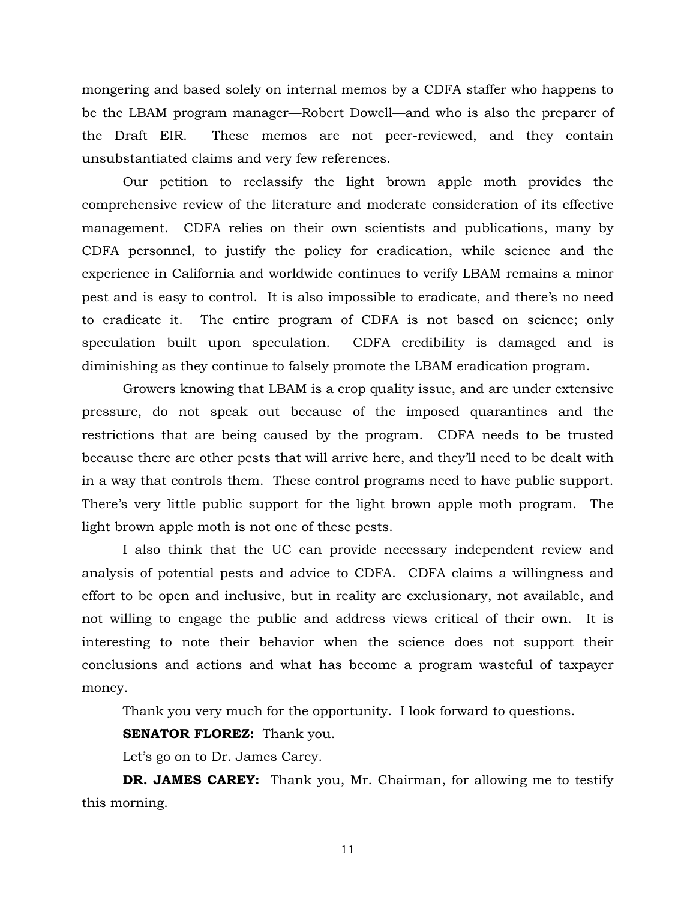mongering and based solely on internal memos by a CDFA staffer who happens to be the LBAM program manager—Robert Dowell—and who is also the preparer of the Draft EIR. These memos are not peer-reviewed, and they contain unsubstantiated claims and very few references.

Our petition to reclassify the light brown apple moth provides <u>the</u> comprehensive review of the literature and moderate consideration of its effective management. CDFA relies on their own scientists and publications, many by CDFA personnel, to justify the policy for eradication, while science and the experience in California and worldwide continues to verify LBAM remains a minor pest and is easy to control. It is also impossible to eradicate, and there's no need to eradicate it. The entire program of CDFA is not based on science; only speculation built upon speculation. CDFA credibility is damaged and is diminishing as they continue to falsely promote the LBAM eradication program.

Growers knowing that LBAM is a crop quality issue, and are under extensive pressure, do not speak out because of the imposed quarantines and the restrictions that are being caused by the program. CDFA needs to be trusted because there are other pests that will arrive here, and they'll need to be dealt with in a way that controls them. These control programs need to have public support. There's very little public support for the light brown apple moth program. The light brown apple moth is not one of these pests.

I also think that the UC can provide necessary independent review and analysis of potential pests and advice to CDFA. CDFA claims a willingness and effort to be open and inclusive, but in reality are exclusionary, not available, and not willing to engage the public and address views critical of their own. It is interesting to note their behavior when the science does not support their conclusions and actions and what has become a program wasteful of taxpayer money.

Thank you very much for the opportunity. I look forward to questions.

**SENATOR FLOREZ:** Thank you.

Let's go on to Dr. James Carey.

**DR. JAMES CAREY:** Thank you, Mr. Chairman, for allowing me to testify this morning.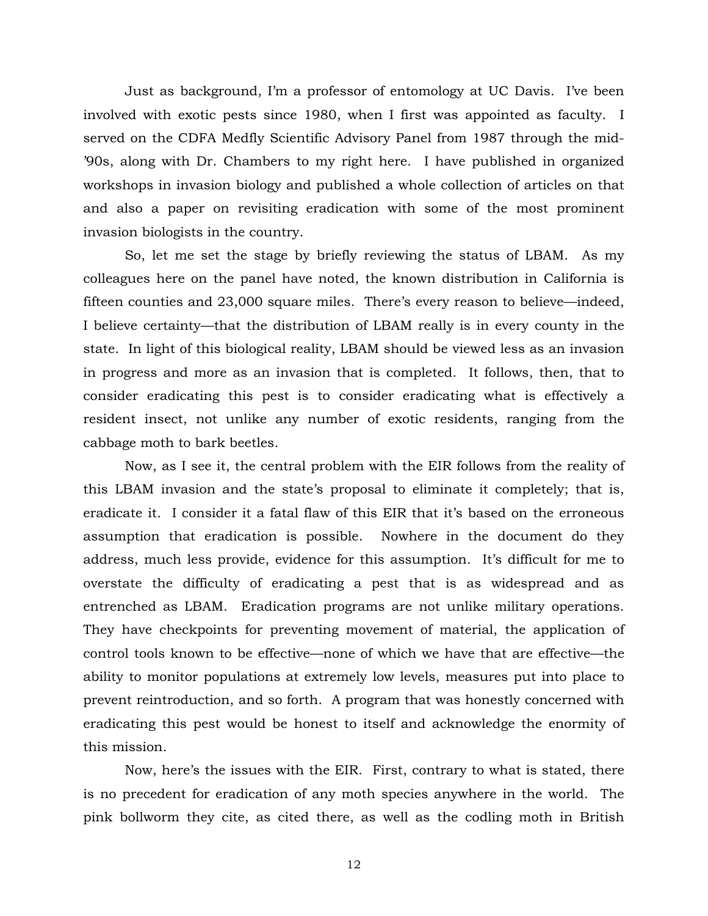Just as background, I'm a professor of entomology at UC Davis. I've been involved with exotic pests since 1980, when I first was appointed as faculty. I served on the CDFA Medfly Scientific Advisory Panel from 1987 through the mid-'90s, along with Dr. Chambers to my right here. I have published in organized workshops in invasion biology and published a whole collection of articles on that and also a paper on revisiting eradication with some of the most prominent invasion biologists in the country.

So, let me set the stage by briefly reviewing the status of LBAM. As my colleagues here on the panel have noted, the known distribution in California is fifteen counties and 23,000 square miles. There's every reason to believe—indeed, I believe certainty—that the distribution of LBAM really is in every county in the state. In light of this biological reality, LBAM should be viewed less as an invasion in progress and more as an invasion that is completed. It follows, then, that to consider eradicating this pest is to consider eradicating what is effectively a resident insect, not unlike any number of exotic residents, ranging from the cabbage moth to bark beetles.

Now, as I see it, the central problem with the EIR follows from the reality of this LBAM invasion and the state's proposal to eliminate it completely; that is, eradicate it. I consider it a fatal flaw of this EIR that it's based on the erroneous assumption that eradication is possible. Nowhere in the document do they address, much less provide, evidence for this assumption. It's difficult for me to overstate the difficulty of eradicating a pest that is as widespread and as entrenched as LBAM. Eradication programs are not unlike military operations. They have checkpoints for preventing movement of material, the application of control tools known to be effective—none of which we have that are effective—the ability to monitor populations at extremely low levels, measures put into place to prevent reintroduction, and so forth. A program that was honestly concerned with eradicating this pest would be honest to itself and acknowledge the enormity of this mission.

Now, here's the issues with the EIR. First, contrary to what is stated, there is no precedent for eradication of any moth species anywhere in the world. The pink bollworm they cite, as cited there, as well as the codling moth in British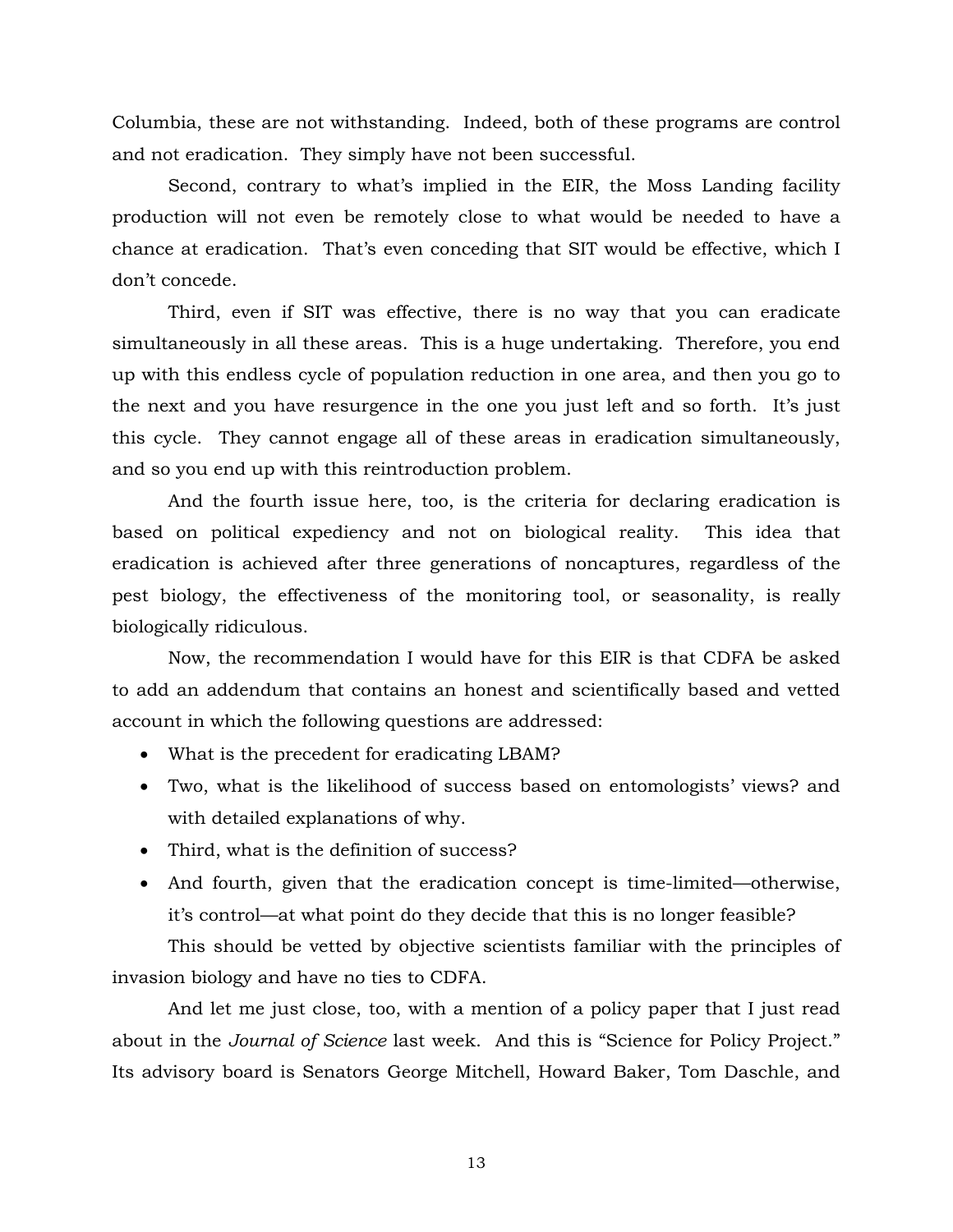Columbia, these are not withstanding. Indeed, both of these programs are control and not eradication. They simply have not been successful.

Second, contrary to what's implied in the EIR, the Moss Landing facility production will not even be remotely close to what would be needed to have a chance at eradication. That's even conceding that SIT would be effective, which I don't concede.

Third, even if SIT was effective, there is no way that you can eradicate simultaneously in all these areas. This is a huge undertaking. Therefore, you end up with this endless cycle of population reduction in one area, and then you go to the next and you have resurgence in the one you just left and so forth. It's just this cycle. They cannot engage all of these areas in eradication simultaneously, and so you end up with this reintroduction problem.

And the fourth issue here, too, is the criteria for declaring eradication is based on political expediency and not on biological reality. This idea that eradication is achieved after three generations of noncaptures, regardless of the pest biology, the effectiveness of the monitoring tool, or seasonality, is really biologically ridiculous.

Now, the recommendation I would have for this EIR is that CDFA be asked to add an addendum that contains an honest and scientifically based and vetted account in which the following questions are addressed:

- What is the precedent for eradicating LBAM?
- Two, what is the likelihood of success based on entomologists' views? and with detailed explanations of why.
- Third, what is the definition of success?
- And fourth, given that the eradication concept is time-limited—otherwise, it's control—at what point do they decide that this is no longer feasible?

This should be vetted by objective scientists familiar with the principles of invasion biology and have no ties to CDFA.

And let me just close, too, with a mention of a policy paper that I just read about in the *Journal of Science* last week. And this is "Science for Policy Project." Its advisory board is Senators George Mitchell, Howard Baker, Tom Daschle, and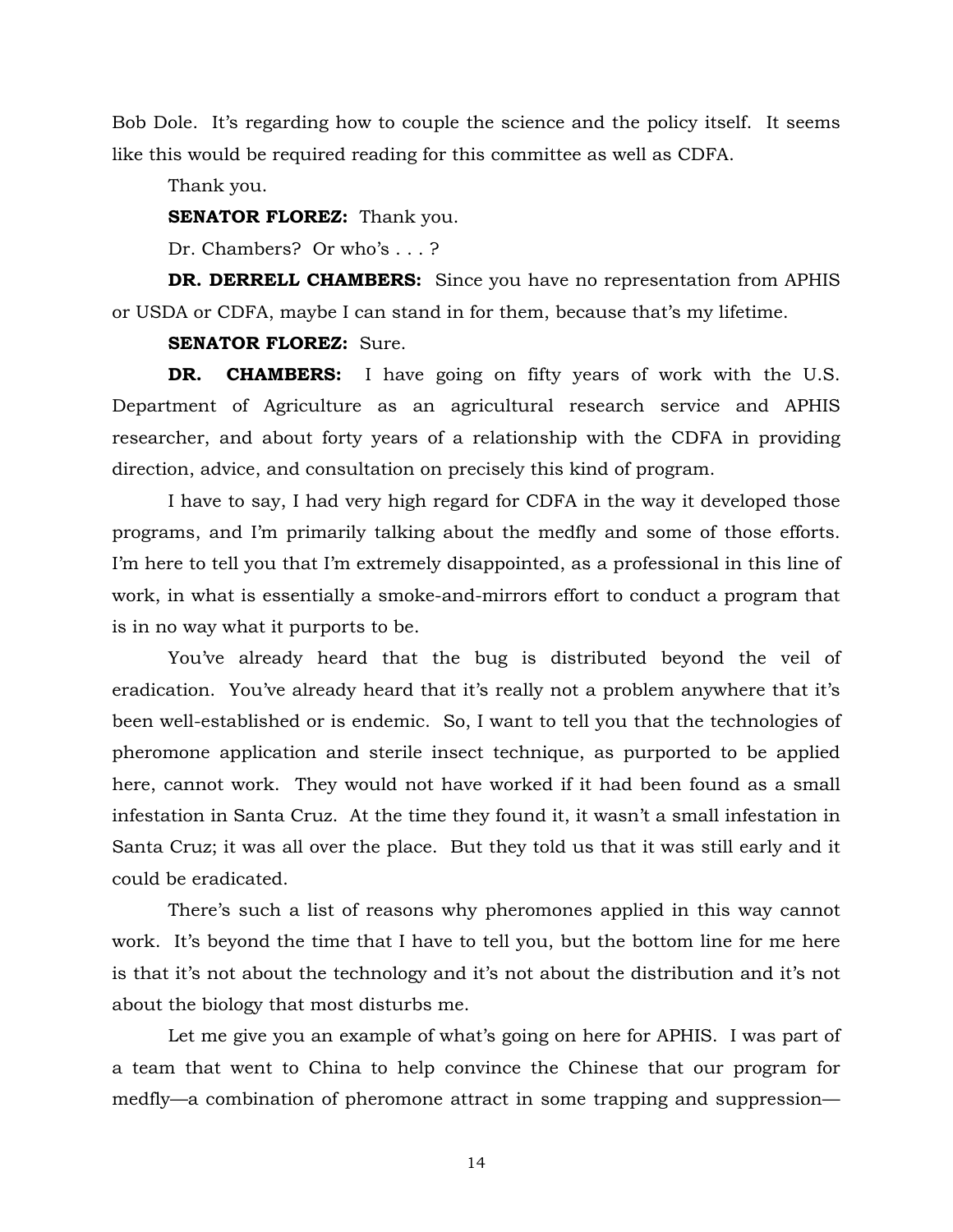Bob Dole. It's regarding how to couple the science and the policy itself. It seems like this would be required reading for this committee as well as CDFA.

Thank you.

**SENATOR FLOREZ:** Thank you.

Dr. Chambers? Or who's . . . ?

**DR. DERRELL CHAMBERS:** Since you have no representation from APHIS or USDA or CDFA, maybe I can stand in for them, because that's my lifetime.

**SENATOR FLOREZ:** Sure.

**DR. CHAMBERS:** I have going on fifty years of work with the U.S. Department of Agriculture as an agricultural research service and APHIS researcher, and about forty years of a relationship with the CDFA in providing direction, advice, and consultation on precisely this kind of program.

I have to say, I had very high regard for CDFA in the way it developed those programs, and I'm primarily talking about the medfly and some of those efforts. I'm here to tell you that I'm extremely disappointed, as a professional in this line of work, in what is essentially a smoke-and-mirrors effort to conduct a program that is in no way what it purports to be.

You've already heard that the bug is distributed beyond the veil of eradication. You've already heard that it's really not a problem anywhere that it's been well-established or is endemic. So, I want to tell you that the technologies of pheromone application and sterile insect technique, as purported to be applied here, cannot work. They would not have worked if it had been found as a small infestation in Santa Cruz. At the time they found it, it wasn't a small infestation in Santa Cruz; it was all over the place. But they told us that it was still early and it could be eradicated.

There's such a list of reasons why pheromones applied in this way cannot work. It's beyond the time that I have to tell you, but the bottom line for me here is that it's not about the technology and it's not about the distribution and it's not about the biology that most disturbs me.

Let me give you an example of what's going on here for APHIS. I was part of a team that went to China to help convince the Chinese that our program for medfly—a combination of pheromone attract in some trapping and suppression—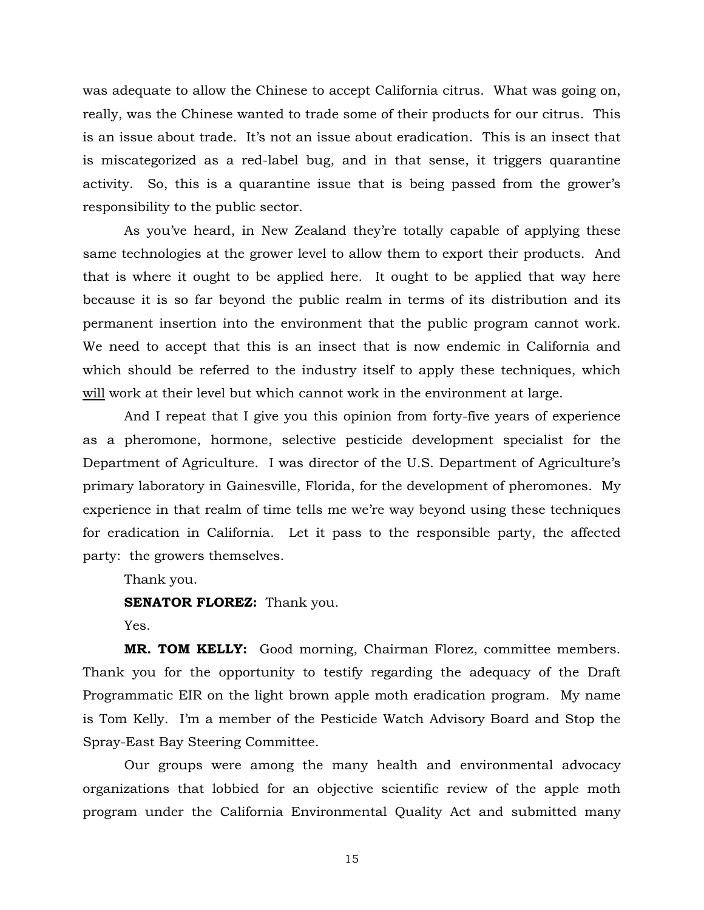was adequate to allow the Chinese to accept California citrus. What was going on, really, was the Chinese wanted to trade some of their products for our citrus. This is an issue about trade. It's not an issue about eradication. This is an insect that is miscategorized as a red-label bug, and in that sense, it triggers quarantine activity. So, this is a quarantine issue that is being passed from the grower's responsibility to the public sector.

As you've heard, in New Zealand they're totally capable of applying these same technologies at the grower level to allow them to export their products. And that is where it ought to be applied here. It ought to be applied that way here because it is so far beyond the public realm in terms of its distribution and its permanent insertion into the environment that the public program cannot work. We need to accept that this is an insect that is now endemic in California and which should be referred to the industry itself to apply these techniques, which <u>will</u> work at their level but which cannot work in the environment at large.

And I repeat that I give you this opinion from forty-five years of experience as a pheromone, hormone, selective pesticide development specialist for the Department of Agriculture. I was director of the U.S. Department of Agriculture's primary laboratory in Gainesville, Florida, for the development of pheromones. My experience in that realm of time tells me we're way beyond using these techniques for eradication in California. Let it pass to the responsible party, the affected party: the growers themselves.

Thank you.

**SENATOR FLOREZ:** Thank you.

Yes.

**MR. TOM KELLY:** Good morning, Chairman Florez, committee members. Thank you for the opportunity to testify regarding the adequacy of the Draft Programmatic EIR on the light brown apple moth eradication program. My name is Tom Kelly. I'm a member of the Pesticide Watch Advisory Board and Stop the Spray-East Bay Steering Committee.

Our groups were among the many health and environmental advocacy organizations that lobbied for an objective scientific review of the apple moth program under the California Environmental Quality Act and submitted many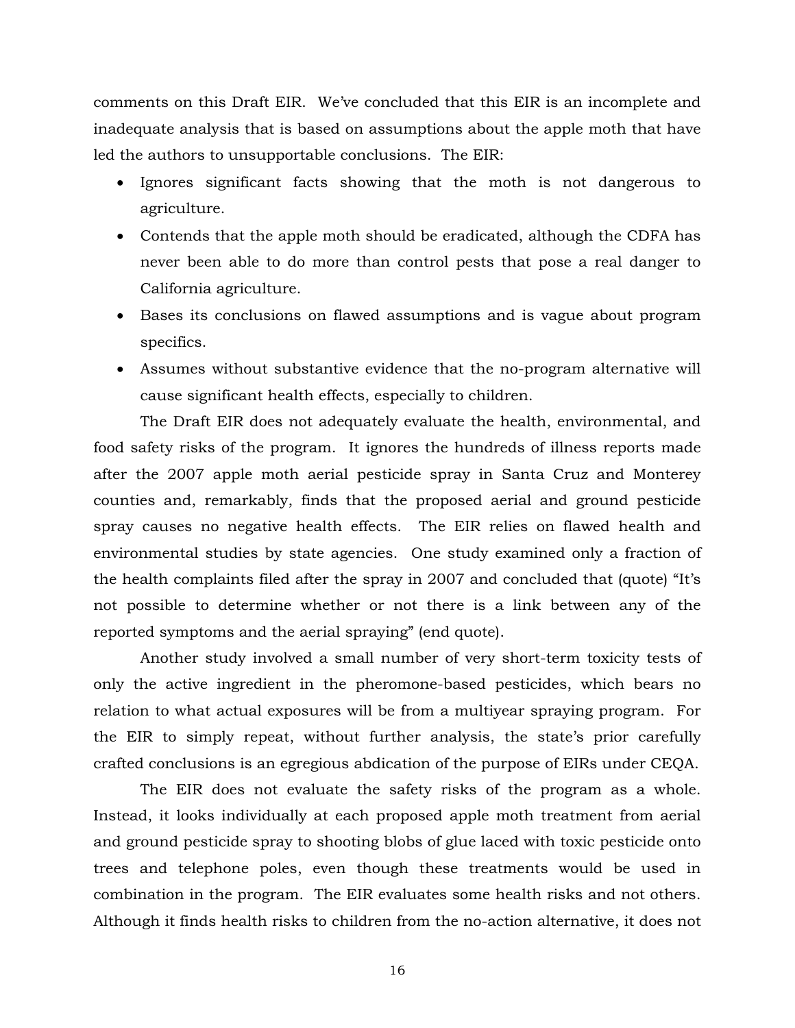comments on this Draft EIR. We've concluded that this EIR is an incomplete and inadequate analysis that is based on assumptions about the apple moth that have led the authors to unsupportable conclusions. The EIR:

- Ignores significant facts showing that the moth is not dangerous to agriculture.
- Contends that the apple moth should be eradicated, although the CDFA has never been able to do more than control pests that pose a real danger to California agriculture.
- Bases its conclusions on flawed assumptions and is vague about program specifics.
- Assumes without substantive evidence that the no-program alternative will cause significant health effects, especially to children.

The Draft EIR does not adequately evaluate the health, environmental, and food safety risks of the program. It ignores the hundreds of illness reports made after the 2007 apple moth aerial pesticide spray in Santa Cruz and Monterey counties and, remarkably, finds that the proposed aerial and ground pesticide spray causes no negative health effects. The EIR relies on flawed health and environmental studies by state agencies. One study examined only a fraction of the health complaints filed after the spray in 2007 and concluded that (quote) "It's not possible to determine whether or not there is a link between any of the reported symptoms and the aerial spraying" (end quote).

Another study involved a small number of very short-term toxicity tests of only the active ingredient in the pheromone-based pesticides, which bears no relation to what actual exposures will be from a multiyear spraying program. For the EIR to simply repeat, without further analysis, the state's prior carefully crafted conclusions is an egregious abdication of the purpose of EIRs under CEQA.

The EIR does not evaluate the safety risks of the program as a whole. Instead, it looks individually at each proposed apple moth treatment from aerial and ground pesticide spray to shooting blobs of glue laced with toxic pesticide onto trees and telephone poles, even though these treatments would be used in combination in the program. The EIR evaluates some health risks and not others. Although it finds health risks to children from the no-action alternative, it does not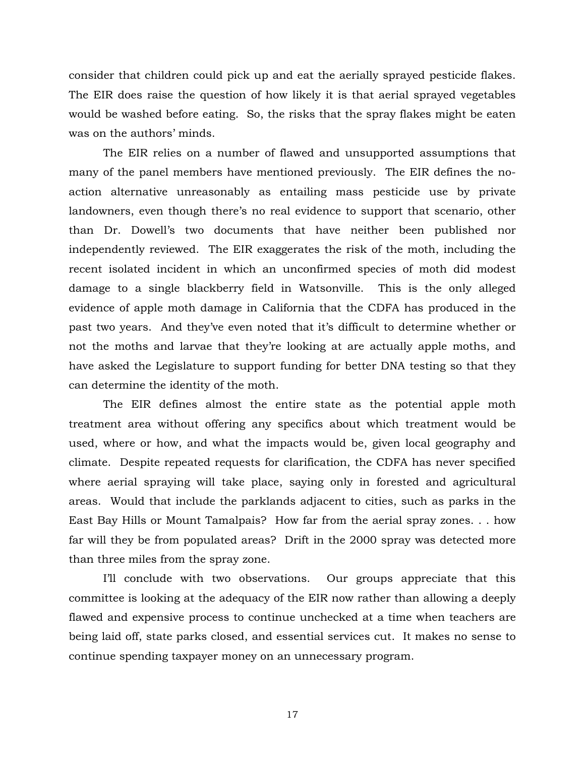consider that children could pick up and eat the aerially sprayed pesticide flakes. The EIR does raise the question of how likely it is that aerial sprayed vegetables would be washed before eating. So, the risks that the spray flakes might be eaten was on the authors' minds.

The EIR relies on a number of flawed and unsupported assumptions that many of the panel members have mentioned previously. The EIR defines the no-action alternative unreasonably as entailing mass pesticide use by private landowners, even though there's no real evidence to support that scenario, other than Dr. Dowell's two documents that have neither been published nor independently reviewed. The EIR exaggerates the risk of the moth, including the recent isolated incident in which an unconfirmed species of moth did modest damage to a single blackberry field in Watsonville. This is the only alleged evidence of apple moth damage in California that the CDFA has produced in the past two years. And they've even noted that it's difficult to determine whether or not the moths and larvae that they're looking at are actually apple moths, and have asked the Legislature to support funding for better DNA testing so that they can determine the identity of the moth.

The EIR defines almost the entire state as the potential apple moth treatment area without offering any specifics about which treatment would be used, where or how, and what the impacts would be, given local geography and climate. Despite repeated requests for clarification, the CDFA has never specified where aerial spraying will take place, saying only in forested and agricultural areas. Would that include the parklands adjacent to cities, such as parks in the East Bay Hills or Mount Tamalpais? How far from the aerial spray zones. . . how far will they be from populated areas? Drift in the 2000 spray was detected more than three miles from the spray zone.

I'll conclude with two observations. Our groups appreciate that this committee is looking at the adequacy of the EIR now rather than allowing a deeply flawed and expensive process to continue unchecked at a time when teachers are being laid off, state parks closed, and essential services cut. It makes no sense to continue spending taxpayer money on an unnecessary program.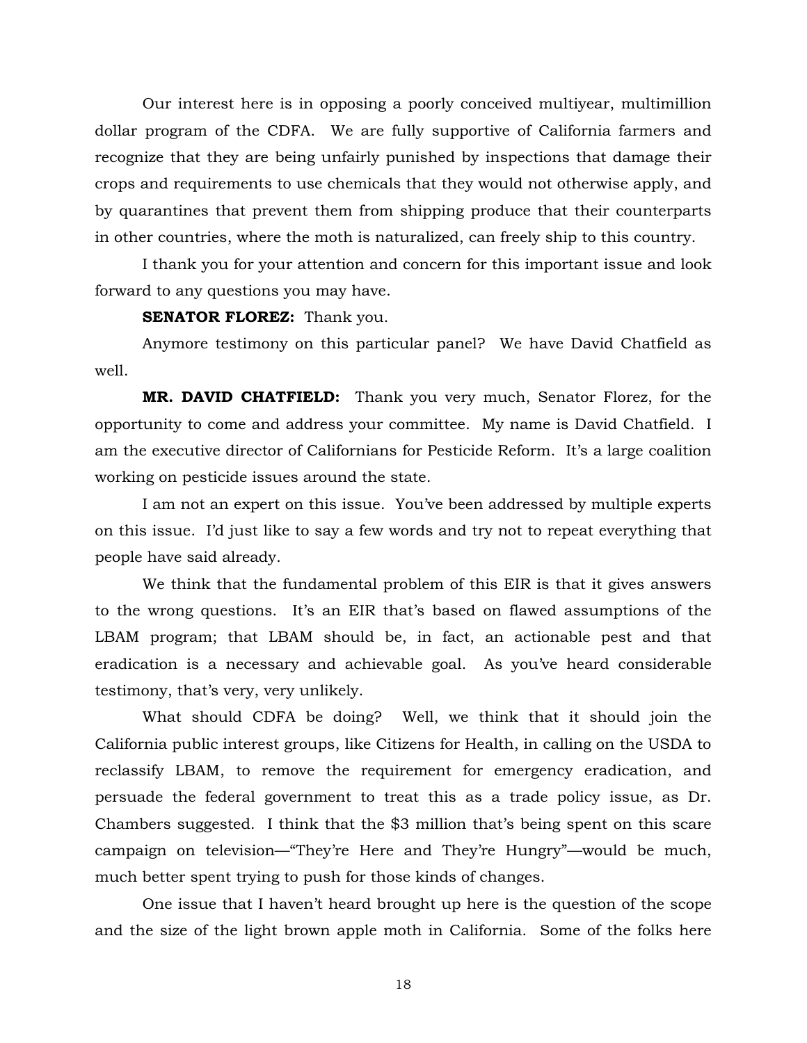Our interest here is in opposing a poorly conceived multiyear, multimillion dollar program of the CDFA. We are fully supportive of California farmers and recognize that they are being unfairly punished by inspections that damage their crops and requirements to use chemicals that they would not otherwise apply, and by quarantines that prevent them from shipping produce that their counterparts in other countries, where the moth is naturalized, can freely ship to this country.

I thank you for your attention and concern for this important issue and look forward to any questions you may have.

**SENATOR FLOREZ:** Thank you.

Anymore testimony on this particular panel? We have David Chatfield as well.

**MR. DAVID CHATFIELD:** Thank you very much, Senator Florez, for the opportunity to come and address your committee. My name is David Chatfield. I am the executive director of Californians for Pesticide Reform. It's a large coalition working on pesticide issues around the state.

I am not an expert on this issue. You've been addressed by multiple experts on this issue. I'd just like to say a few words and try not to repeat everything that people have said already.

We think that the fundamental problem of this EIR is that it gives answers to the wrong questions. It's an EIR that's based on flawed assumptions of the LBAM program; that LBAM should be, in fact, an actionable pest and that eradication is a necessary and achievable goal. As you've heard considerable testimony, that's very, very unlikely.

What should CDFA be doing? Well, we think that it should join the California public interest groups, like Citizens for Health, in calling on the USDA to reclassify LBAM, to remove the requirement for emergency eradication, and persuade the federal government to treat this as a trade policy issue, as Dr. Chambers suggested. I think that the $3 million that's being spent on this scare campaign on television—"They're Here and They're Hungry"—would be much, much better spent trying to push for those kinds of changes.

One issue that I haven't heard brought up here is the question of the scope and the size of the light brown apple moth in California. Some of the folks here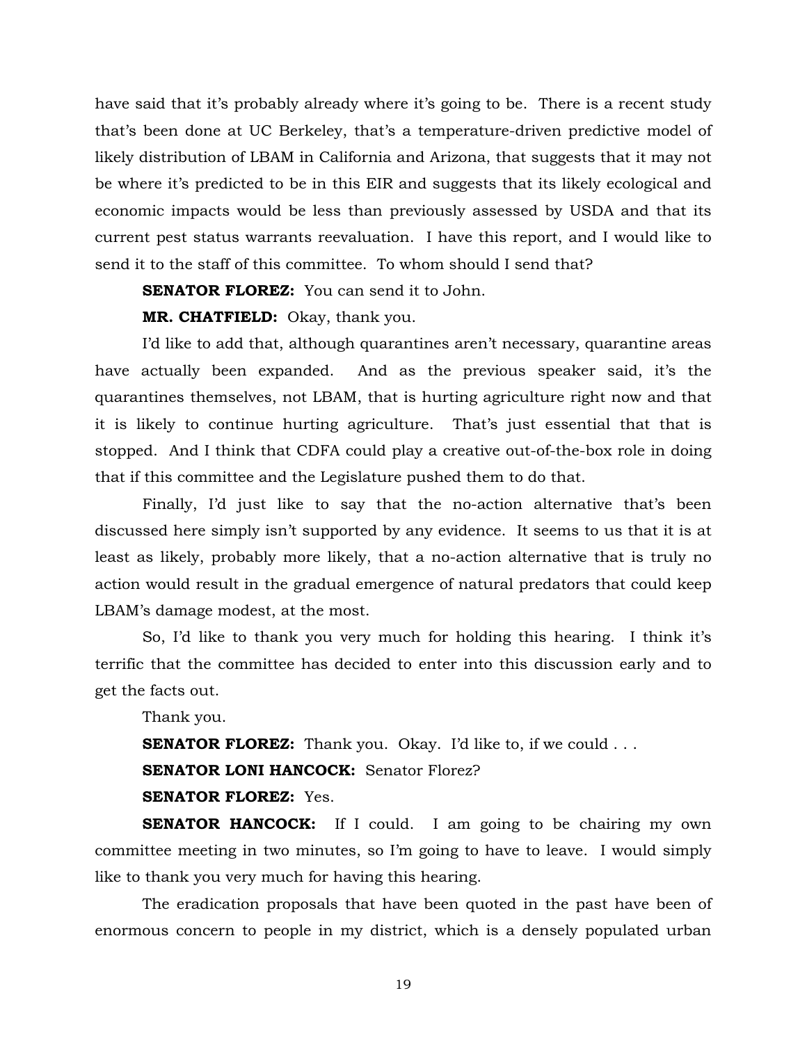have said that it's probably already where it's going to be. There is a recent study that's been done at UC Berkeley, that's a temperature-driven predictive model of likely distribution of LBAM in California and Arizona, that suggests that it may not be where it's predicted to be in this EIR and suggests that its likely ecological and economic impacts would be less than previously assessed by USDA and that its current pest status warrants reevaluation. I have this report, and I would like to send it to the staff of this committee. To whom should I send that?

**SENATOR FLOREZ:** You can send it to John.

**MR. CHATFIELD:** Okay, thank you.

I'd like to add that, although quarantines aren't necessary, quarantine areas have actually been expanded. And as the previous speaker said, it's the quarantines themselves, not LBAM, that is hurting agriculture right now and that it is likely to continue hurting agriculture. That's just essential that that is stopped. And I think that CDFA could play a creative out-of-the-box role in doing that if this committee and the Legislature pushed them to do that.

Finally, I'd just like to say that the no-action alternative that's been discussed here simply isn't supported by any evidence. It seems to us that it is at least as likely, probably more likely, that a no-action alternative that is truly no action would result in the gradual emergence of natural predators that could keep LBAM's damage modest, at the most.

So, I'd like to thank you very much for holding this hearing. I think it's terrific that the committee has decided to enter into this discussion early and to get the facts out.

Thank you.

**SENATOR FLOREZ:** Thank you. Okay. I'd like to, if we could . . .

**SENATOR LONI HANCOCK:** Senator Florez?

**SENATOR FLOREZ:** Yes.

**SENATOR HANCOCK:** If I could. I am going to be chairing my own committee meeting in two minutes, so I'm going to have to leave. I would simply like to thank you very much for having this hearing.

The eradication proposals that have been quoted in the past have been of enormous concern to people in my district, which is a densely populated urban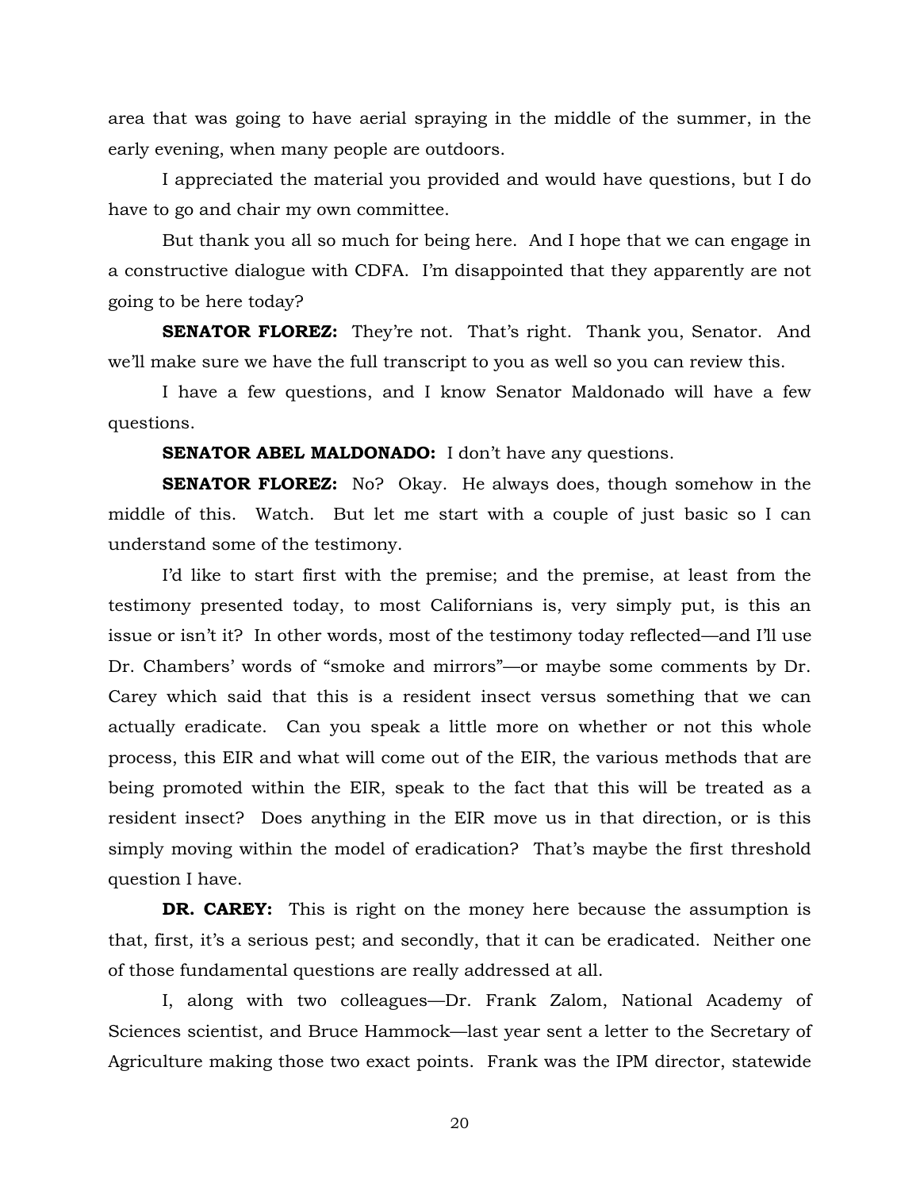area that was going to have aerial spraying in the middle of the summer, in the early evening, when many people are outdoors.

I appreciated the material you provided and would have questions, but I do have to go and chair my own committee.

But thank you all so much for being here. And I hope that we can engage in a constructive dialogue with CDFA. I'm disappointed that they apparently are not going to be here today?

**SENATOR FLOREZ:** They're not. That's right. Thank you, Senator. And we'll make sure we have the full transcript to you as well so you can review this.

I have a few questions, and I know Senator Maldonado will have a few questions.

**SENATOR ABEL MALDONADO:** I don't have any questions.

**SENATOR FLOREZ:** No? Okay. He always does, though somehow in the middle of this. Watch. But let me start with a couple of just basic so I can understand some of the testimony.

I'd like to start first with the premise; and the premise, at least from the testimony presented today, to most Californians is, very simply put, is this an issue or isn't it? In other words, most of the testimony today reflected—and I'll use Dr. Chambers' words of "smoke and mirrors"—or maybe some comments by Dr. Carey which said that this is a resident insect versus something that we can actually eradicate. Can you speak a little more on whether or not this whole process, this EIR and what will come out of the EIR, the various methods that are being promoted within the EIR, speak to the fact that this will be treated as a resident insect? Does anything in the EIR move us in that direction, or is this simply moving within the model of eradication? That's maybe the first threshold question I have.

**DR. CAREY:** This is right on the money here because the assumption is that, first, it's a serious pest; and secondly, that it can be eradicated. Neither one of those fundamental questions are really addressed at all.

I, along with two colleagues—Dr. Frank Zalom, National Academy of Sciences scientist, and Bruce Hammock—last year sent a letter to the Secretary of Agriculture making those two exact points. Frank was the IPM director, statewide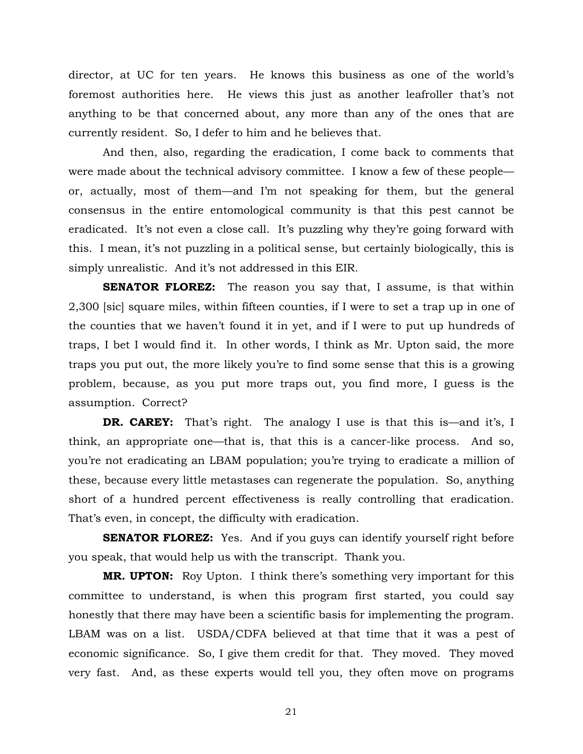director, at UC for ten years. He knows this business as one of the world's foremost authorities here. He views this just as another leafroller that's not anything to be that concerned about, any more than any of the ones that are currently resident. So, I defer to him and he believes that.

And then, also, regarding the eradication, I come back to comments that were made about the technical advisory committee. I know a few of these people—or, actually, most of them—and I'm not speaking for them, but the general consensus in the entire entomological community is that this pest cannot be eradicated. It's not even a close call. It's puzzling why they're going forward with this. I mean, it's not puzzling in a political sense, but certainly biologically, this is simply unrealistic. And it's not addressed in this EIR.

**SENATOR FLOREZ:** The reason you say that, I assume, is that within 2,300 [sic] square miles, within fifteen counties, if I were to set a trap up in one of the counties that we haven't found it in yet, and if I were to put up hundreds of traps, I bet I would find it. In other words, I think as Mr. Upton said, the more traps you put out, the more likely you're to find some sense that this is a growing problem, because, as you put more traps out, you find more, I guess is the assumption. Correct?

**DR. CAREY:** That's right. The analogy I use is that this is—and it's, I think, an appropriate one—that is, that this is a cancer-like process. And so, you're not eradicating an LBAM population; you're trying to eradicate a million of these, because every little metastases can regenerate the population. So, anything short of a hundred percent effectiveness is really controlling that eradication. That's even, in concept, the difficulty with eradication.

**SENATOR FLOREZ:** Yes. And if you guys can identify yourself right before you speak, that would help us with the transcript. Thank you.

**MR. UPTON:** Roy Upton. I think there's something very important for this committee to understand, is when this program first started, you could say honestly that there may have been a scientific basis for implementing the program. LBAM was on a list. USDA/CDFA believed at that time that it was a pest of economic significance. So, I give them credit for that. They moved. They moved very fast. And, as these experts would tell you, they often move on programs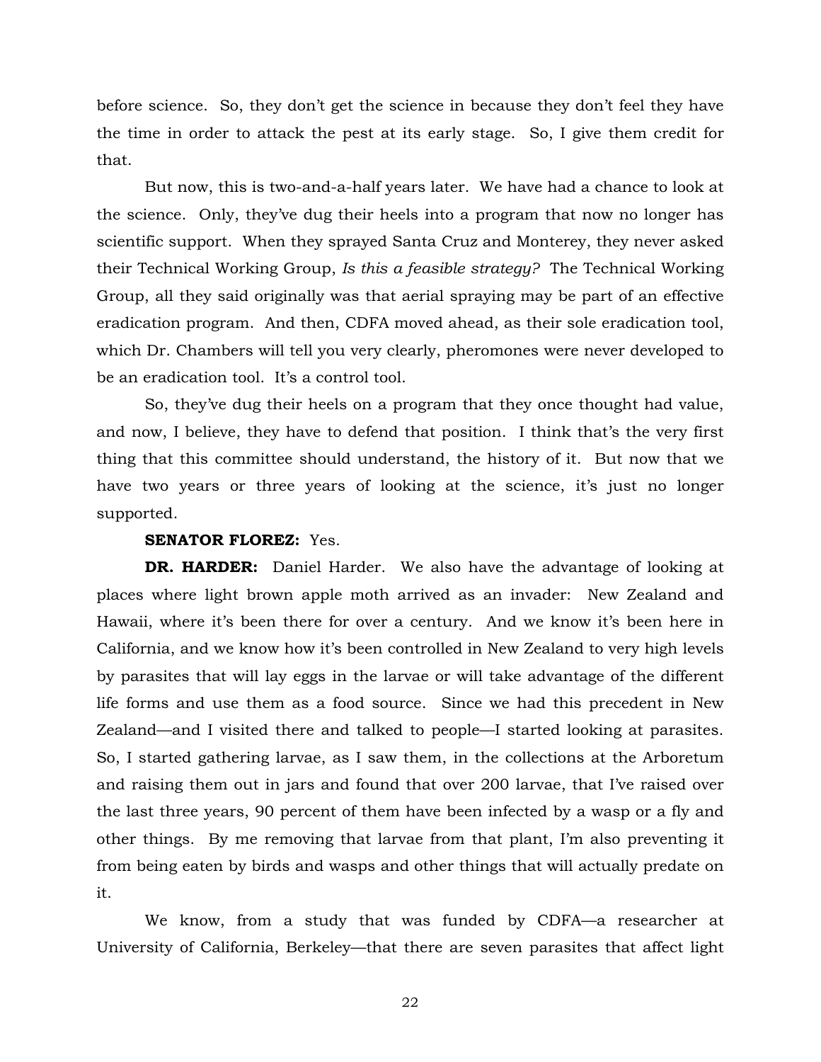before science. So, they don't get the science in because they don't feel they have the time in order to attack the pest at its early stage. So, I give them credit for that.

But now, this is two-and-a-half years later. We have had a chance to look at the science. Only, they've dug their heels into a program that now no longer has scientific support. When they sprayed Santa Cruz and Monterey, they never asked their Technical Working Group, *Is this a feasible strategy?* The Technical Working Group, all they said originally was that aerial spraying may be part of an effective eradication program. And then, CDFA moved ahead, as their sole eradication tool, which Dr. Chambers will tell you very clearly, pheromones were never developed to be an eradication tool. It's a control tool.

So, they've dug their heels on a program that they once thought had value, and now, I believe, they have to defend that position. I think that's the very first thing that this committee should understand, the history of it. But now that we have two years or three years of looking at the science, it's just no longer supported.

**SENATOR FLOREZ:** Yes.

**DR. HARDER:** Daniel Harder. We also have the advantage of looking at places where light brown apple moth arrived as an invader: New Zealand and Hawaii, where it's been there for over a century. And we know it's been here in California, and we know how it's been controlled in New Zealand to very high levels by parasites that will lay eggs in the larvae or will take advantage of the different life forms and use them as a food source. Since we had this precedent in New Zealand—and I visited there and talked to people—I started looking at parasites. So, I started gathering larvae, as I saw them, in the collections at the Arboretum and raising them out in jars and found that over 200 larvae, that I've raised over the last three years, 90 percent of them have been infected by a wasp or a fly and other things. By me removing that larvae from that plant, I'm also preventing it from being eaten by birds and wasps and other things that will actually predate on it.

We know, from a study that was funded by CDFA—a researcher at University of California, Berkeley—that there are seven parasites that affect light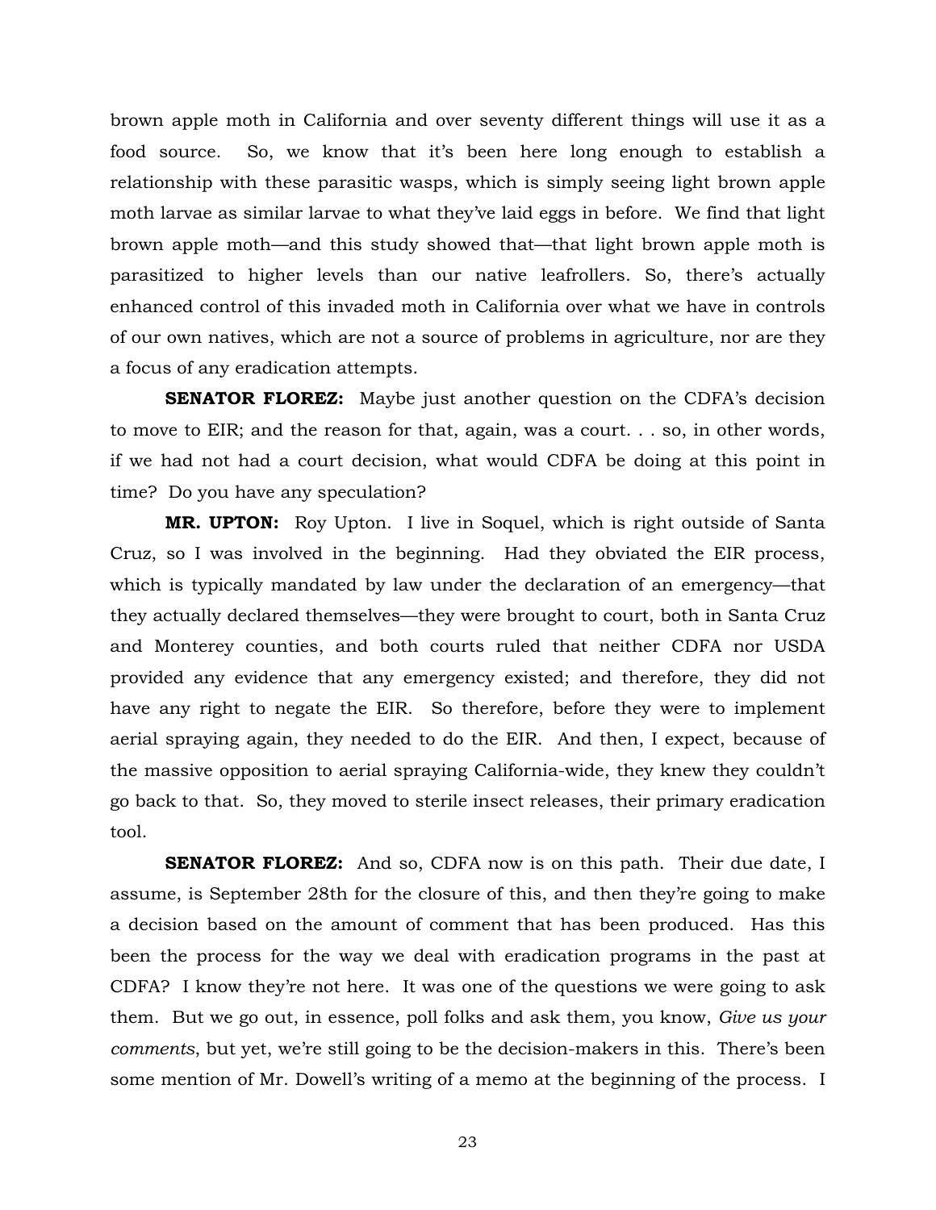brown apple moth in California and over seventy different things will use it as a food source. So, we know that it's been here long enough to establish a relationship with these parasitic wasps, which is simply seeing light brown apple moth larvae as similar larvae to what they've laid eggs in before. We find that light brown apple moth—and this study showed that—that light brown apple moth is parasitized to higher levels than our native leafrollers. So, there's actually enhanced control of this invaded moth in California over what we have in controls of our own natives, which are not a source of problems in agriculture, nor are they a focus of any eradication attempts.

**SENATOR FLOREZ:** Maybe just another question on the CDFA's decision to move to EIR; and the reason for that, again, was a court. . . so, in other words, if we had not had a court decision, what would CDFA be doing at this point in time? Do you have any speculation?

**MR. UPTON:** Roy Upton. I live in Soquel, which is right outside of Santa Cruz, so I was involved in the beginning. Had they obviated the EIR process, which is typically mandated by law under the declaration of an emergency—that they actually declared themselves—they were brought to court, both in Santa Cruz and Monterey counties, and both courts ruled that neither CDFA nor USDA provided any evidence that any emergency existed; and therefore, they did not have any right to negate the EIR. So therefore, before they were to implement aerial spraying again, they needed to do the EIR. And then, I expect, because of the massive opposition to aerial spraying California-wide, they knew they couldn't go back to that. So, they moved to sterile insect releases, their primary eradication tool.

**SENATOR FLOREZ:** And so, CDFA now is on this path. Their due date, I assume, is September 28th for the closure of this, and then they're going to make a decision based on the amount of comment that has been produced. Has this been the process for the way we deal with eradication programs in the past at CDFA? I know they're not here. It was one of the questions we were going to ask them. But we go out, in essence, poll folks and ask them, you know, *Give us your comments*, but yet, we're still going to be the decision-makers in this. There's been some mention of Mr. Dowell's writing of a memo at the beginning of the process. I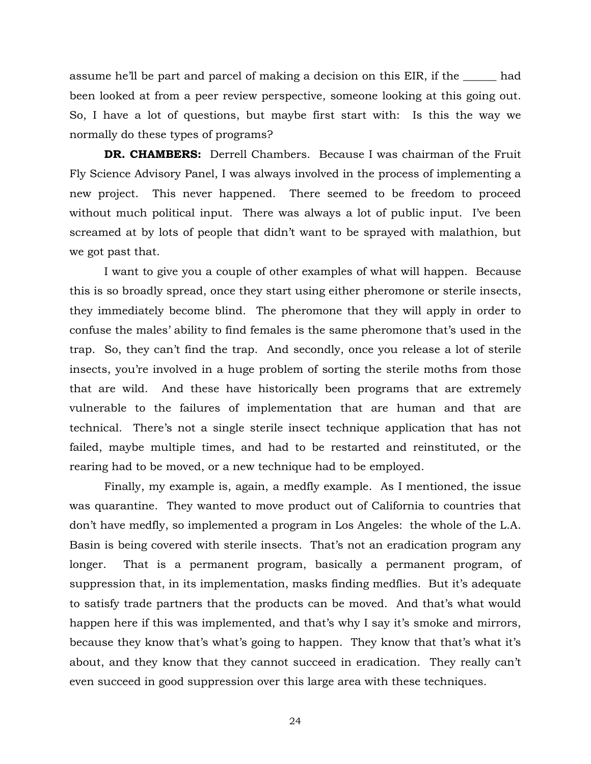assume he'll be part and parcel of making a decision on this EIR, if the ______ had been looked at from a peer review perspective, someone looking at this going out. So, I have a lot of questions, but maybe first start with: Is this the way we normally do these types of programs?

**DR. CHAMBERS:** Derrell Chambers. Because I was chairman of the Fruit Fly Science Advisory Panel, I was always involved in the process of implementing a new project. This never happened. There seemed to be freedom to proceed without much political input. There was always a lot of public input. I've been screamed at by lots of people that didn't want to be sprayed with malathion, but we got past that.

I want to give you a couple of other examples of what will happen. Because this is so broadly spread, once they start using either pheromone or sterile insects, they immediately become blind. The pheromone that they will apply in order to confuse the males' ability to find females is the same pheromone that's used in the trap. So, they can't find the trap. And secondly, once you release a lot of sterile insects, you're involved in a huge problem of sorting the sterile moths from those that are wild. And these have historically been programs that are extremely vulnerable to the failures of implementation that are human and that are technical. There's not a single sterile insect technique application that has not failed, maybe multiple times, and had to be restarted and reinstituted, or the rearing had to be moved, or a new technique had to be employed.

Finally, my example is, again, a medfly example. As I mentioned, the issue was quarantine. They wanted to move product out of California to countries that don't have medfly, so implemented a program in Los Angeles: the whole of the L.A. Basin is being covered with sterile insects. That's not an eradication program any longer. That is a permanent program, basically a permanent program, of suppression that, in its implementation, masks finding medflies. But it's adequate to satisfy trade partners that the products can be moved. And that's what would happen here if this was implemented, and that's why I say it's smoke and mirrors, because they know that's what's going to happen. They know that that's what it's about, and they know that they cannot succeed in eradication. They really can't even succeed in good suppression over this large area with these techniques.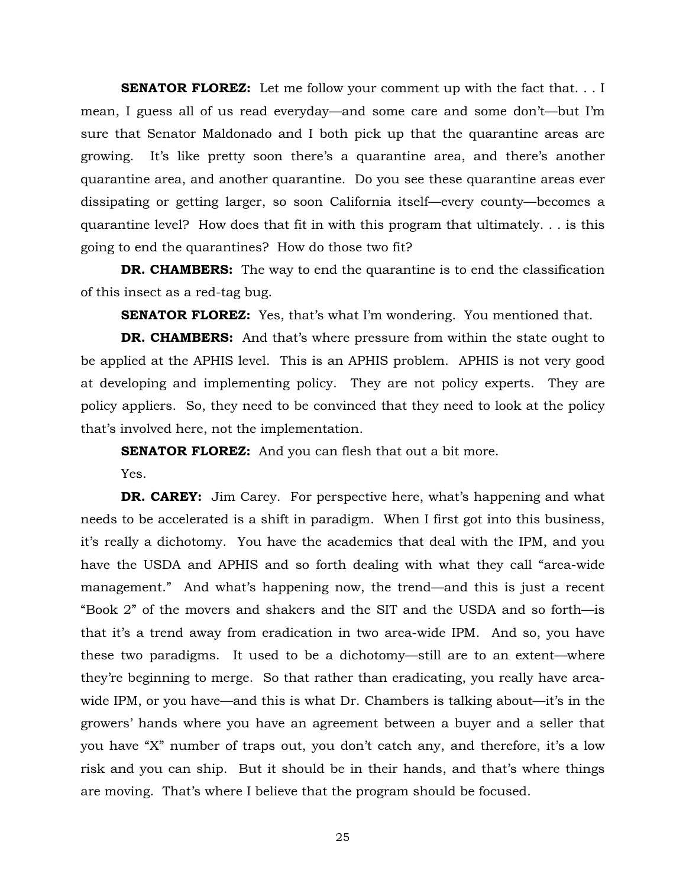**SENATOR FLOREZ:** Let me follow your comment up with the fact that. . . I mean, I guess all of us read everyday—and some care and some don't—but I'm sure that Senator Maldonado and I both pick up that the quarantine areas are growing. It's like pretty soon there's a quarantine area, and there's another quarantine area, and another quarantine. Do you see these quarantine areas ever dissipating or getting larger, so soon California itself—every county—becomes a quarantine level? How does that fit in with this program that ultimately. . . is this going to end the quarantines? How do those two fit?

**DR. CHAMBERS:** The way to end the quarantine is to end the classification of this insect as a red-tag bug.

**SENATOR FLOREZ:** Yes, that's what I'm wondering. You mentioned that.

**DR. CHAMBERS:** And that's where pressure from within the state ought to be applied at the APHIS level. This is an APHIS problem. APHIS is not very good at developing and implementing policy. They are not policy experts. They are policy appliers. So, they need to be convinced that they need to look at the policy that's involved here, not the implementation.

**SENATOR FLOREZ:** And you can flesh that out a bit more.

Yes.

**DR. CAREY:** Jim Carey. For perspective here, what's happening and what needs to be accelerated is a shift in paradigm. When I first got into this business, it's really a dichotomy. You have the academics that deal with the IPM, and you have the USDA and APHIS and so forth dealing with what they call "area-wide management." And what's happening now, the trend—and this is just a recent "Book 2" of the movers and shakers and the SIT and the USDA and so forth—is that it's a trend away from eradication in two area-wide IPM. And so, you have these two paradigms. It used to be a dichotomy—still are to an extent—where they're beginning to merge. So that rather than eradicating, you really have area-wide IPM, or you have—and this is what Dr. Chambers is talking about—it's in the growers' hands where you have an agreement between a buyer and a seller that you have "X" number of traps out, you don't catch any, and therefore, it's a low risk and you can ship. But it should be in their hands, and that's where things are moving. That's where I believe that the program should be focused.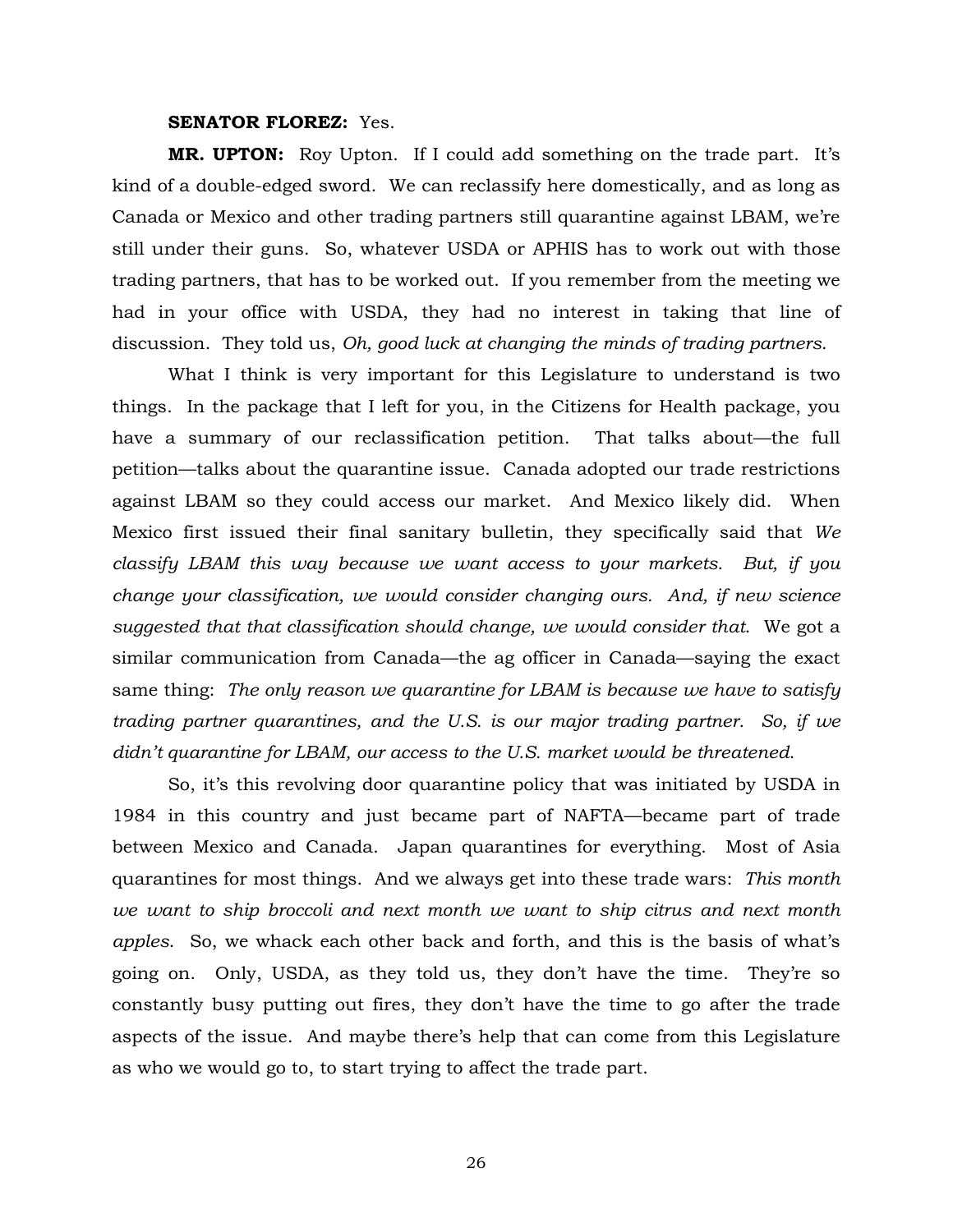**SENATOR FLOREZ:** Yes.

**MR. UPTON:** Roy Upton. If I could add something on the trade part. It's kind of a double-edged sword. We can reclassify here domestically, and as long as Canada or Mexico and other trading partners still quarantine against LBAM, we're still under their guns. So, whatever USDA or APHIS has to work out with those trading partners, that has to be worked out. If you remember from the meeting we had in your office with USDA, they had no interest in taking that line of discussion. They told us, *Oh, good luck at changing the minds of trading partners*.

What I think is very important for this Legislature to understand is two things. In the package that I left for you, in the Citizens for Health package, you have a summary of our reclassification petition. That talks about—the full petition—talks about the quarantine issue. Canada adopted our trade restrictions against LBAM so they could access our market. And Mexico likely did. When Mexico first issued their final sanitary bulletin, they specifically said that *We classify LBAM this way because we want access to your markets. But, if you change your classification, we would consider changing ours. And, if new science suggested that that classification should change, we would consider that*. We got a similar communication from Canada—the ag officer in Canada—saying the exact same thing: *The only reason we quarantine for LBAM is because we have to satisfy trading partner quarantines, and the U.S. is our major trading partner. So, if we didn't quarantine for LBAM, our access to the U.S. market would be threatened*.

So, it's this revolving door quarantine policy that was initiated by USDA in 1984 in this country and just became part of NAFTA—became part of trade between Mexico and Canada. Japan quarantines for everything. Most of Asia quarantines for most things. And we always get into these trade wars: *This month we want to ship broccoli and next month we want to ship citrus and next month apples*. So, we whack each other back and forth, and this is the basis of what's going on. Only, USDA, as they told us, they don't have the time. They're so constantly busy putting out fires, they don't have the time to go after the trade aspects of the issue. And maybe there's help that can come from this Legislature as who we would go to, to start trying to affect the trade part.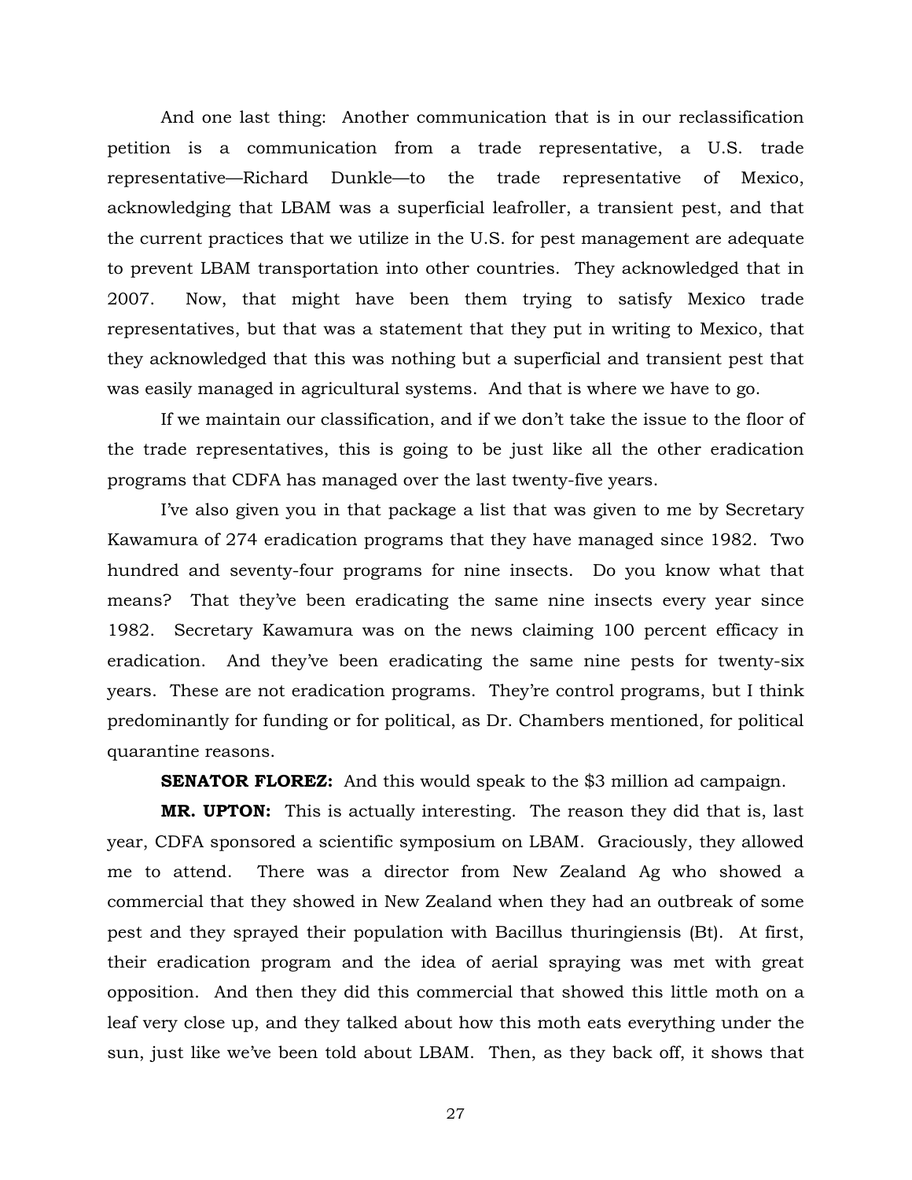And one last thing: Another communication that is in our reclassification petition is a communication from a trade representative, a U.S. trade representative—Richard Dunkle—to the trade representative of Mexico, acknowledging that LBAM was a superficial leafroller, a transient pest, and that the current practices that we utilize in the U.S. for pest management are adequate to prevent LBAM transportation into other countries. They acknowledged that in 2007. Now, that might have been them trying to satisfy Mexico trade representatives, but that was a statement that they put in writing to Mexico, that they acknowledged that this was nothing but a superficial and transient pest that was easily managed in agricultural systems. And that is where we have to go.

If we maintain our classification, and if we don't take the issue to the floor of the trade representatives, this is going to be just like all the other eradication programs that CDFA has managed over the last twenty-five years.

I've also given you in that package a list that was given to me by Secretary Kawamura of 274 eradication programs that they have managed since 1982. Two hundred and seventy-four programs for nine insects. Do you know what that means? That they've been eradicating the same nine insects every year since 1982. Secretary Kawamura was on the news claiming 100 percent efficacy in eradication. And they've been eradicating the same nine pests for twenty-six years. These are not eradication programs. They're control programs, but I think predominantly for funding or for political, as Dr. Chambers mentioned, for political quarantine reasons.

**SENATOR FLOREZ:** And this would speak to the $3 million ad campaign.

**MR. UPTON:** This is actually interesting. The reason they did that is, last year, CDFA sponsored a scientific symposium on LBAM. Graciously, they allowed me to attend. There was a director from New Zealand Ag who showed a commercial that they showed in New Zealand when they had an outbreak of some pest and they sprayed their population with Bacillus thuringiensis (Bt). At first, their eradication program and the idea of aerial spraying was met with great opposition. And then they did this commercial that showed this little moth on a leaf very close up, and they talked about how this moth eats everything under the sun, just like we've been told about LBAM. Then, as they back off, it shows that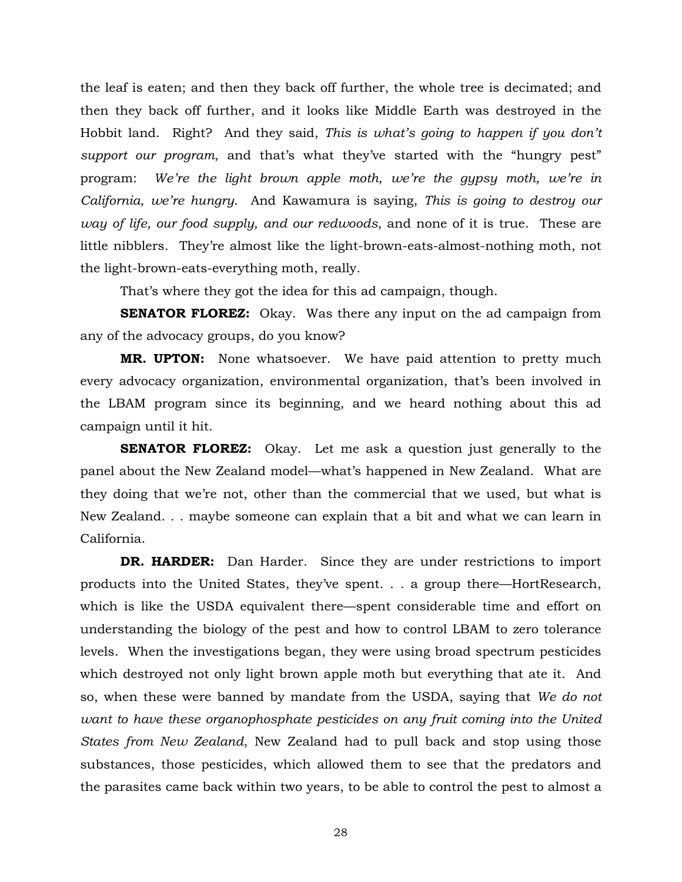the leaf is eaten; and then they back off further, the whole tree is decimated; and then they back off further, and it looks like Middle Earth was destroyed in the Hobbit land. Right? And they said, *This is what's going to happen if you don't support our program*, and that's what they've started with the "hungry pest" program: *We're the light brown apple moth, we're the gypsy moth, we're in California, we're hungry*. And Kawamura is saying, *This is going to destroy our way of life, our food supply, and our redwoods*, and none of it is true. These are little nibblers. They're almost like the light-brown-eats-almost-nothing moth, not the light-brown-eats-everything moth, really.

That's where they got the idea for this ad campaign, though.

**SENATOR FLOREZ:** Okay. Was there any input on the ad campaign from any of the advocacy groups, do you know?

**MR. UPTON:** None whatsoever. We have paid attention to pretty much every advocacy organization, environmental organization, that's been involved in the LBAM program since its beginning, and we heard nothing about this ad campaign until it hit.

**SENATOR FLOREZ:** Okay. Let me ask a question just generally to the panel about the New Zealand model—what's happened in New Zealand. What are they doing that we're not, other than the commercial that we used, but what is New Zealand. . . maybe someone can explain that a bit and what we can learn in California.

**DR. HARDER:** Dan Harder. Since they are under restrictions to import products into the United States, they've spent. . . a group there—HortResearch, which is like the USDA equivalent there—spent considerable time and effort on understanding the biology of the pest and how to control LBAM to zero tolerance levels. When the investigations began, they were using broad spectrum pesticides which destroyed not only light brown apple moth but everything that ate it. And so, when these were banned by mandate from the USDA, saying that *We do not want to have these organophosphate pesticides on any fruit coming into the United States from New Zealand*, New Zealand had to pull back and stop using those substances, those pesticides, which allowed them to see that the predators and the parasites came back within two years, to be able to control the pest to almost a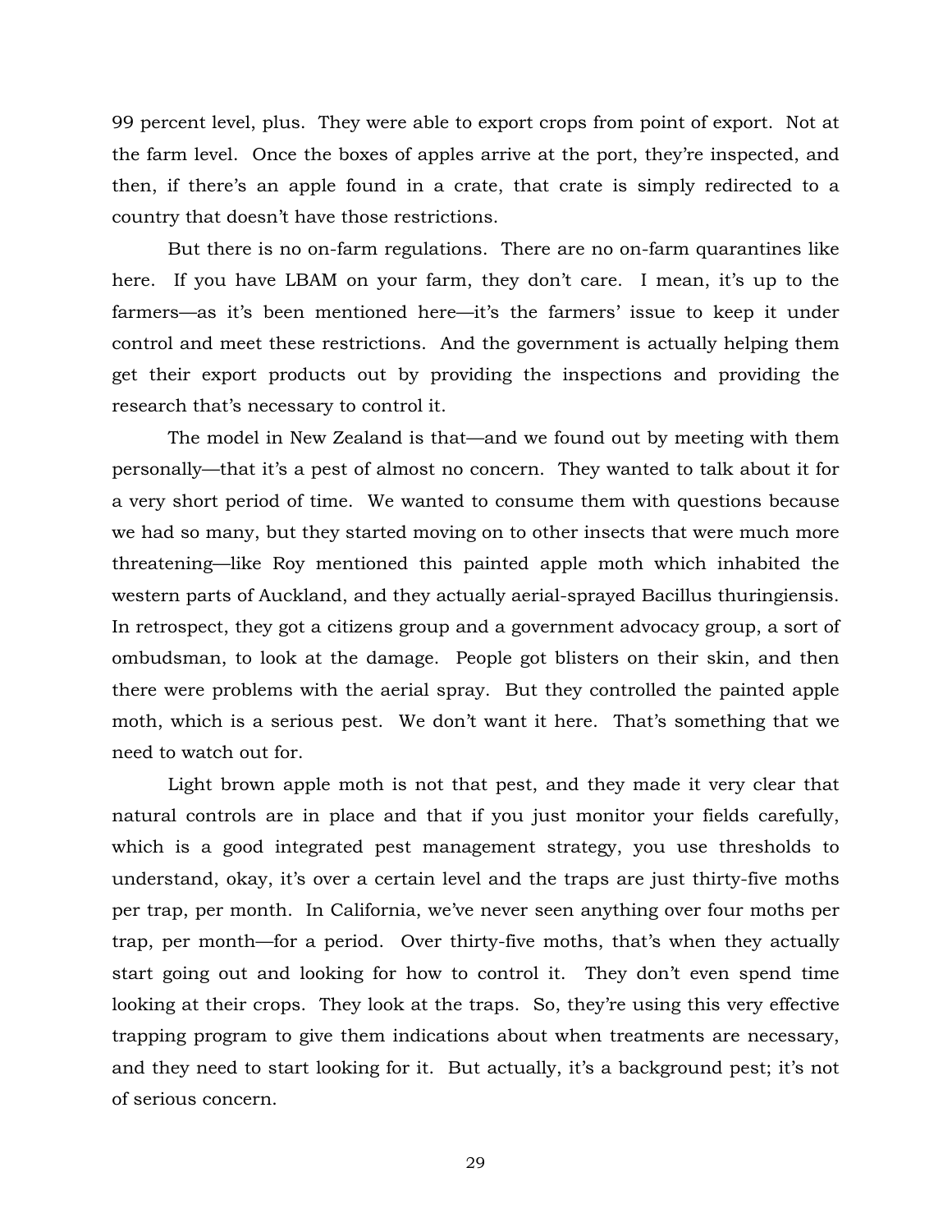99 percent level, plus. They were able to export crops from point of export. Not at the farm level. Once the boxes of apples arrive at the port, they're inspected, and then, if there's an apple found in a crate, that crate is simply redirected to a country that doesn't have those restrictions.

But there is no on-farm regulations. There are no on-farm quarantines like here. If you have LBAM on your farm, they don't care. I mean, it's up to the farmers—as it's been mentioned here—it's the farmers' issue to keep it under control and meet these restrictions. And the government is actually helping them get their export products out by providing the inspections and providing the research that's necessary to control it.

The model in New Zealand is that—and we found out by meeting with them personally—that it's a pest of almost no concern. They wanted to talk about it for a very short period of time. We wanted to consume them with questions because we had so many, but they started moving on to other insects that were much more threatening—like Roy mentioned this painted apple moth which inhabited the western parts of Auckland, and they actually aerial-sprayed Bacillus thuringiensis. In retrospect, they got a citizens group and a government advocacy group, a sort of ombudsman, to look at the damage. People got blisters on their skin, and then there were problems with the aerial spray. But they controlled the painted apple moth, which is a serious pest. We don't want it here. That's something that we need to watch out for.

Light brown apple moth is not that pest, and they made it very clear that natural controls are in place and that if you just monitor your fields carefully, which is a good integrated pest management strategy, you use thresholds to understand, okay, it's over a certain level and the traps are just thirty-five moths per trap, per month. In California, we've never seen anything over four moths per trap, per month—for a period. Over thirty-five moths, that's when they actually start going out and looking for how to control it. They don't even spend time looking at their crops. They look at the traps. So, they're using this very effective trapping program to give them indications about when treatments are necessary, and they need to start looking for it. But actually, it's a background pest; it's not of serious concern.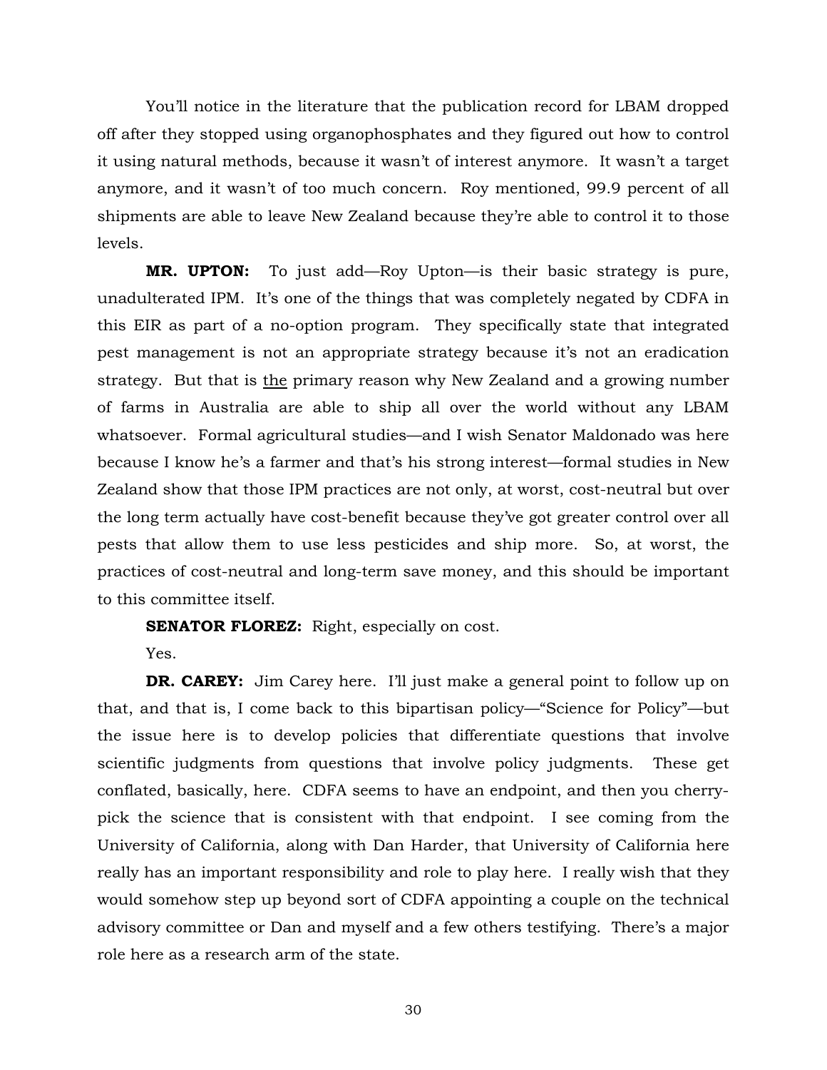You'll notice in the literature that the publication record for LBAM dropped off after they stopped using organophosphates and they figured out how to control it using natural methods, because it wasn't of interest anymore. It wasn't a target anymore, and it wasn't of too much concern. Roy mentioned, 99.9 percent of all shipments are able to leave New Zealand because they're able to control it to those levels.

**MR. UPTON:** To just add—Roy Upton—is their basic strategy is pure, unadulterated IPM. It's one of the things that was completely negated by CDFA in this EIR as part of a no-option program. They specifically state that integrated pest management is not an appropriate strategy because it's not an eradication strategy. But that is <u>the</u> primary reason why New Zealand and a growing number of farms in Australia are able to ship all over the world without any LBAM whatsoever. Formal agricultural studies—and I wish Senator Maldonado was here because I know he's a farmer and that's his strong interest—formal studies in New Zealand show that those IPM practices are not only, at worst, cost-neutral but over the long term actually have cost-benefit because they've got greater control over all pests that allow them to use less pesticides and ship more. So, at worst, the practices of cost-neutral and long-term save money, and this should be important to this committee itself.

**SENATOR FLOREZ:** Right, especially on cost.

Yes.

**DR. CAREY:** Jim Carey here. I'll just make a general point to follow up on that, and that is, I come back to this bipartisan policy—"Science for Policy"—but the issue here is to develop policies that differentiate questions that involve scientific judgments from questions that involve policy judgments. These get conflated, basically, here. CDFA seems to have an endpoint, and then you cherry-pick the science that is consistent with that endpoint. I see coming from the University of California, along with Dan Harder, that University of California here really has an important responsibility and role to play here. I really wish that they would somehow step up beyond sort of CDFA appointing a couple on the technical advisory committee or Dan and myself and a few others testifying. There's a major role here as a research arm of the state.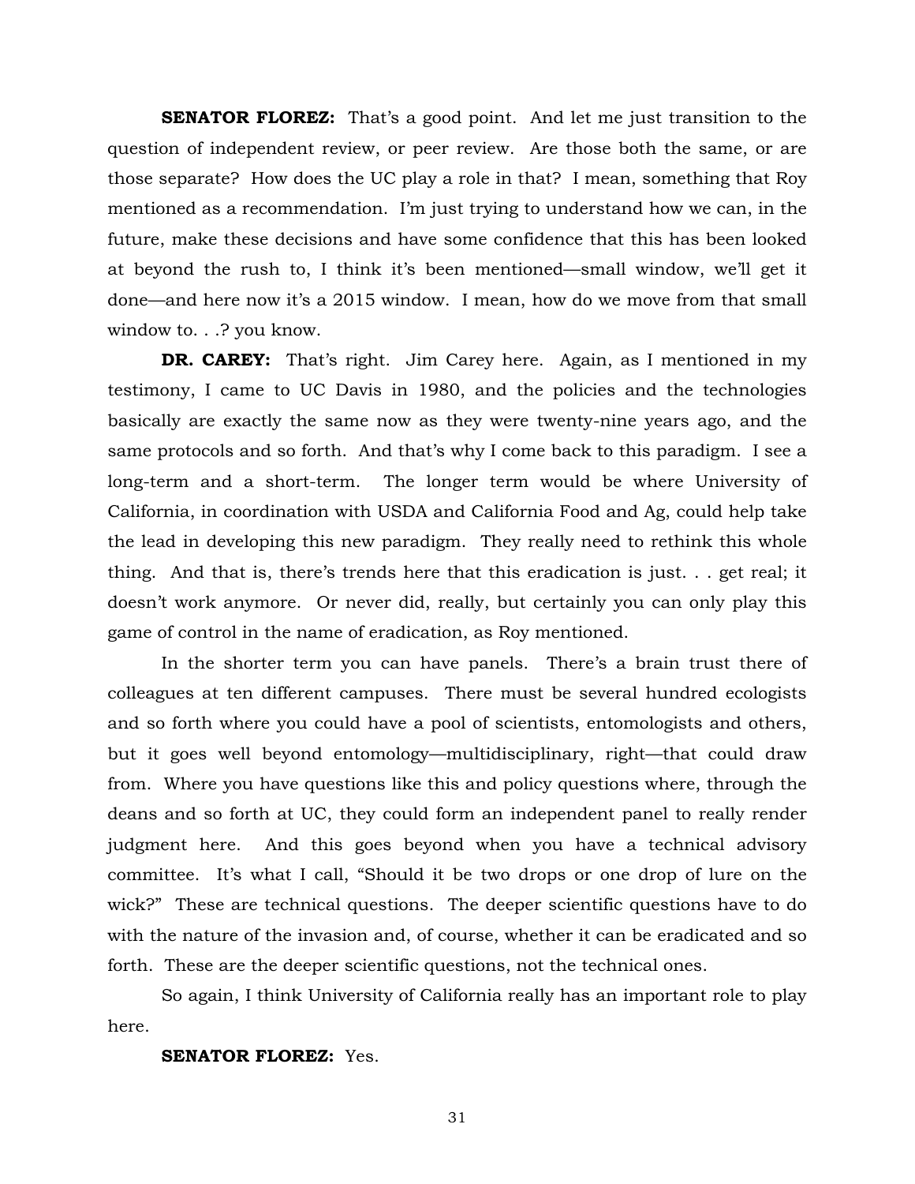**SENATOR FLOREZ:** That's a good point. And let me just transition to the question of independent review, or peer review. Are those both the same, or are those separate? How does the UC play a role in that? I mean, something that Roy mentioned as a recommendation. I'm just trying to understand how we can, in the future, make these decisions and have some confidence that this has been looked at beyond the rush to, I think it's been mentioned—small window, we'll get it done—and here now it's a 2015 window. I mean, how do we move from that small window to. . .? you know.

**DR. CAREY:** That's right. Jim Carey here. Again, as I mentioned in my testimony, I came to UC Davis in 1980, and the policies and the technologies basically are exactly the same now as they were twenty-nine years ago, and the same protocols and so forth. And that's why I come back to this paradigm. I see a long-term and a short-term. The longer term would be where University of California, in coordination with USDA and California Food and Ag, could help take the lead in developing this new paradigm. They really need to rethink this whole thing. And that is, there's trends here that this eradication is just. . . get real; it doesn't work anymore. Or never did, really, but certainly you can only play this game of control in the name of eradication, as Roy mentioned.

In the shorter term you can have panels. There's a brain trust there of colleagues at ten different campuses. There must be several hundred ecologists and so forth where you could have a pool of scientists, entomologists and others, but it goes well beyond entomology—multidisciplinary, right—that could draw from. Where you have questions like this and policy questions where, through the deans and so forth at UC, they could form an independent panel to really render judgment here. And this goes beyond when you have a technical advisory committee. It's what I call, "Should it be two drops or one drop of lure on the wick?" These are technical questions. The deeper scientific questions have to do with the nature of the invasion and, of course, whether it can be eradicated and so forth. These are the deeper scientific questions, not the technical ones.

So again, I think University of California really has an important role to play here.

**SENATOR FLOREZ:** Yes.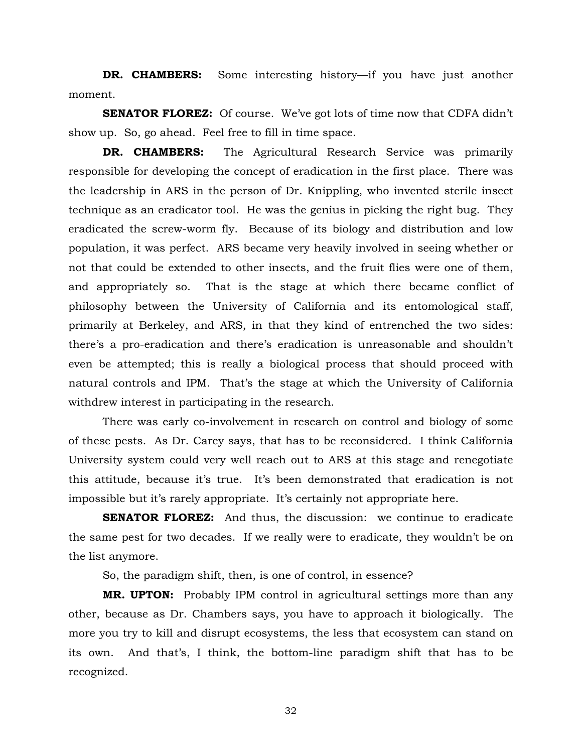**DR. CHAMBERS:** Some interesting history—if you have just another moment.

**SENATOR FLOREZ:** Of course. We've got lots of time now that CDFA didn't show up. So, go ahead. Feel free to fill in time space.

**DR. CHAMBERS:** The Agricultural Research Service was primarily responsible for developing the concept of eradication in the first place. There was the leadership in ARS in the person of Dr. Knippling, who invented sterile insect technique as an eradicator tool. He was the genius in picking the right bug. They eradicated the screw-worm fly. Because of its biology and distribution and low population, it was perfect. ARS became very heavily involved in seeing whether or not that could be extended to other insects, and the fruit flies were one of them, and appropriately so. That is the stage at which there became conflict of philosophy between the University of California and its entomological staff, primarily at Berkeley, and ARS, in that they kind of entrenched the two sides: there's a pro-eradication and there's eradication is unreasonable and shouldn't even be attempted; this is really a biological process that should proceed with natural controls and IPM. That's the stage at which the University of California withdrew interest in participating in the research.

There was early co-involvement in research on control and biology of some of these pests. As Dr. Carey says, that has to be reconsidered. I think California University system could very well reach out to ARS at this stage and renegotiate this attitude, because it's true. It's been demonstrated that eradication is not impossible but it's rarely appropriate. It's certainly not appropriate here.

**SENATOR FLOREZ:** And thus, the discussion: we continue to eradicate the same pest for two decades. If we really were to eradicate, they wouldn't be on the list anymore.

So, the paradigm shift, then, is one of control, in essence?

**MR. UPTON:** Probably IPM control in agricultural settings more than any other, because as Dr. Chambers says, you have to approach it biologically. The more you try to kill and disrupt ecosystems, the less that ecosystem can stand on its own. And that's, I think, the bottom-line paradigm shift that has to be recognized.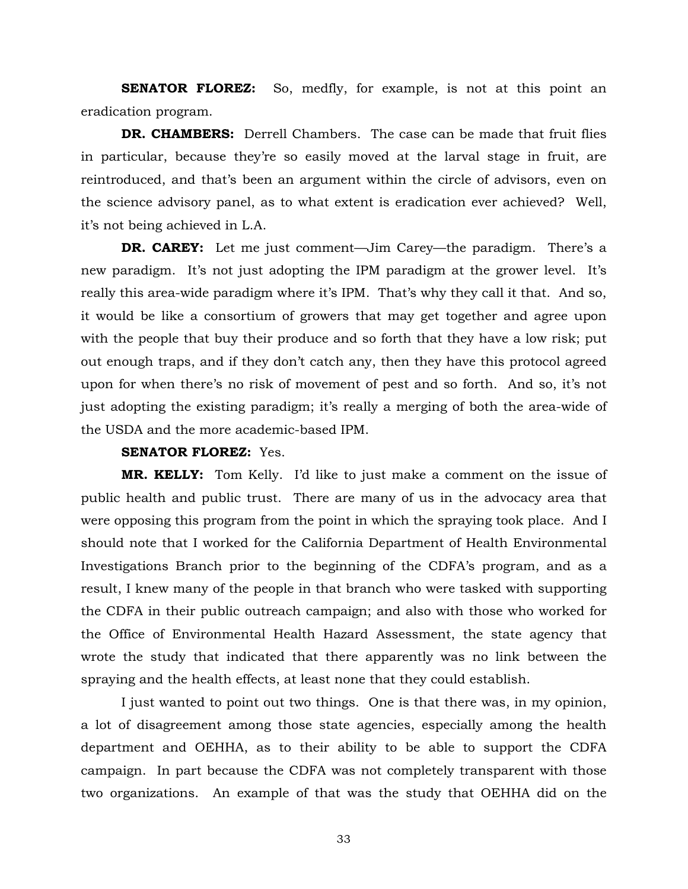**SENATOR FLOREZ:** So, medfly, for example, is not at this point an eradication program.

**DR. CHAMBERS:** Derrell Chambers. The case can be made that fruit flies in particular, because they're so easily moved at the larval stage in fruit, are reintroduced, and that's been an argument within the circle of advisors, even on the science advisory panel, as to what extent is eradication ever achieved? Well, it's not being achieved in L.A.

**DR. CAREY:** Let me just comment—Jim Carey—the paradigm. There's a new paradigm. It's not just adopting the IPM paradigm at the grower level. It's really this area-wide paradigm where it's IPM. That's why they call it that. And so, it would be like a consortium of growers that may get together and agree upon with the people that buy their produce and so forth that they have a low risk; put out enough traps, and if they don't catch any, then they have this protocol agreed upon for when there's no risk of movement of pest and so forth. And so, it's not just adopting the existing paradigm; it's really a merging of both the area-wide of the USDA and the more academic-based IPM.

**SENATOR FLOREZ:** Yes.

**MR. KELLY:** Tom Kelly. I'd like to just make a comment on the issue of public health and public trust. There are many of us in the advocacy area that were opposing this program from the point in which the spraying took place. And I should note that I worked for the California Department of Health Environmental Investigations Branch prior to the beginning of the CDFA's program, and as a result, I knew many of the people in that branch who were tasked with supporting the CDFA in their public outreach campaign; and also with those who worked for the Office of Environmental Health Hazard Assessment, the state agency that wrote the study that indicated that there apparently was no link between the spraying and the health effects, at least none that they could establish.

I just wanted to point out two things. One is that there was, in my opinion, a lot of disagreement among those state agencies, especially among the health department and OEHHA, as to their ability to be able to support the CDFA campaign. In part because the CDFA was not completely transparent with those two organizations. An example of that was the study that OEHHA did on the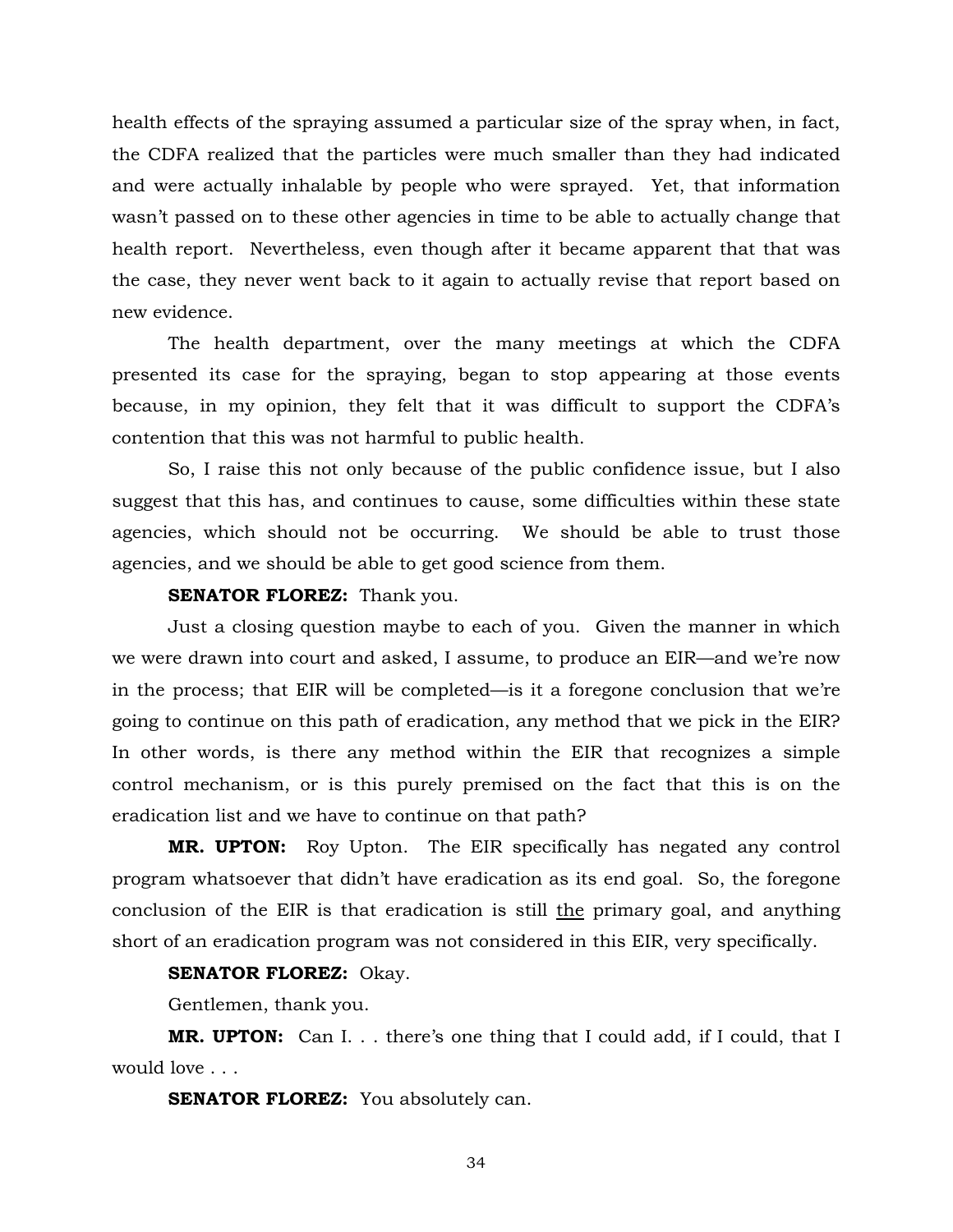health effects of the spraying assumed a particular size of the spray when, in fact, the CDFA realized that the particles were much smaller than they had indicated and were actually inhalable by people who were sprayed. Yet, that information wasn't passed on to these other agencies in time to be able to actually change that health report. Nevertheless, even though after it became apparent that that was the case, they never went back to it again to actually revise that report based on new evidence.

The health department, over the many meetings at which the CDFA presented its case for the spraying, began to stop appearing at those events because, in my opinion, they felt that it was difficult to support the CDFA's contention that this was not harmful to public health.

So, I raise this not only because of the public confidence issue, but I also suggest that this has, and continues to cause, some difficulties within these state agencies, which should not be occurring. We should be able to trust those agencies, and we should be able to get good science from them.

**SENATOR FLOREZ:** Thank you.

Just a closing question maybe to each of you. Given the manner in which we were drawn into court and asked, I assume, to produce an EIR—and we're now in the process; that EIR will be completed—is it a foregone conclusion that we're going to continue on this path of eradication, any method that we pick in the EIR? In other words, is there any method within the EIR that recognizes a simple control mechanism, or is this purely premised on the fact that this is on the eradication list and we have to continue on that path?

**MR. UPTON:** Roy Upton. The EIR specifically has negated any control program whatsoever that didn't have eradication as its end goal. So, the foregone conclusion of the EIR is that eradication is still <u>the</u> primary goal, and anything short of an eradication program was not considered in this EIR, very specifically.

**SENATOR FLOREZ:** Okay.

Gentlemen, thank you.

**MR. UPTON:** Can I. . . there's one thing that I could add, if I could, that I would love . . .

**SENATOR FLOREZ:** You absolutely can.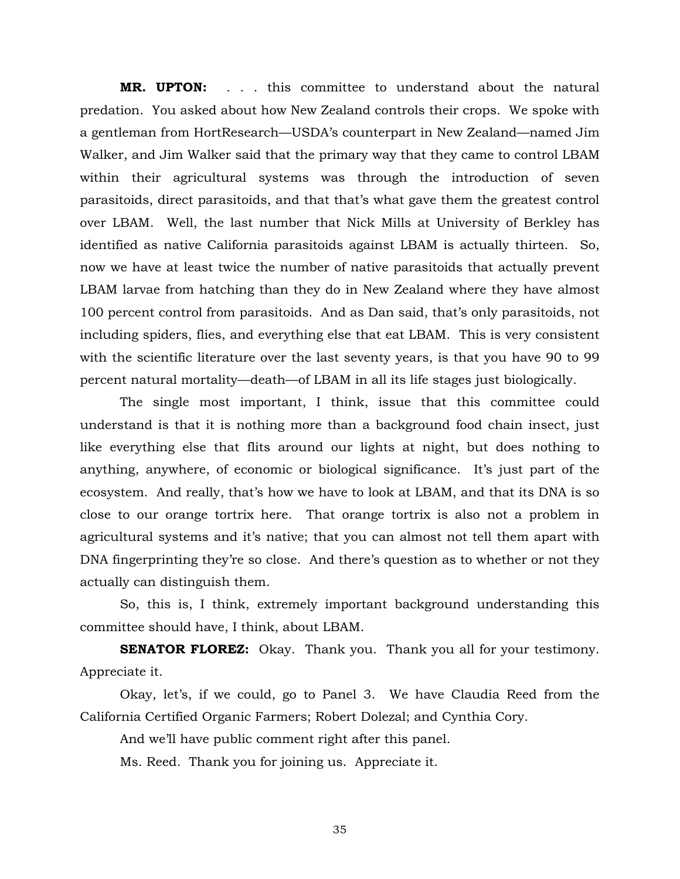**MR. UPTON:** . . . this committee to understand about the natural predation. You asked about how New Zealand controls their crops. We spoke with a gentleman from HortResearch—USDA's counterpart in New Zealand—named Jim Walker, and Jim Walker said that the primary way that they came to control LBAM within their agricultural systems was through the introduction of seven parasitoids, direct parasitoids, and that that's what gave them the greatest control over LBAM. Well, the last number that Nick Mills at University of Berkley has identified as native California parasitoids against LBAM is actually thirteen. So, now we have at least twice the number of native parasitoids that actually prevent LBAM larvae from hatching than they do in New Zealand where they have almost 100 percent control from parasitoids. And as Dan said, that's only parasitoids, not including spiders, flies, and everything else that eat LBAM. This is very consistent with the scientific literature over the last seventy years, is that you have 90 to 99 percent natural mortality—death—of LBAM in all its life stages just biologically.

The single most important, I think, issue that this committee could understand is that it is nothing more than a background food chain insect, just like everything else that flits around our lights at night, but does nothing to anything, anywhere, of economic or biological significance. It's just part of the ecosystem. And really, that's how we have to look at LBAM, and that its DNA is so close to our orange tortrix here. That orange tortrix is also not a problem in agricultural systems and it's native; that you can almost not tell them apart with DNA fingerprinting they're so close. And there's question as to whether or not they actually can distinguish them.

So, this is, I think, extremely important background understanding this committee should have, I think, about LBAM.

**SENATOR FLOREZ:** Okay. Thank you. Thank you all for your testimony. Appreciate it.

Okay, let's, if we could, go to Panel 3. We have Claudia Reed from the California Certified Organic Farmers; Robert Dolezal; and Cynthia Cory.

And we'll have public comment right after this panel.

Ms. Reed. Thank you for joining us. Appreciate it.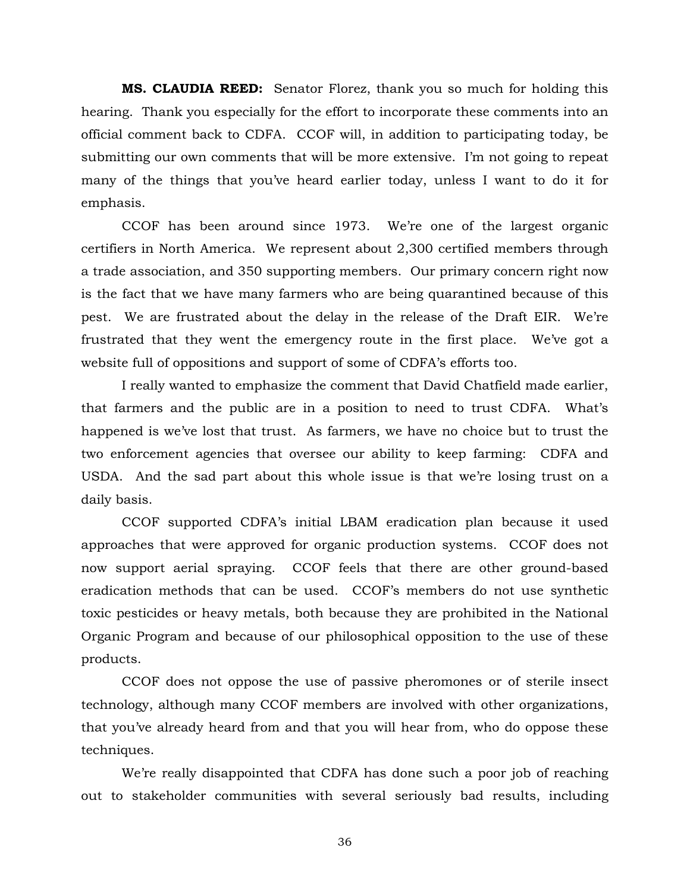**MS. CLAUDIA REED:** Senator Florez, thank you so much for holding this hearing. Thank you especially for the effort to incorporate these comments into an official comment back to CDFA. CCOF will, in addition to participating today, be submitting our own comments that will be more extensive. I'm not going to repeat many of the things that you've heard earlier today, unless I want to do it for emphasis.

CCOF has been around since 1973. We're one of the largest organic certifiers in North America. We represent about 2,300 certified members through a trade association, and 350 supporting members. Our primary concern right now is the fact that we have many farmers who are being quarantined because of this pest. We are frustrated about the delay in the release of the Draft EIR. We're frustrated that they went the emergency route in the first place. We've got a website full of oppositions and support of some of CDFA's efforts too.

I really wanted to emphasize the comment that David Chatfield made earlier, that farmers and the public are in a position to need to trust CDFA. What's happened is we've lost that trust. As farmers, we have no choice but to trust the two enforcement agencies that oversee our ability to keep farming: CDFA and USDA. And the sad part about this whole issue is that we're losing trust on a daily basis.

CCOF supported CDFA's initial LBAM eradication plan because it used approaches that were approved for organic production systems. CCOF does not now support aerial spraying. CCOF feels that there are other ground-based eradication methods that can be used. CCOF's members do not use synthetic toxic pesticides or heavy metals, both because they are prohibited in the National Organic Program and because of our philosophical opposition to the use of these products.

CCOF does not oppose the use of passive pheromones or of sterile insect technology, although many CCOF members are involved with other organizations, that you've already heard from and that you will hear from, who do oppose these techniques.

We're really disappointed that CDFA has done such a poor job of reaching out to stakeholder communities with several seriously bad results, including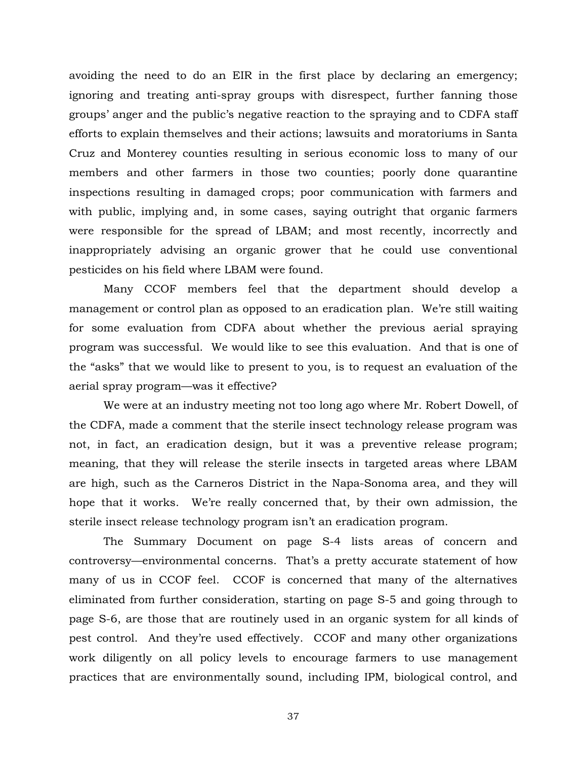avoiding the need to do an EIR in the first place by declaring an emergency; ignoring and treating anti-spray groups with disrespect, further fanning those groups' anger and the public's negative reaction to the spraying and to CDFA staff efforts to explain themselves and their actions; lawsuits and moratoriums in Santa Cruz and Monterey counties resulting in serious economic loss to many of our members and other farmers in those two counties; poorly done quarantine inspections resulting in damaged crops; poor communication with farmers and with public, implying and, in some cases, saying outright that organic farmers were responsible for the spread of LBAM; and most recently, incorrectly and inappropriately advising an organic grower that he could use conventional pesticides on his field where LBAM were found.

Many CCOF members feel that the department should develop a management or control plan as opposed to an eradication plan. We're still waiting for some evaluation from CDFA about whether the previous aerial spraying program was successful. We would like to see this evaluation. And that is one of the "asks" that we would like to present to you, is to request an evaluation of the aerial spray program—was it effective?

We were at an industry meeting not too long ago where Mr. Robert Dowell, of the CDFA, made a comment that the sterile insect technology release program was not, in fact, an eradication design, but it was a preventive release program; meaning, that they will release the sterile insects in targeted areas where LBAM are high, such as the Carneros District in the Napa-Sonoma area, and they will hope that it works. We're really concerned that, by their own admission, the sterile insect release technology program isn't an eradication program.

The Summary Document on page S-4 lists areas of concern and controversy—environmental concerns. That's a pretty accurate statement of how many of us in CCOF feel. CCOF is concerned that many of the alternatives eliminated from further consideration, starting on page S-5 and going through to page S-6, are those that are routinely used in an organic system for all kinds of pest control. And they're used effectively. CCOF and many other organizations work diligently on all policy levels to encourage farmers to use management practices that are environmentally sound, including IPM, biological control, and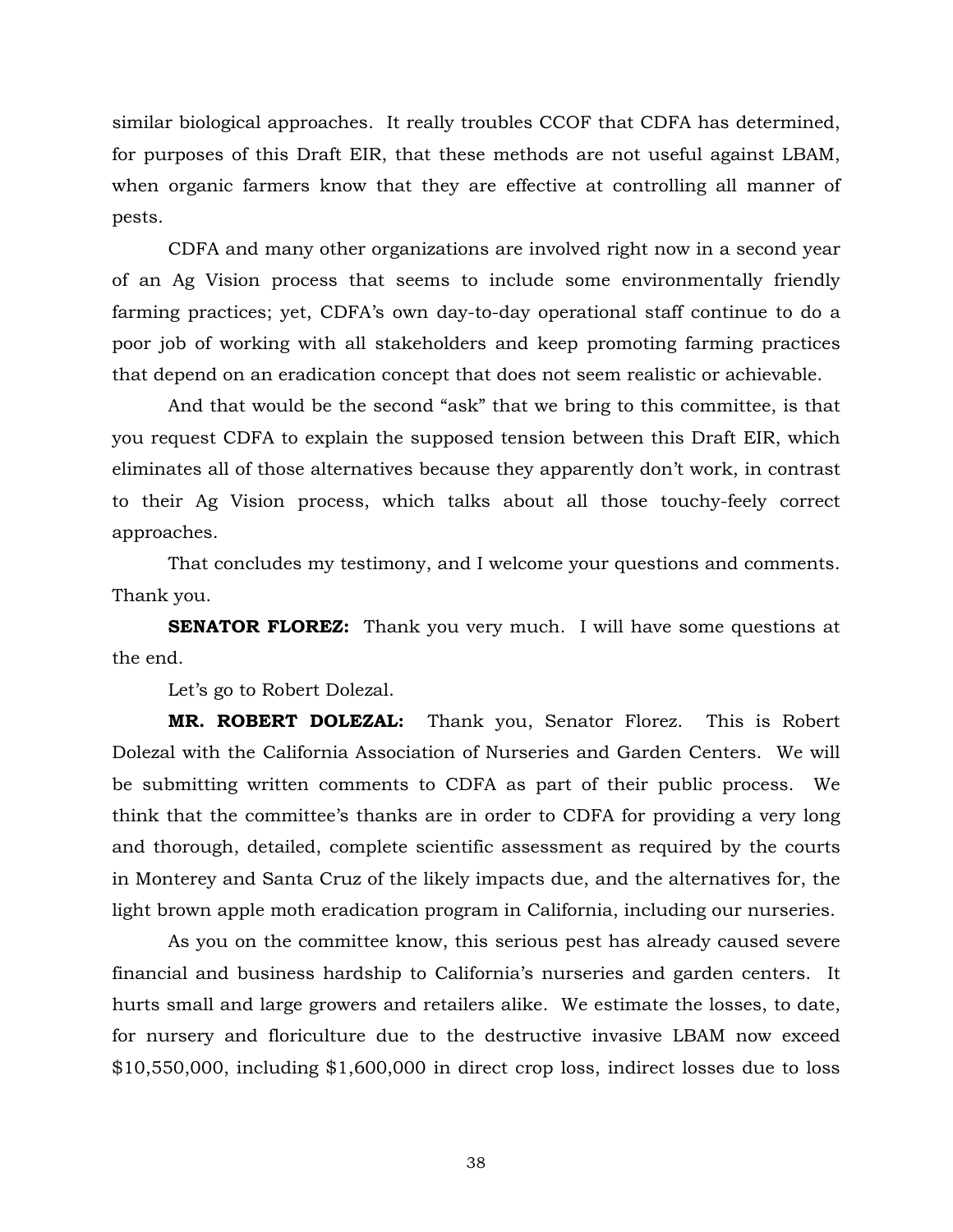similar biological approaches. It really troubles CCOF that CDFA has determined, for purposes of this Draft EIR, that these methods are not useful against LBAM, when organic farmers know that they are effective at controlling all manner of pests.

CDFA and many other organizations are involved right now in a second year of an Ag Vision process that seems to include some environmentally friendly farming practices; yet, CDFA's own day-to-day operational staff continue to do a poor job of working with all stakeholders and keep promoting farming practices that depend on an eradication concept that does not seem realistic or achievable.

And that would be the second "ask" that we bring to this committee, is that you request CDFA to explain the supposed tension between this Draft EIR, which eliminates all of those alternatives because they apparently don't work, in contrast to their Ag Vision process, which talks about all those touchy-feely correct approaches.

That concludes my testimony, and I welcome your questions and comments. Thank you.

**SENATOR FLOREZ:** Thank you very much. I will have some questions at the end.

Let's go to Robert Dolezal.

**MR. ROBERT DOLEZAL:** Thank you, Senator Florez. This is Robert Dolezal with the California Association of Nurseries and Garden Centers. We will be submitting written comments to CDFA as part of their public process. We think that the committee's thanks are in order to CDFA for providing a very long and thorough, detailed, complete scientific assessment as required by the courts in Monterey and Santa Cruz of the likely impacts due, and the alternatives for, the light brown apple moth eradication program in California, including our nurseries.

As you on the committee know, this serious pest has already caused severe financial and business hardship to California's nurseries and garden centers. It hurts small and large growers and retailers alike. We estimate the losses, to date, for nursery and floriculture due to the destructive invasive LBAM now exceed $10,550,000, including $1,600,000 in direct crop loss, indirect losses due to loss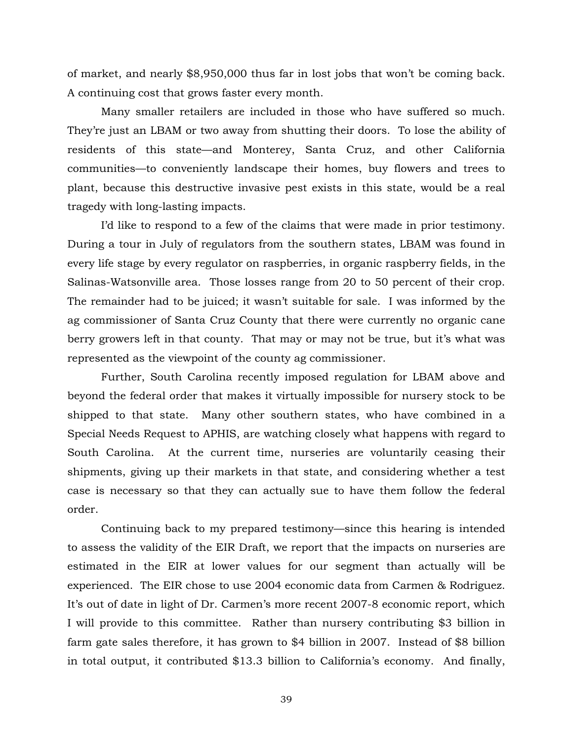of market, and nearly $8,950,000 thus far in lost jobs that won't be coming back. A continuing cost that grows faster every month.

Many smaller retailers are included in those who have suffered so much. They're just an LBAM or two away from shutting their doors. To lose the ability of residents of this state—and Monterey, Santa Cruz, and other California communities—to conveniently landscape their homes, buy flowers and trees to plant, because this destructive invasive pest exists in this state, would be a real tragedy with long-lasting impacts.

I'd like to respond to a few of the claims that were made in prior testimony. During a tour in July of regulators from the southern states, LBAM was found in every life stage by every regulator on raspberries, in organic raspberry fields, in the Salinas-Watsonville area. Those losses range from 20 to 50 percent of their crop. The remainder had to be juiced; it wasn't suitable for sale. I was informed by the ag commissioner of Santa Cruz County that there were currently no organic cane berry growers left in that county. That may or may not be true, but it's what was represented as the viewpoint of the county ag commissioner.

Further, South Carolina recently imposed regulation for LBAM above and beyond the federal order that makes it virtually impossible for nursery stock to be shipped to that state. Many other southern states, who have combined in a Special Needs Request to APHIS, are watching closely what happens with regard to South Carolina. At the current time, nurseries are voluntarily ceasing their shipments, giving up their markets in that state, and considering whether a test case is necessary so that they can actually sue to have them follow the federal order.

Continuing back to my prepared testimony—since this hearing is intended to assess the validity of the EIR Draft, we report that the impacts on nurseries are estimated in the EIR at lower values for our segment than actually will be experienced. The EIR chose to use 2004 economic data from Carmen & Rodriguez. It's out of date in light of Dr. Carmen's more recent 2007-8 economic report, which I will provide to this committee. Rather than nursery contributing $3 billion in farm gate sales therefore, it has grown to $4 billion in 2007. Instead of $8 billion in total output, it contributed $13.3 billion to California's economy. And finally,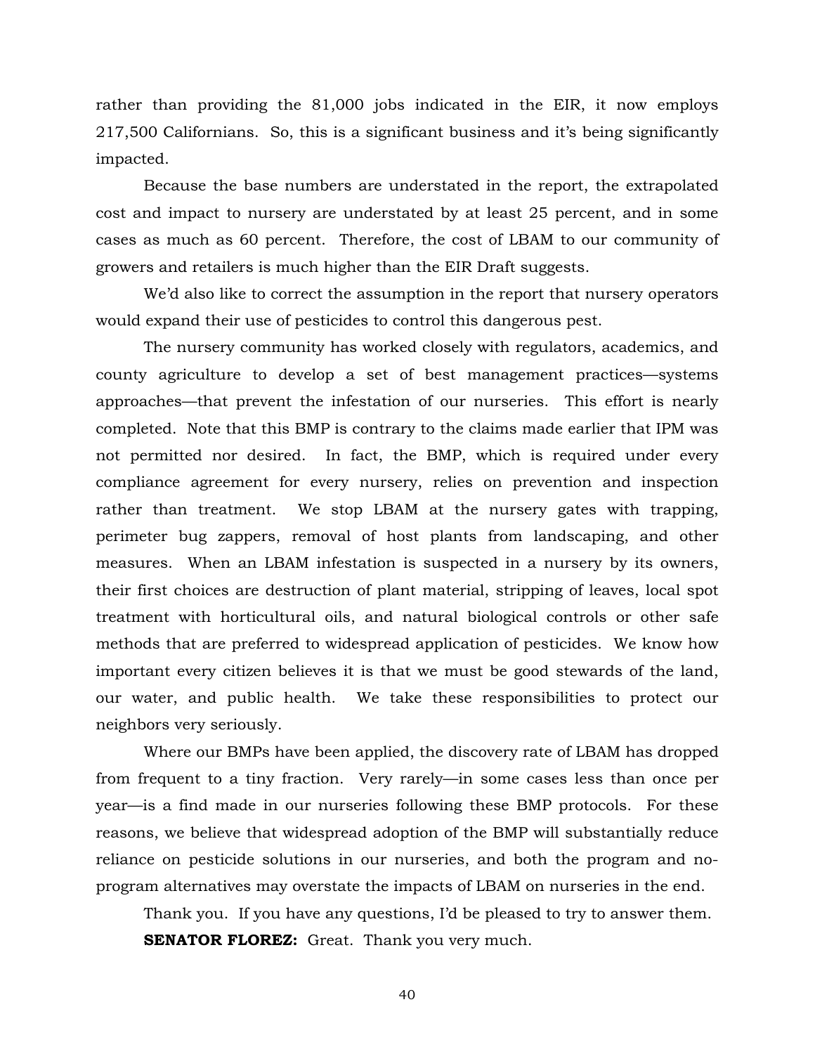rather than providing the 81,000 jobs indicated in the EIR, it now employs 217,500 Californians. So, this is a significant business and it's being significantly impacted.

Because the base numbers are understated in the report, the extrapolated cost and impact to nursery are understated by at least 25 percent, and in some cases as much as 60 percent. Therefore, the cost of LBAM to our community of growers and retailers is much higher than the EIR Draft suggests.

We'd also like to correct the assumption in the report that nursery operators would expand their use of pesticides to control this dangerous pest.

The nursery community has worked closely with regulators, academics, and county agriculture to develop a set of best management practices—systems approaches—that prevent the infestation of our nurseries. This effort is nearly completed. Note that this BMP is contrary to the claims made earlier that IPM was not permitted nor desired. In fact, the BMP, which is required under every compliance agreement for every nursery, relies on prevention and inspection rather than treatment. We stop LBAM at the nursery gates with trapping, perimeter bug zappers, removal of host plants from landscaping, and other measures. When an LBAM infestation is suspected in a nursery by its owners, their first choices are destruction of plant material, stripping of leaves, local spot treatment with horticultural oils, and natural biological controls or other safe methods that are preferred to widespread application of pesticides. We know how important every citizen believes it is that we must be good stewards of the land, our water, and public health. We take these responsibilities to protect our neighbors very seriously.

Where our BMPs have been applied, the discovery rate of LBAM has dropped from frequent to a tiny fraction. Very rarely—in some cases less than once per year—is a find made in our nurseries following these BMP protocols. For these reasons, we believe that widespread adoption of the BMP will substantially reduce reliance on pesticide solutions in our nurseries, and both the program and no-program alternatives may overstate the impacts of LBAM on nurseries in the end.

Thank you. If you have any questions, I'd be pleased to try to answer them.

**SENATOR FLOREZ:** Great. Thank you very much.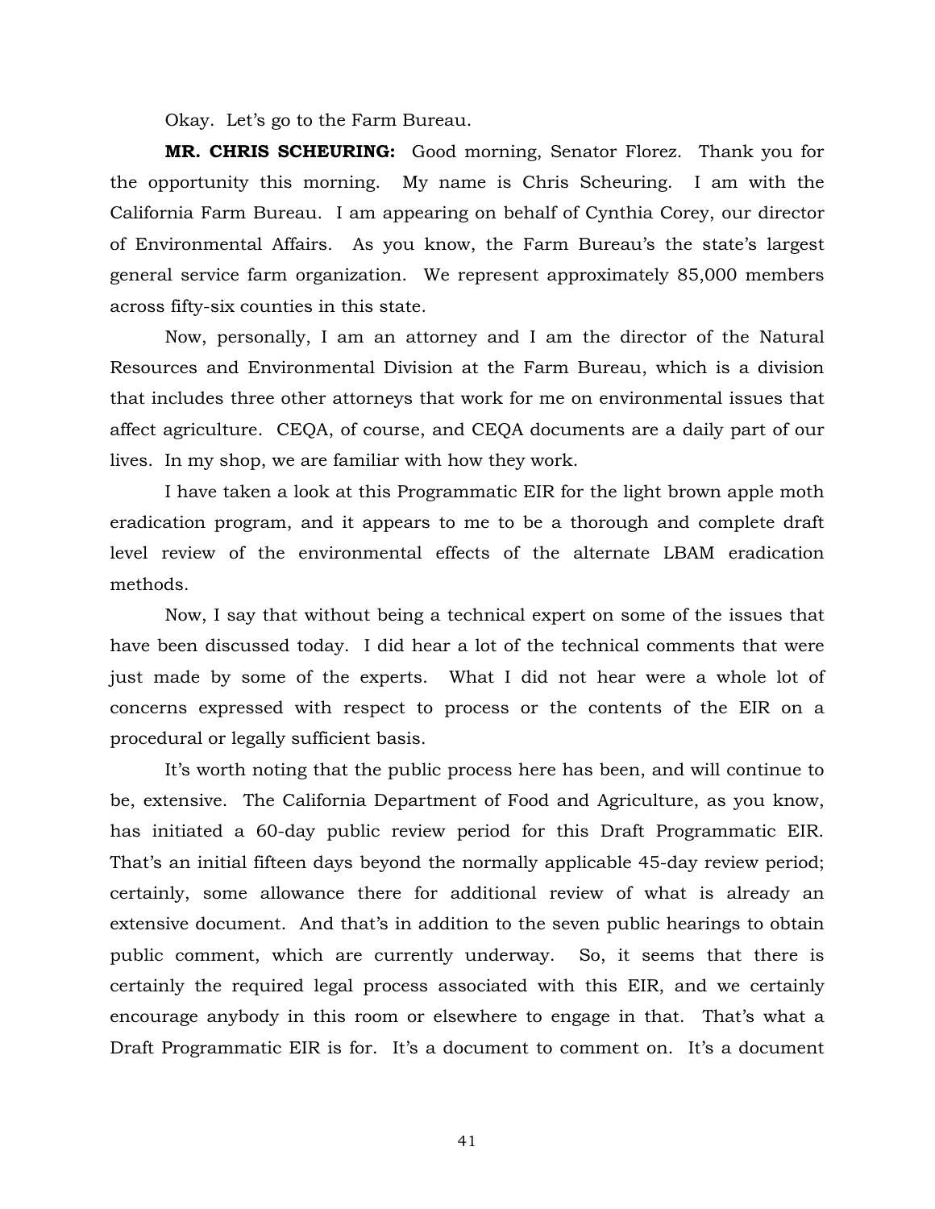Okay. Let's go to the Farm Bureau.

**MR. CHRIS SCHEURING:** Good morning, Senator Florez. Thank you for the opportunity this morning. My name is Chris Scheuring. I am with the California Farm Bureau. I am appearing on behalf of Cynthia Corey, our director of Environmental Affairs. As you know, the Farm Bureau's the state's largest general service farm organization. We represent approximately 85,000 members across fifty-six counties in this state.

Now, personally, I am an attorney and I am the director of the Natural Resources and Environmental Division at the Farm Bureau, which is a division that includes three other attorneys that work for me on environmental issues that affect agriculture. CEQA, of course, and CEQA documents are a daily part of our lives. In my shop, we are familiar with how they work.

I have taken a look at this Programmatic EIR for the light brown apple moth eradication program, and it appears to me to be a thorough and complete draft level review of the environmental effects of the alternate LBAM eradication methods.

Now, I say that without being a technical expert on some of the issues that have been discussed today. I did hear a lot of the technical comments that were just made by some of the experts. What I did not hear were a whole lot of concerns expressed with respect to process or the contents of the EIR on a procedural or legally sufficient basis.

It's worth noting that the public process here has been, and will continue to be, extensive. The California Department of Food and Agriculture, as you know, has initiated a 60-day public review period for this Draft Programmatic EIR. That's an initial fifteen days beyond the normally applicable 45-day review period; certainly, some allowance there for additional review of what is already an extensive document. And that's in addition to the seven public hearings to obtain public comment, which are currently underway. So, it seems that there is certainly the required legal process associated with this EIR, and we certainly encourage anybody in this room or elsewhere to engage in that. That's what a Draft Programmatic EIR is for. It's a document to comment on. It's a document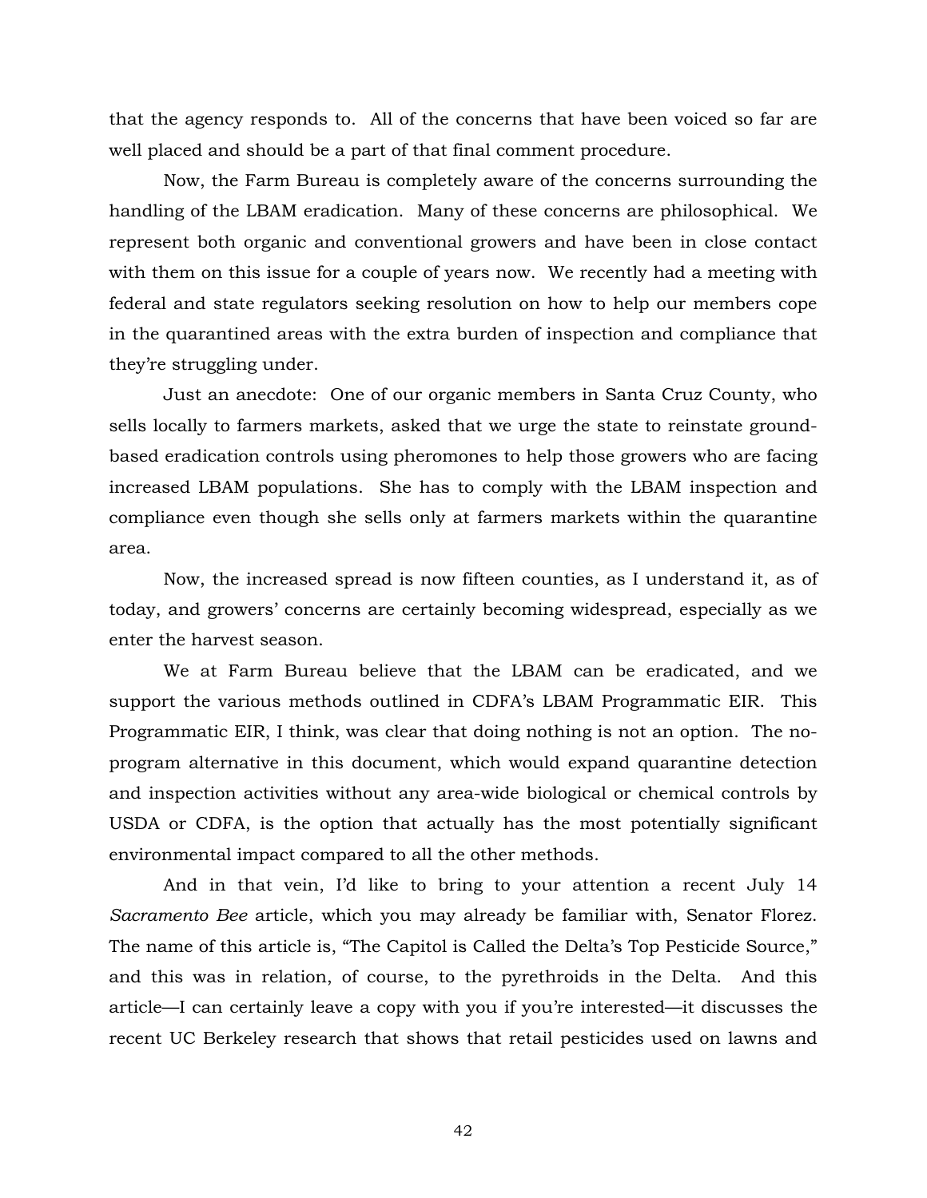that the agency responds to. All of the concerns that have been voiced so far are well placed and should be a part of that final comment procedure.

Now, the Farm Bureau is completely aware of the concerns surrounding the handling of the LBAM eradication. Many of these concerns are philosophical. We represent both organic and conventional growers and have been in close contact with them on this issue for a couple of years now. We recently had a meeting with federal and state regulators seeking resolution on how to help our members cope in the quarantined areas with the extra burden of inspection and compliance that they're struggling under.

Just an anecdote: One of our organic members in Santa Cruz County, who sells locally to farmers markets, asked that we urge the state to reinstate ground-based eradication controls using pheromones to help those growers who are facing increased LBAM populations. She has to comply with the LBAM inspection and compliance even though she sells only at farmers markets within the quarantine area.

Now, the increased spread is now fifteen counties, as I understand it, as of today, and growers' concerns are certainly becoming widespread, especially as we enter the harvest season.

We at Farm Bureau believe that the LBAM can be eradicated, and we support the various methods outlined in CDFA's LBAM Programmatic EIR. This Programmatic EIR, I think, was clear that doing nothing is not an option. The no-program alternative in this document, which would expand quarantine detection and inspection activities without any area-wide biological or chemical controls by USDA or CDFA, is the option that actually has the most potentially significant environmental impact compared to all the other methods.

And in that vein, I'd like to bring to your attention a recent July 14 *Sacramento Bee* article, which you may already be familiar with, Senator Florez. The name of this article is, "The Capitol is Called the Delta's Top Pesticide Source," and this was in relation, of course, to the pyrethroids in the Delta. And this article—I can certainly leave a copy with you if you're interested—it discusses the recent UC Berkeley research that shows that retail pesticides used on lawns and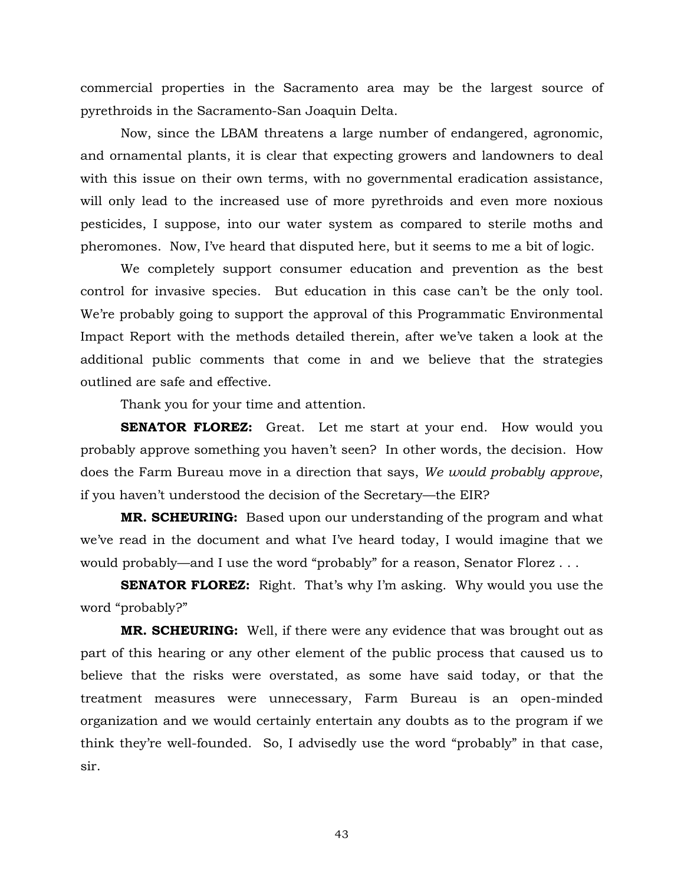commercial properties in the Sacramento area may be the largest source of pyrethroids in the Sacramento-San Joaquin Delta.

Now, since the LBAM threatens a large number of endangered, agronomic, and ornamental plants, it is clear that expecting growers and landowners to deal with this issue on their own terms, with no governmental eradication assistance, will only lead to the increased use of more pyrethroids and even more noxious pesticides, I suppose, into our water system as compared to sterile moths and pheromones. Now, I've heard that disputed here, but it seems to me a bit of logic.

We completely support consumer education and prevention as the best control for invasive species. But education in this case can't be the only tool. We're probably going to support the approval of this Programmatic Environmental Impact Report with the methods detailed therein, after we've taken a look at the additional public comments that come in and we believe that the strategies outlined are safe and effective.

Thank you for your time and attention.

**SENATOR FLOREZ:** Great. Let me start at your end. How would you probably approve something you haven't seen? In other words, the decision. How does the Farm Bureau move in a direction that says, *We would probably approve*, if you haven't understood the decision of the Secretary—the EIR?

**MR. SCHEURING:** Based upon our understanding of the program and what we've read in the document and what I've heard today, I would imagine that we would probably—and I use the word "probably" for a reason, Senator Florez . . .

**SENATOR FLOREZ:** Right. That's why I'm asking. Why would you use the word "probably?"

**MR. SCHEURING:** Well, if there were any evidence that was brought out as part of this hearing or any other element of the public process that caused us to believe that the risks were overstated, as some have said today, or that the treatment measures were unnecessary, Farm Bureau is an open-minded organization and we would certainly entertain any doubts as to the program if we think they're well-founded. So, I advisedly use the word "probably" in that case, sir.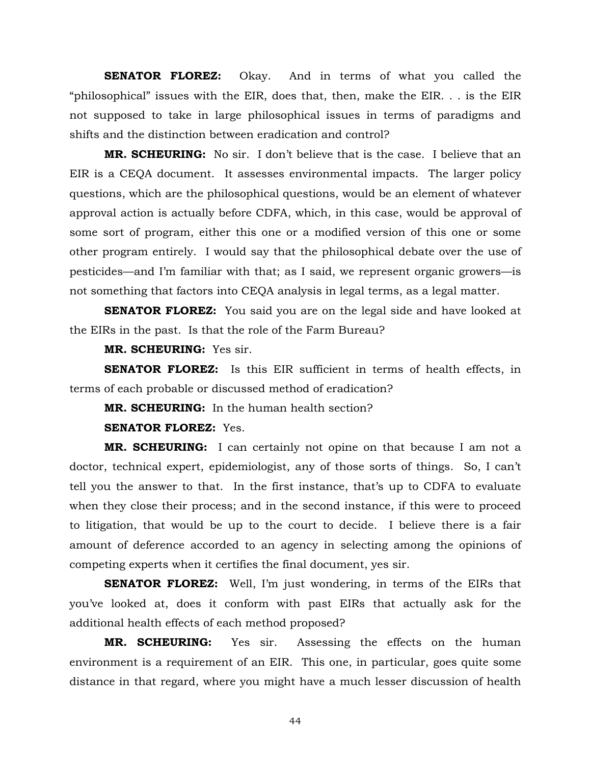**SENATOR FLOREZ:** Okay. And in terms of what you called the "philosophical" issues with the EIR, does that, then, make the EIR. . . is the EIR not supposed to take in large philosophical issues in terms of paradigms and shifts and the distinction between eradication and control?

**MR. SCHEURING:** No sir. I don't believe that is the case. I believe that an EIR is a CEQA document. It assesses environmental impacts. The larger policy questions, which are the philosophical questions, would be an element of whatever approval action is actually before CDFA, which, in this case, would be approval of some sort of program, either this one or a modified version of this one or some other program entirely. I would say that the philosophical debate over the use of pesticides—and I'm familiar with that; as I said, we represent organic growers—is not something that factors into CEQA analysis in legal terms, as a legal matter.

**SENATOR FLOREZ:** You said you are on the legal side and have looked at the EIRs in the past. Is that the role of the Farm Bureau?

**MR. SCHEURING:** Yes sir.

**SENATOR FLOREZ:** Is this EIR sufficient in terms of health effects, in terms of each probable or discussed method of eradication?

**MR. SCHEURING:** In the human health section?

**SENATOR FLOREZ:** Yes.

**MR. SCHEURING:** I can certainly not opine on that because I am not a doctor, technical expert, epidemiologist, any of those sorts of things. So, I can't tell you the answer to that. In the first instance, that's up to CDFA to evaluate when they close their process; and in the second instance, if this were to proceed to litigation, that would be up to the court to decide. I believe there is a fair amount of deference accorded to an agency in selecting among the opinions of competing experts when it certifies the final document, yes sir.

**SENATOR FLOREZ:** Well, I'm just wondering, in terms of the EIRs that you've looked at, does it conform with past EIRs that actually ask for the additional health effects of each method proposed?

**MR. SCHEURING:** Yes sir. Assessing the effects on the human environment is a requirement of an EIR. This one, in particular, goes quite some distance in that regard, where you might have a much lesser discussion of health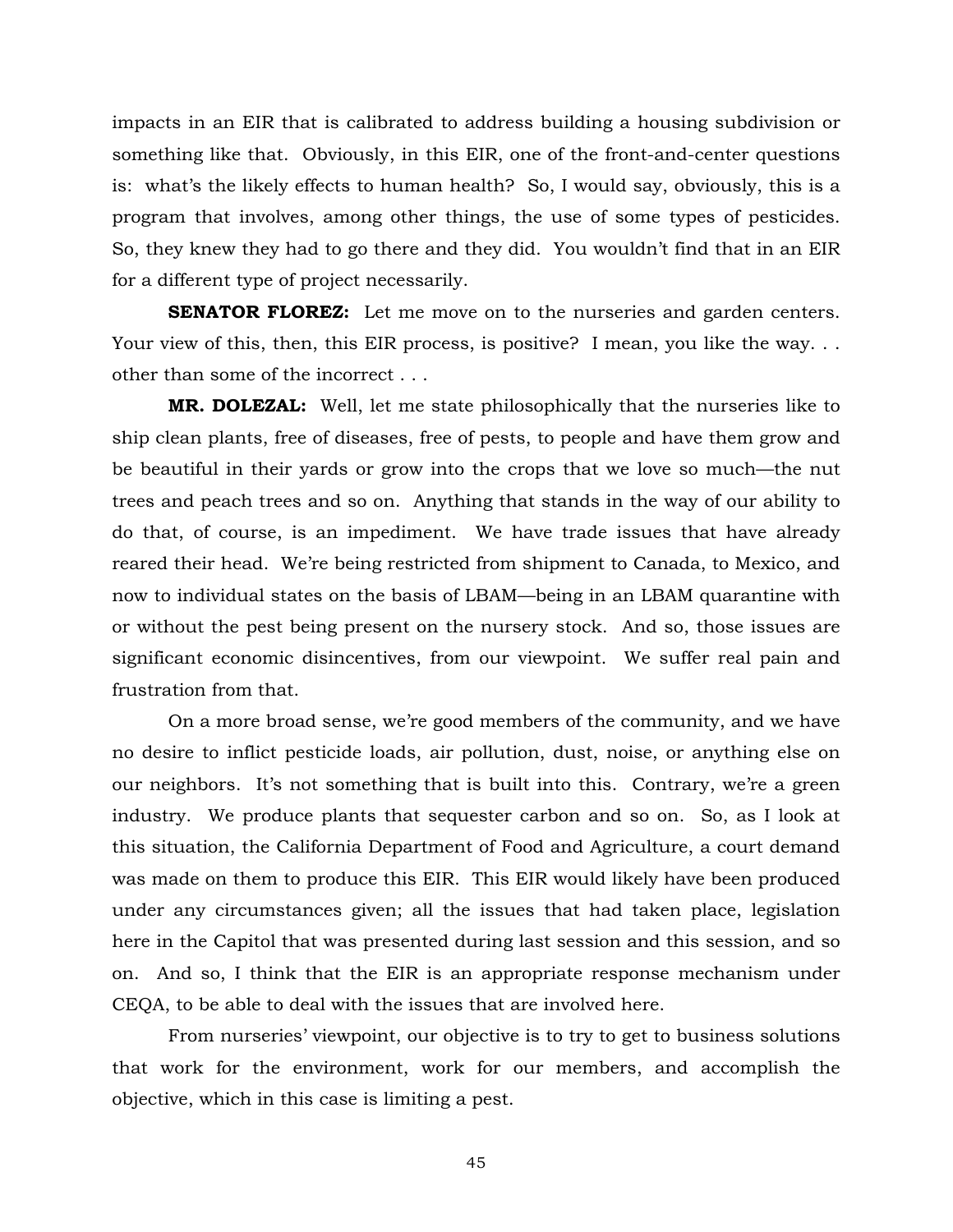impacts in an EIR that is calibrated to address building a housing subdivision or something like that. Obviously, in this EIR, one of the front-and-center questions is: what's the likely effects to human health? So, I would say, obviously, this is a program that involves, among other things, the use of some types of pesticides. So, they knew they had to go there and they did. You wouldn't find that in an EIR for a different type of project necessarily.

**SENATOR FLOREZ:** Let me move on to the nurseries and garden centers. Your view of this, then, this EIR process, is positive? I mean, you like the way. . . other than some of the incorrect . . .

**MR. DOLEZAL:** Well, let me state philosophically that the nurseries like to ship clean plants, free of diseases, free of pests, to people and have them grow and be beautiful in their yards or grow into the crops that we love so much—the nut trees and peach trees and so on. Anything that stands in the way of our ability to do that, of course, is an impediment. We have trade issues that have already reared their head. We're being restricted from shipment to Canada, to Mexico, and now to individual states on the basis of LBAM—being in an LBAM quarantine with or without the pest being present on the nursery stock. And so, those issues are significant economic disincentives, from our viewpoint. We suffer real pain and frustration from that.

On a more broad sense, we're good members of the community, and we have no desire to inflict pesticide loads, air pollution, dust, noise, or anything else on our neighbors. It's not something that is built into this. Contrary, we're a green industry. We produce plants that sequester carbon and so on. So, as I look at this situation, the California Department of Food and Agriculture, a court demand was made on them to produce this EIR. This EIR would likely have been produced under any circumstances given; all the issues that had taken place, legislation here in the Capitol that was presented during last session and this session, and so on. And so, I think that the EIR is an appropriate response mechanism under CEQA, to be able to deal with the issues that are involved here.

From nurseries' viewpoint, our objective is to try to get to business solutions that work for the environment, work for our members, and accomplish the objective, which in this case is limiting a pest.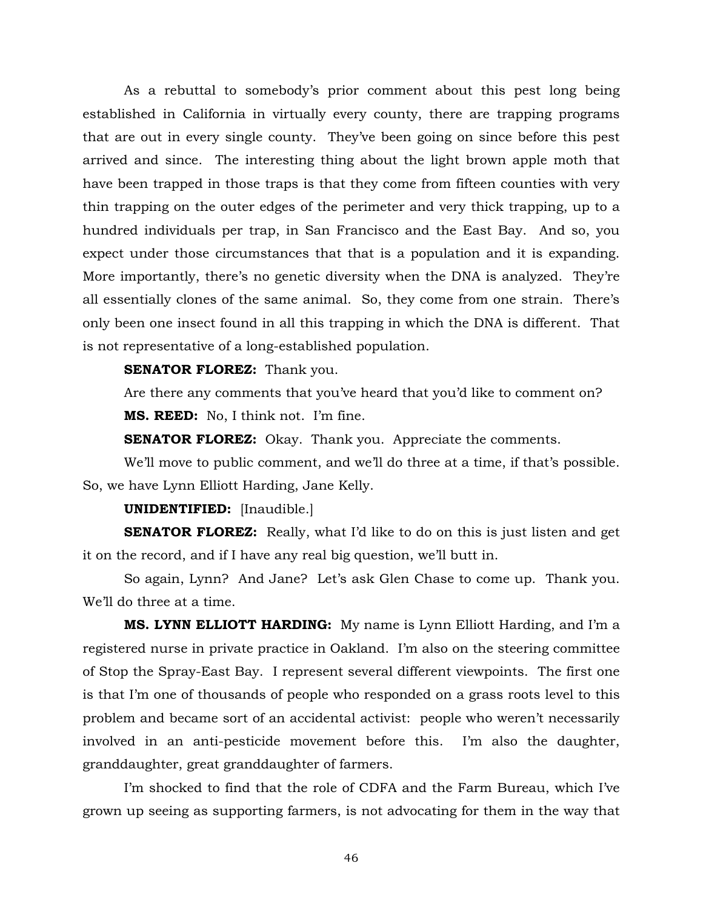As a rebuttal to somebody's prior comment about this pest long being established in California in virtually every county, there are trapping programs that are out in every single county. They've been going on since before this pest arrived and since. The interesting thing about the light brown apple moth that have been trapped in those traps is that they come from fifteen counties with very thin trapping on the outer edges of the perimeter and very thick trapping, up to a hundred individuals per trap, in San Francisco and the East Bay. And so, you expect under those circumstances that that is a population and it is expanding. More importantly, there's no genetic diversity when the DNA is analyzed. They're all essentially clones of the same animal. So, they come from one strain. There's only been one insect found in all this trapping in which the DNA is different. That is not representative of a long-established population.

**SENATOR FLOREZ:** Thank you.

Are there any comments that you've heard that you'd like to comment on?

**MS. REED:** No, I think not. I'm fine.

**SENATOR FLOREZ:** Okay. Thank you. Appreciate the comments.

We'll move to public comment, and we'll do three at a time, if that's possible. So, we have Lynn Elliott Harding, Jane Kelly.

**UNIDENTIFIED:** [Inaudible.]

**SENATOR FLOREZ:** Really, what I'd like to do on this is just listen and get it on the record, and if I have any real big question, we'll butt in.

So again, Lynn? And Jane? Let's ask Glen Chase to come up. Thank you. We'll do three at a time.

**MS. LYNN ELLIOTT HARDING:** My name is Lynn Elliott Harding, and I'm a registered nurse in private practice in Oakland. I'm also on the steering committee of Stop the Spray-East Bay. I represent several different viewpoints. The first one is that I'm one of thousands of people who responded on a grass roots level to this problem and became sort of an accidental activist: people who weren't necessarily involved in an anti-pesticide movement before this. I'm also the daughter, granddaughter, great granddaughter of farmers.

I'm shocked to find that the role of CDFA and the Farm Bureau, which I've grown up seeing as supporting farmers, is not advocating for them in the way that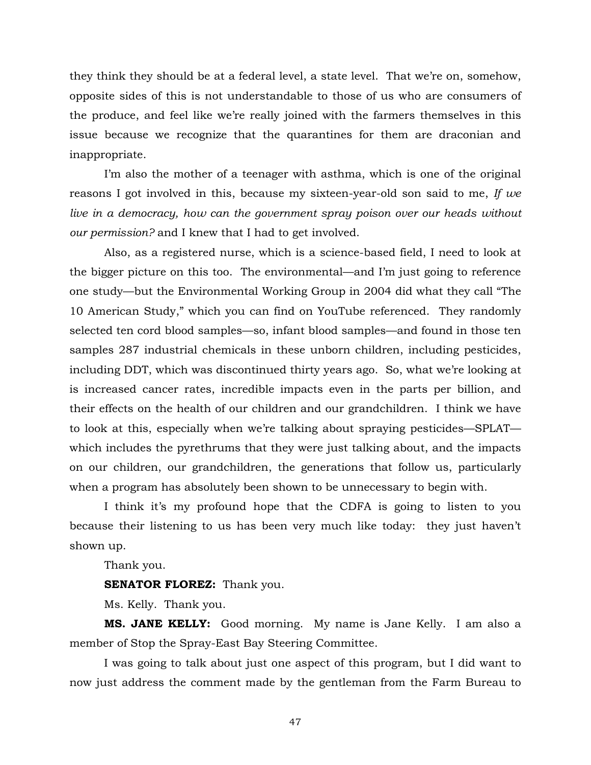they think they should be at a federal level, a state level. That we're on, somehow, opposite sides of this is not understandable to those of us who are consumers of the produce, and feel like we're really joined with the farmers themselves in this issue because we recognize that the quarantines for them are draconian and inappropriate.

I'm also the mother of a teenager with asthma, which is one of the original reasons I got involved in this, because my sixteen-year-old son said to me, *If we live in a democracy, how can the government spray poison over our heads without our permission?* and I knew that I had to get involved.

Also, as a registered nurse, which is a science-based field, I need to look at the bigger picture on this too. The environmental—and I'm just going to reference one study—but the Environmental Working Group in 2004 did what they call "The 10 American Study," which you can find on YouTube referenced. They randomly selected ten cord blood samples—so, infant blood samples—and found in those ten samples 287 industrial chemicals in these unborn children, including pesticides, including DDT, which was discontinued thirty years ago. So, what we're looking at is increased cancer rates, incredible impacts even in the parts per billion, and their effects on the health of our children and our grandchildren. I think we have to look at this, especially when we're talking about spraying pesticides—SPLAT—which includes the pyrethrums that they were just talking about, and the impacts on our children, our grandchildren, the generations that follow us, particularly when a program has absolutely been shown to be unnecessary to begin with.

I think it's my profound hope that the CDFA is going to listen to you because their listening to us has been very much like today: they just haven't shown up.

Thank you.

**SENATOR FLOREZ:** Thank you.

Ms. Kelly. Thank you.

**MS. JANE KELLY:** Good morning. My name is Jane Kelly. I am also a member of Stop the Spray-East Bay Steering Committee.

I was going to talk about just one aspect of this program, but I did want to now just address the comment made by the gentleman from the Farm Bureau to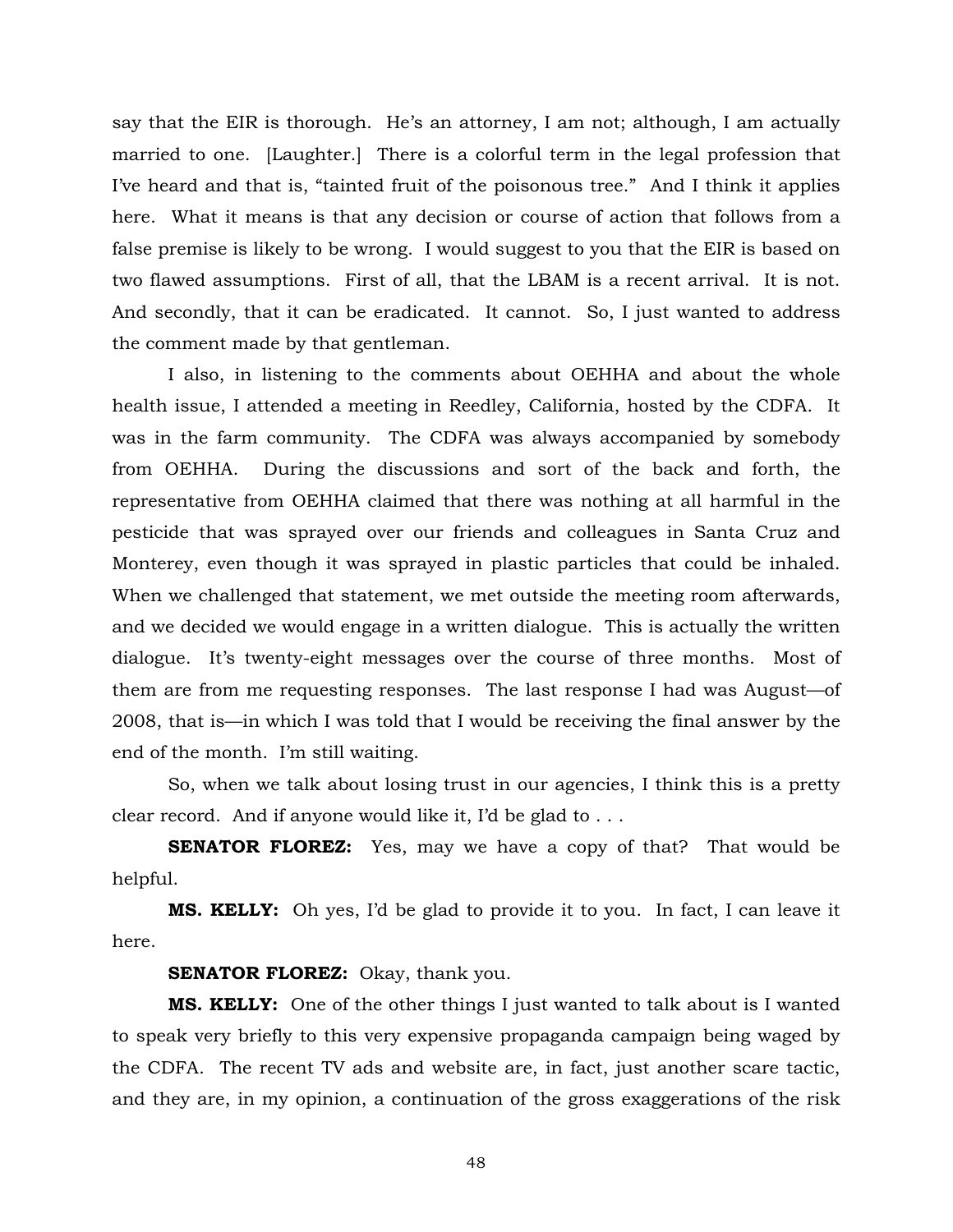say that the EIR is thorough. He's an attorney, I am not; although, I am actually married to one. [Laughter.] There is a colorful term in the legal profession that I've heard and that is, "tainted fruit of the poisonous tree." And I think it applies here. What it means is that any decision or course of action that follows from a false premise is likely to be wrong. I would suggest to you that the EIR is based on two flawed assumptions. First of all, that the LBAM is a recent arrival. It is not. And secondly, that it can be eradicated. It cannot. So, I just wanted to address the comment made by that gentleman.

I also, in listening to the comments about OEHHA and about the whole health issue, I attended a meeting in Reedley, California, hosted by the CDFA. It was in the farm community. The CDFA was always accompanied by somebody from OEHHA. During the discussions and sort of the back and forth, the representative from OEHHA claimed that there was nothing at all harmful in the pesticide that was sprayed over our friends and colleagues in Santa Cruz and Monterey, even though it was sprayed in plastic particles that could be inhaled. When we challenged that statement, we met outside the meeting room afterwards, and we decided we would engage in a written dialogue. This is actually the written dialogue. It's twenty-eight messages over the course of three months. Most of them are from me requesting responses. The last response I had was August—of 2008, that is—in which I was told that I would be receiving the final answer by the end of the month. I'm still waiting.

So, when we talk about losing trust in our agencies, I think this is a pretty clear record. And if anyone would like it, I'd be glad to . . .

**SENATOR FLOREZ:** Yes, may we have a copy of that? That would be helpful.

**MS. KELLY:** Oh yes, I'd be glad to provide it to you. In fact, I can leave it here.

**SENATOR FLOREZ:** Okay, thank you.

**MS. KELLY:** One of the other things I just wanted to talk about is I wanted to speak very briefly to this very expensive propaganda campaign being waged by the CDFA. The recent TV ads and website are, in fact, just another scare tactic, and they are, in my opinion, a continuation of the gross exaggerations of the risk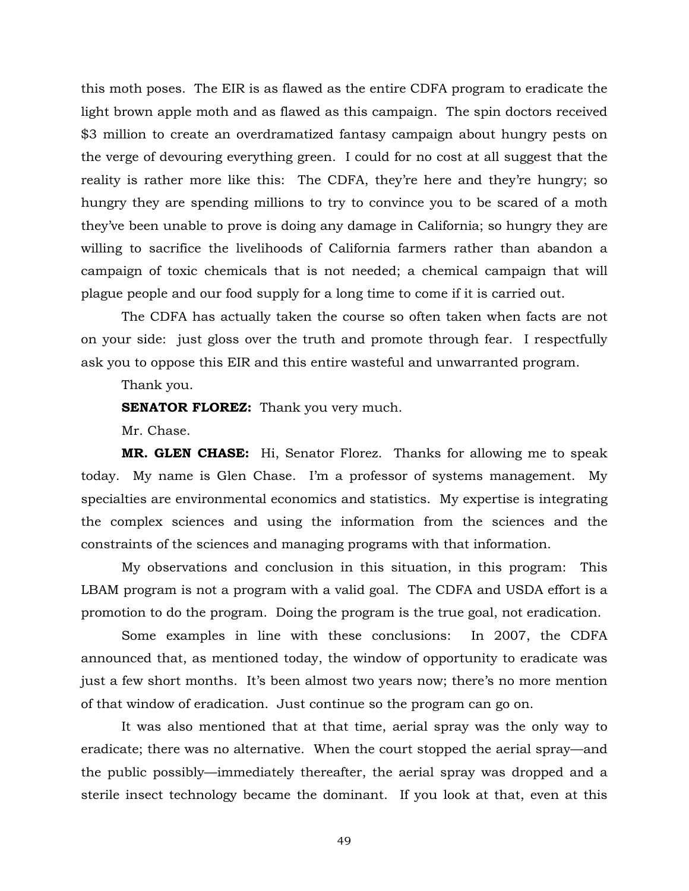this moth poses. The EIR is as flawed as the entire CDFA program to eradicate the light brown apple moth and as flawed as this campaign. The spin doctors received $3 million to create an overdramatized fantasy campaign about hungry pests on the verge of devouring everything green. I could for no cost at all suggest that the reality is rather more like this: The CDFA, they're here and they're hungry; so hungry they are spending millions to try to convince you to be scared of a moth they've been unable to prove is doing any damage in California; so hungry they are willing to sacrifice the livelihoods of California farmers rather than abandon a campaign of toxic chemicals that is not needed; a chemical campaign that will plague people and our food supply for a long time to come if it is carried out.

The CDFA has actually taken the course so often taken when facts are not on your side: just gloss over the truth and promote through fear. I respectfully ask you to oppose this EIR and this entire wasteful and unwarranted program.

Thank you.

**SENATOR FLOREZ:** Thank you very much.

Mr. Chase.

**MR. GLEN CHASE:** Hi, Senator Florez. Thanks for allowing me to speak today. My name is Glen Chase. I'm a professor of systems management. My specialties are environmental economics and statistics. My expertise is integrating the complex sciences and using the information from the sciences and the constraints of the sciences and managing programs with that information.

My observations and conclusion in this situation, in this program: This LBAM program is not a program with a valid goal. The CDFA and USDA effort is a promotion to do the program. Doing the program is the true goal, not eradication.

Some examples in line with these conclusions: In 2007, the CDFA announced that, as mentioned today, the window of opportunity to eradicate was just a few short months. It's been almost two years now; there's no more mention of that window of eradication. Just continue so the program can go on.

It was also mentioned that at that time, aerial spray was the only way to eradicate; there was no alternative. When the court stopped the aerial spray—and the public possibly—immediately thereafter, the aerial spray was dropped and a sterile insect technology became the dominant. If you look at that, even at this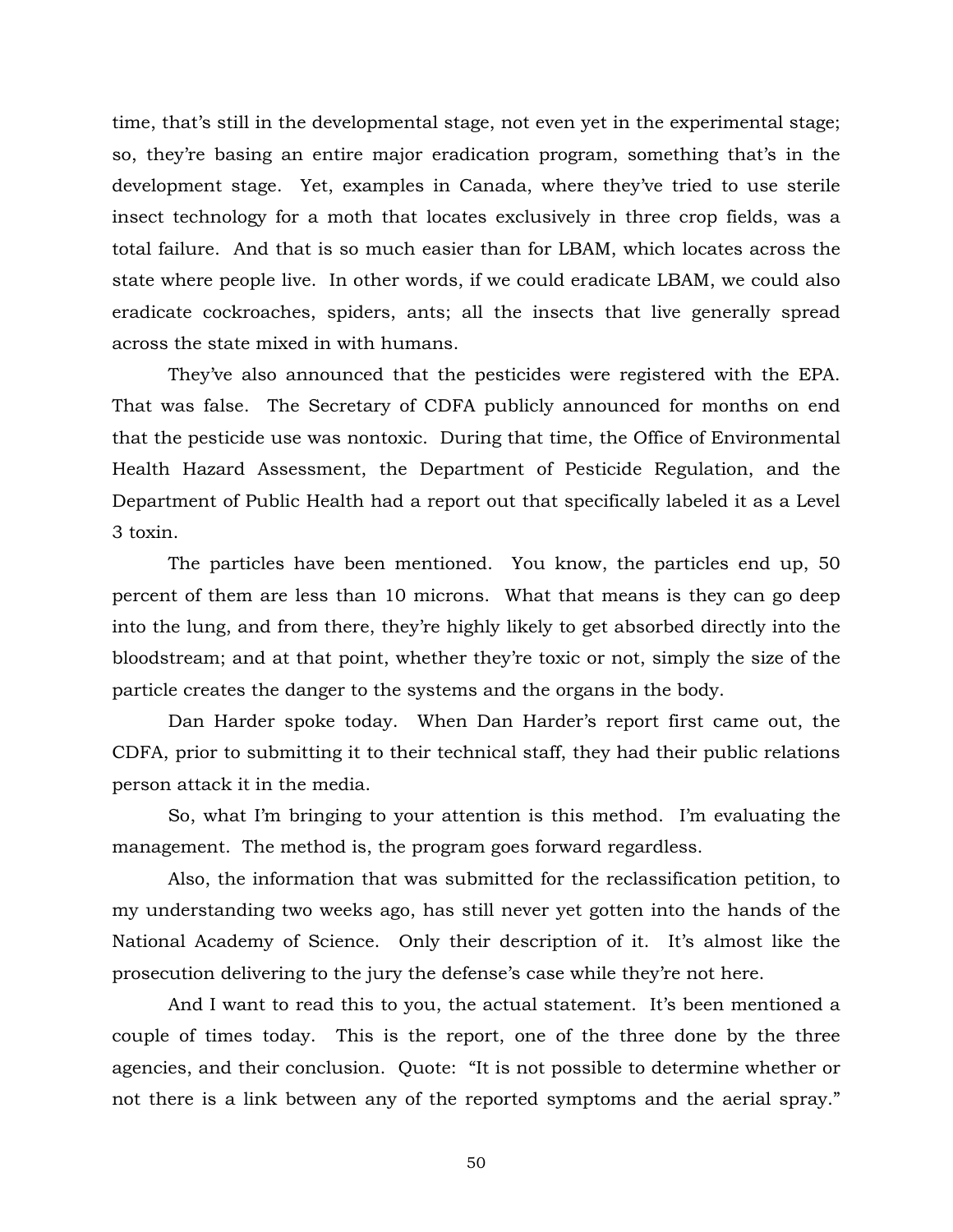time, that's still in the developmental stage, not even yet in the experimental stage; so, they're basing an entire major eradication program, something that's in the development stage. Yet, examples in Canada, where they've tried to use sterile insect technology for a moth that locates exclusively in three crop fields, was a total failure. And that is so much easier than for LBAM, which locates across the state where people live. In other words, if we could eradicate LBAM, we could also eradicate cockroaches, spiders, ants; all the insects that live generally spread across the state mixed in with humans.

They've also announced that the pesticides were registered with the EPA. That was false. The Secretary of CDFA publicly announced for months on end that the pesticide use was nontoxic. During that time, the Office of Environmental Health Hazard Assessment, the Department of Pesticide Regulation, and the Department of Public Health had a report out that specifically labeled it as a Level 3 toxin.

The particles have been mentioned. You know, the particles end up, 50 percent of them are less than 10 microns. What that means is they can go deep into the lung, and from there, they're highly likely to get absorbed directly into the bloodstream; and at that point, whether they're toxic or not, simply the size of the particle creates the danger to the systems and the organs in the body.

Dan Harder spoke today. When Dan Harder's report first came out, the CDFA, prior to submitting it to their technical staff, they had their public relations person attack it in the media.

So, what I'm bringing to your attention is this method. I'm evaluating the management. The method is, the program goes forward regardless.

Also, the information that was submitted for the reclassification petition, to my understanding two weeks ago, has still never yet gotten into the hands of the National Academy of Science. Only their description of it. It's almost like the prosecution delivering to the jury the defense's case while they're not here.

And I want to read this to you, the actual statement. It's been mentioned a couple of times today. This is the report, one of the three done by the three agencies, and their conclusion. Quote: "It is not possible to determine whether or not there is a link between any of the reported symptoms and the aerial spray."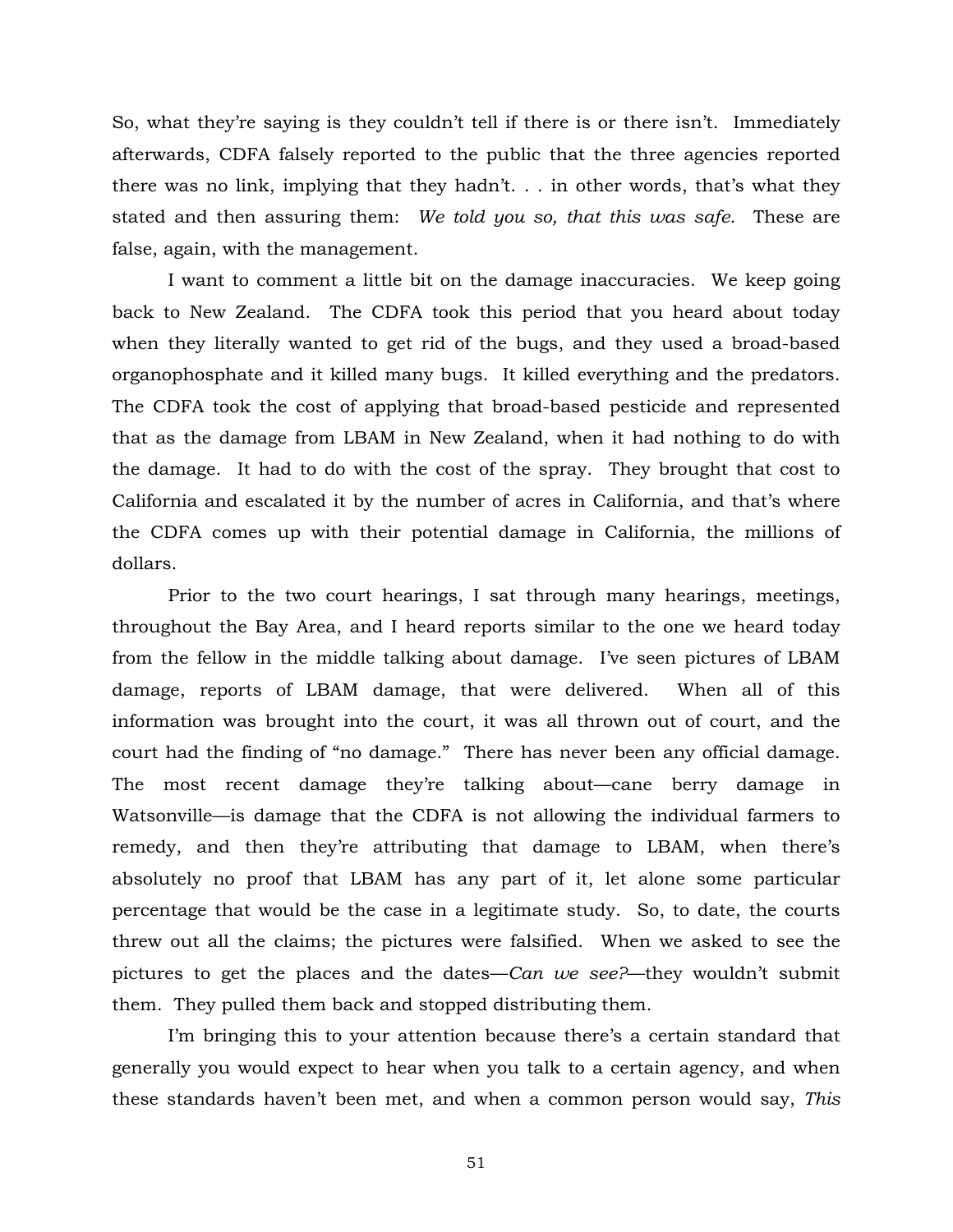So, what they're saying is they couldn't tell if there is or there isn't. Immediately afterwards, CDFA falsely reported to the public that the three agencies reported there was no link, implying that they hadn't. . . in other words, that's what they stated and then assuring them: *We told you so, that this was safe*. These are false, again, with the management.

I want to comment a little bit on the damage inaccuracies. We keep going back to New Zealand. The CDFA took this period that you heard about today when they literally wanted to get rid of the bugs, and they used a broad-based organophosphate and it killed many bugs. It killed everything and the predators. The CDFA took the cost of applying that broad-based pesticide and represented that as the damage from LBAM in New Zealand, when it had nothing to do with the damage. It had to do with the cost of the spray. They brought that cost to California and escalated it by the number of acres in California, and that's where the CDFA comes up with their potential damage in California, the millions of dollars.

Prior to the two court hearings, I sat through many hearings, meetings, throughout the Bay Area, and I heard reports similar to the one we heard today from the fellow in the middle talking about damage. I've seen pictures of LBAM damage, reports of LBAM damage, that were delivered. When all of this information was brought into the court, it was all thrown out of court, and the court had the finding of "no damage." There has never been any official damage. The most recent damage they're talking about—cane berry damage in Watsonville—is damage that the CDFA is not allowing the individual farmers to remedy, and then they're attributing that damage to LBAM, when there's absolutely no proof that LBAM has any part of it, let alone some particular percentage that would be the case in a legitimate study. So, to date, the courts threw out all the claims; the pictures were falsified. When we asked to see the pictures to get the places and the dates—*Can we see?*—they wouldn't submit them. They pulled them back and stopped distributing them.

I'm bringing this to your attention because there's a certain standard that generally you would expect to hear when you talk to a certain agency, and when these standards haven't been met, and when a common person would say, *This*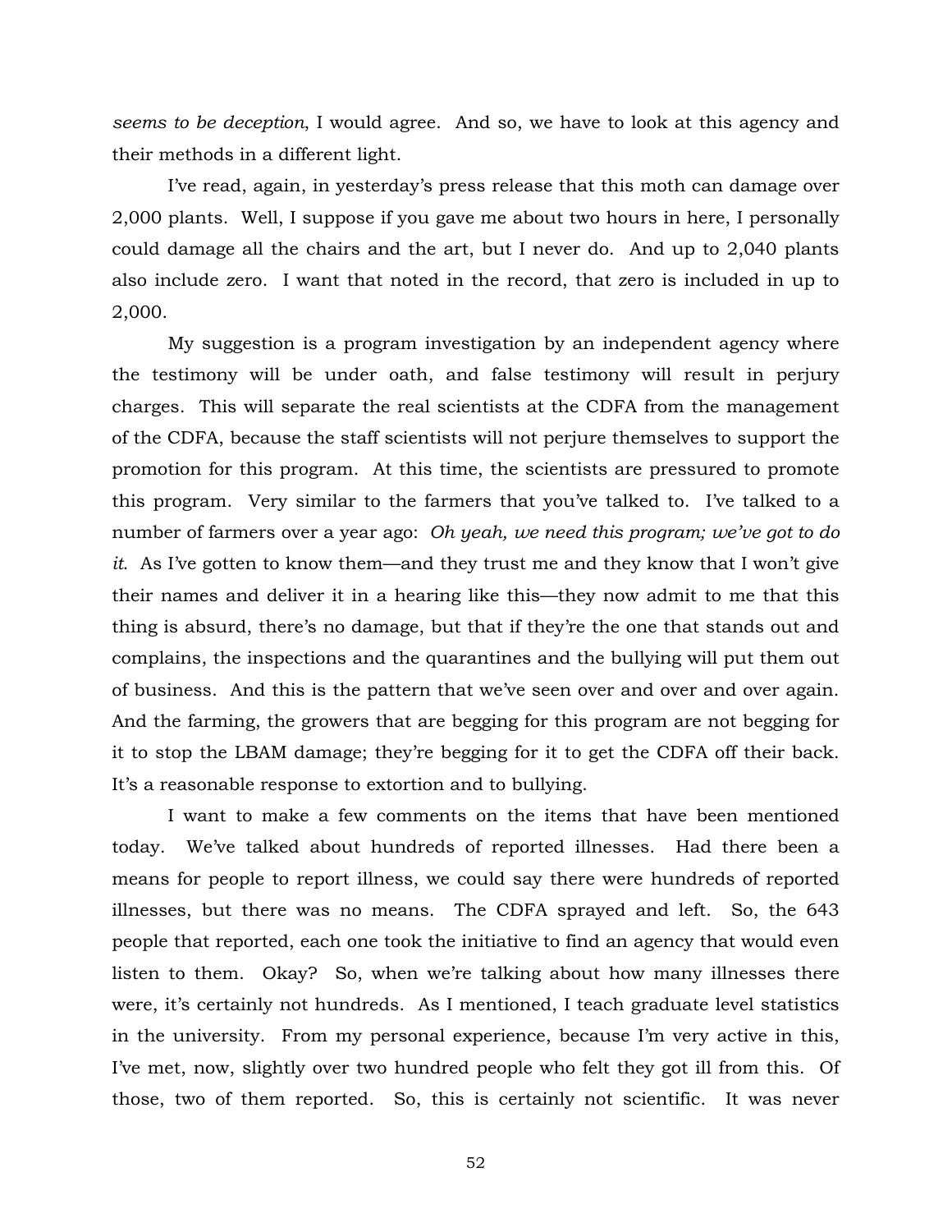*seems to be deception*, I would agree. And so, we have to look at this agency and their methods in a different light.

I've read, again, in yesterday's press release that this moth can damage over 2,000 plants. Well, I suppose if you gave me about two hours in here, I personally could damage all the chairs and the art, but I never do. And up to 2,040 plants also include zero. I want that noted in the record, that zero is included in up to 2,000.

My suggestion is a program investigation by an independent agency where the testimony will be under oath, and false testimony will result in perjury charges. This will separate the real scientists at the CDFA from the management of the CDFA, because the staff scientists will not perjure themselves to support the promotion for this program. At this time, the scientists are pressured to promote this program. Very similar to the farmers that you've talked to. I've talked to a number of farmers over a year ago: *Oh yeah, we need this program; we've got to do it*. As I've gotten to know them—and they trust me and they know that I won't give their names and deliver it in a hearing like this—they now admit to me that this thing is absurd, there's no damage, but that if they're the one that stands out and complains, the inspections and the quarantines and the bullying will put them out of business. And this is the pattern that we've seen over and over and over again. And the farming, the growers that are begging for this program are not begging for it to stop the LBAM damage; they're begging for it to get the CDFA off their back. It's a reasonable response to extortion and to bullying.

I want to make a few comments on the items that have been mentioned today. We've talked about hundreds of reported illnesses. Had there been a means for people to report illness, we could say there were hundreds of reported illnesses, but there was no means. The CDFA sprayed and left. So, the 643 people that reported, each one took the initiative to find an agency that would even listen to them. Okay? So, when we're talking about how many illnesses there were, it's certainly not hundreds. As I mentioned, I teach graduate level statistics in the university. From my personal experience, because I'm very active in this, I've met, now, slightly over two hundred people who felt they got ill from this. Of those, two of them reported. So, this is certainly not scientific. It was never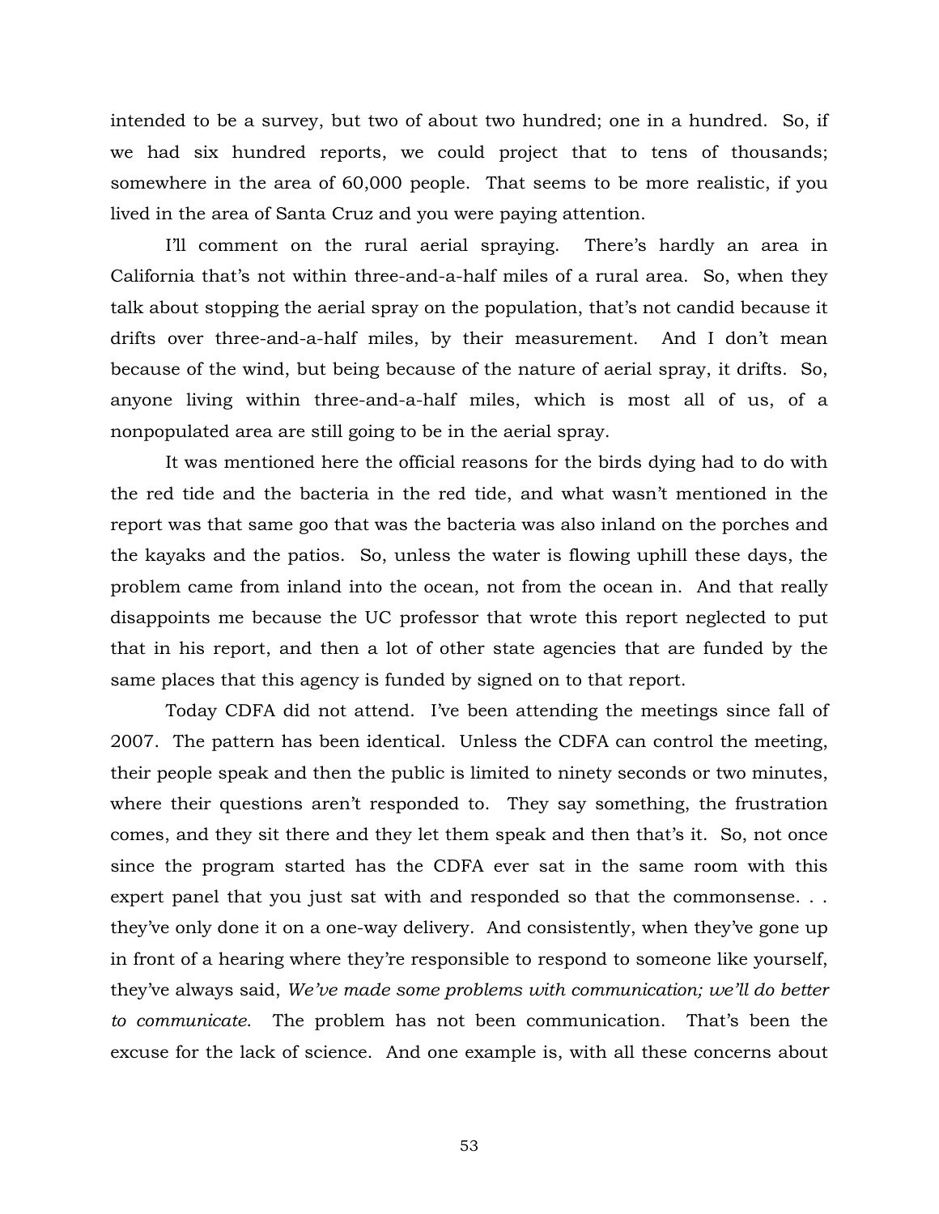intended to be a survey, but two of about two hundred; one in a hundred. So, if we had six hundred reports, we could project that to tens of thousands; somewhere in the area of 60,000 people. That seems to be more realistic, if you lived in the area of Santa Cruz and you were paying attention.

I'll comment on the rural aerial spraying. There's hardly an area in California that's not within three-and-a-half miles of a rural area. So, when they talk about stopping the aerial spray on the population, that's not candid because it drifts over three-and-a-half miles, by their measurement. And I don't mean because of the wind, but being because of the nature of aerial spray, it drifts. So, anyone living within three-and-a-half miles, which is most all of us, of a nonpopulated area are still going to be in the aerial spray.

It was mentioned here the official reasons for the birds dying had to do with the red tide and the bacteria in the red tide, and what wasn't mentioned in the report was that same goo that was the bacteria was also inland on the porches and the kayaks and the patios. So, unless the water is flowing uphill these days, the problem came from inland into the ocean, not from the ocean in. And that really disappoints me because the UC professor that wrote this report neglected to put that in his report, and then a lot of other state agencies that are funded by the same places that this agency is funded by signed on to that report.

Today CDFA did not attend. I've been attending the meetings since fall of 2007. The pattern has been identical. Unless the CDFA can control the meeting, their people speak and then the public is limited to ninety seconds or two minutes, where their questions aren't responded to. They say something, the frustration comes, and they sit there and they let them speak and then that's it. So, not once since the program started has the CDFA ever sat in the same room with this expert panel that you just sat with and responded so that the commonsense. . . they've only done it on a one-way delivery. And consistently, when they've gone up in front of a hearing where they're responsible to respond to someone like yourself, they've always said, *We've made some problems with communication; we'll do better to communicate.* The problem has not been communication. That's been the excuse for the lack of science. And one example is, with all these concerns about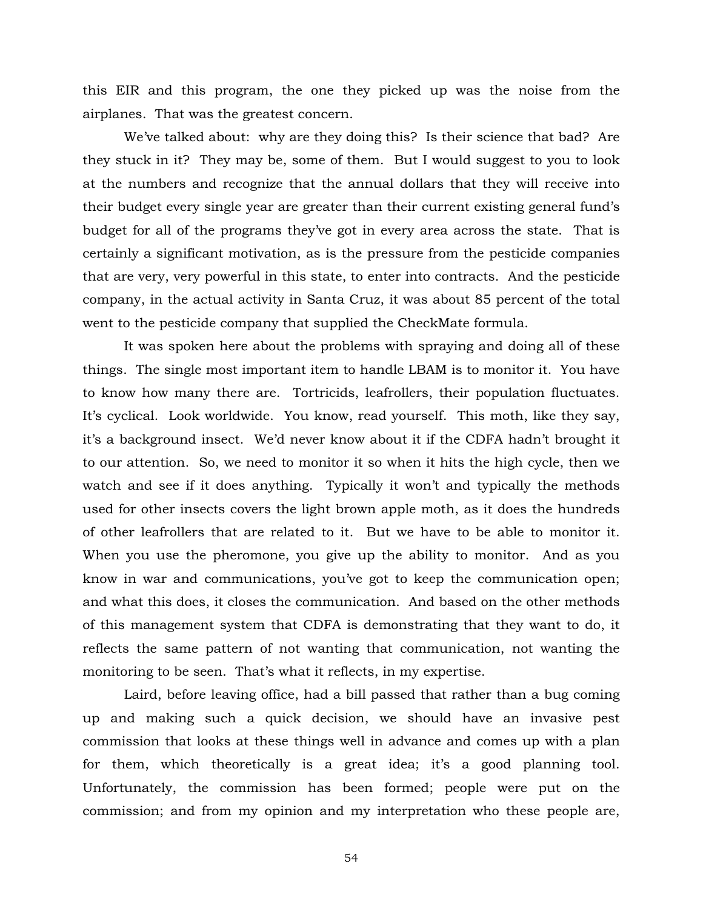this EIR and this program, the one they picked up was the noise from the airplanes. That was the greatest concern.

We've talked about: why are they doing this? Is their science that bad? Are they stuck in it? They may be, some of them. But I would suggest to you to look at the numbers and recognize that the annual dollars that they will receive into their budget every single year are greater than their current existing general fund's budget for all of the programs they've got in every area across the state. That is certainly a significant motivation, as is the pressure from the pesticide companies that are very, very powerful in this state, to enter into contracts. And the pesticide company, in the actual activity in Santa Cruz, it was about 85 percent of the total went to the pesticide company that supplied the CheckMate formula.

It was spoken here about the problems with spraying and doing all of these things. The single most important item to handle LBAM is to monitor it. You have to know how many there are. Tortricids, leafrollers, their population fluctuates. It's cyclical. Look worldwide. You know, read yourself. This moth, like they say, it's a background insect. We'd never know about it if the CDFA hadn't brought it to our attention. So, we need to monitor it so when it hits the high cycle, then we watch and see if it does anything. Typically it won't and typically the methods used for other insects covers the light brown apple moth, as it does the hundreds of other leafrollers that are related to it. But we have to be able to monitor it. When you use the pheromone, you give up the ability to monitor. And as you know in war and communications, you've got to keep the communication open; and what this does, it closes the communication. And based on the other methods of this management system that CDFA is demonstrating that they want to do, it reflects the same pattern of not wanting that communication, not wanting the monitoring to be seen. That's what it reflects, in my expertise.

Laird, before leaving office, had a bill passed that rather than a bug coming up and making such a quick decision, we should have an invasive pest commission that looks at these things well in advance and comes up with a plan for them, which theoretically is a great idea; it's a good planning tool. Unfortunately, the commission has been formed; people were put on the commission; and from my opinion and my interpretation who these people are,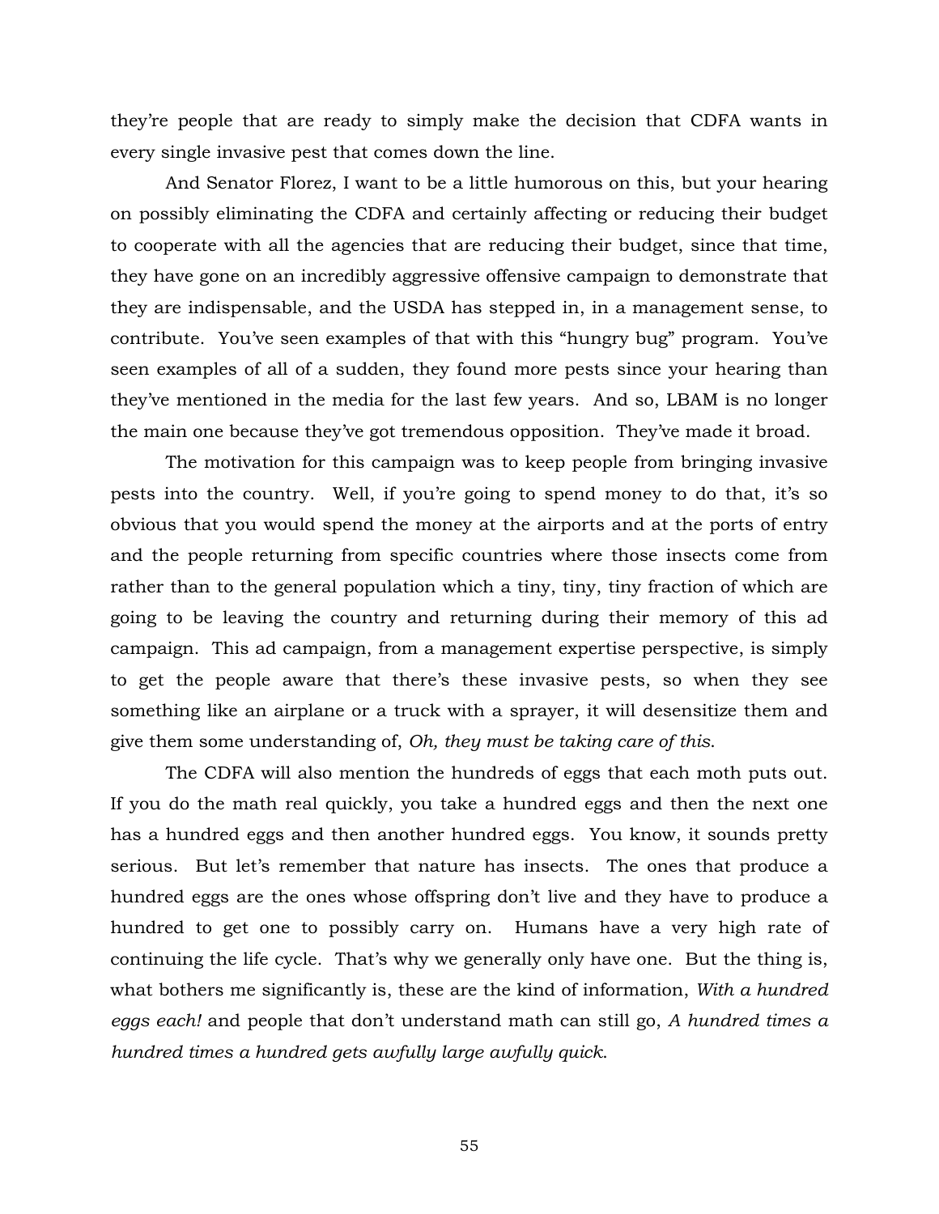they're people that are ready to simply make the decision that CDFA wants in every single invasive pest that comes down the line.

And Senator Florez, I want to be a little humorous on this, but your hearing on possibly eliminating the CDFA and certainly affecting or reducing their budget to cooperate with all the agencies that are reducing their budget, since that time, they have gone on an incredibly aggressive offensive campaign to demonstrate that they are indispensable, and the USDA has stepped in, in a management sense, to contribute. You've seen examples of that with this "hungry bug" program. You've seen examples of all of a sudden, they found more pests since your hearing than they've mentioned in the media for the last few years. And so, LBAM is no longer the main one because they've got tremendous opposition. They've made it broad.

The motivation for this campaign was to keep people from bringing invasive pests into the country. Well, if you're going to spend money to do that, it's so obvious that you would spend the money at the airports and at the ports of entry and the people returning from specific countries where those insects come from rather than to the general population which a tiny, tiny, tiny fraction of which are going to be leaving the country and returning during their memory of this ad campaign. This ad campaign, from a management expertise perspective, is simply to get the people aware that there's these invasive pests, so when they see something like an airplane or a truck with a sprayer, it will desensitize them and give them some understanding of, *Oh, they must be taking care of this*.

The CDFA will also mention the hundreds of eggs that each moth puts out. If you do the math real quickly, you take a hundred eggs and then the next one has a hundred eggs and then another hundred eggs. You know, it sounds pretty serious. But let's remember that nature has insects. The ones that produce a hundred eggs are the ones whose offspring don't live and they have to produce a hundred to get one to possibly carry on. Humans have a very high rate of continuing the life cycle. That's why we generally only have one. But the thing is, what bothers me significantly is, these are the kind of information, *With a hundred eggs each!* and people that don't understand math can still go, *A hundred times a hundred times a hundred gets awfully large awfully quick*.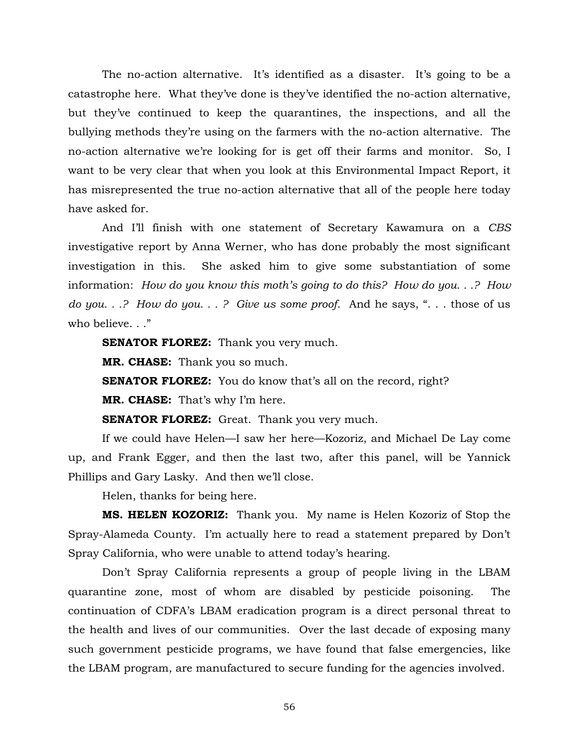The no-action alternative. It's identified as a disaster. It's going to be a catastrophe here. What they've done is they've identified the no-action alternative, but they've continued to keep the quarantines, the inspections, and all the bullying methods they're using on the farmers with the no-action alternative. The no-action alternative we're looking for is get off their farms and monitor. So, I want to be very clear that when you look at this Environmental Impact Report, it has misrepresented the true no-action alternative that all of the people here today have asked for.

And I'll finish with one statement of Secretary Kawamura on a *CBS* investigative report by Anna Werner, who has done probably the most significant investigation in this. She asked him to give some substantiation of some information: *How do you know this moth's going to do this? How do you. . .? How do you. . .? How do you. . . ? Give us some proof.* And he says, ". . . those of us who believe. . ."

**SENATOR FLOREZ:** Thank you very much.

**MR. CHASE:** Thank you so much.

**SENATOR FLOREZ:** You do know that's all on the record, right?

**MR. CHASE:** That's why I'm here.

**SENATOR FLOREZ:** Great. Thank you very much.

If we could have Helen—I saw her here—Kozoriz, and Michael De Lay come up, and Frank Egger, and then the last two, after this panel, will be Yannick Phillips and Gary Lasky. And then we'll close.

Helen, thanks for being here.

**MS. HELEN KOZORIZ:** Thank you. My name is Helen Kozoriz of Stop the Spray-Alameda County. I'm actually here to read a statement prepared by Don't Spray California, who were unable to attend today's hearing.

Don't Spray California represents a group of people living in the LBAM quarantine zone, most of whom are disabled by pesticide poisoning. The continuation of CDFA's LBAM eradication program is a direct personal threat to the health and lives of our communities. Over the last decade of exposing many such government pesticide programs, we have found that false emergencies, like the LBAM program, are manufactured to secure funding for the agencies involved.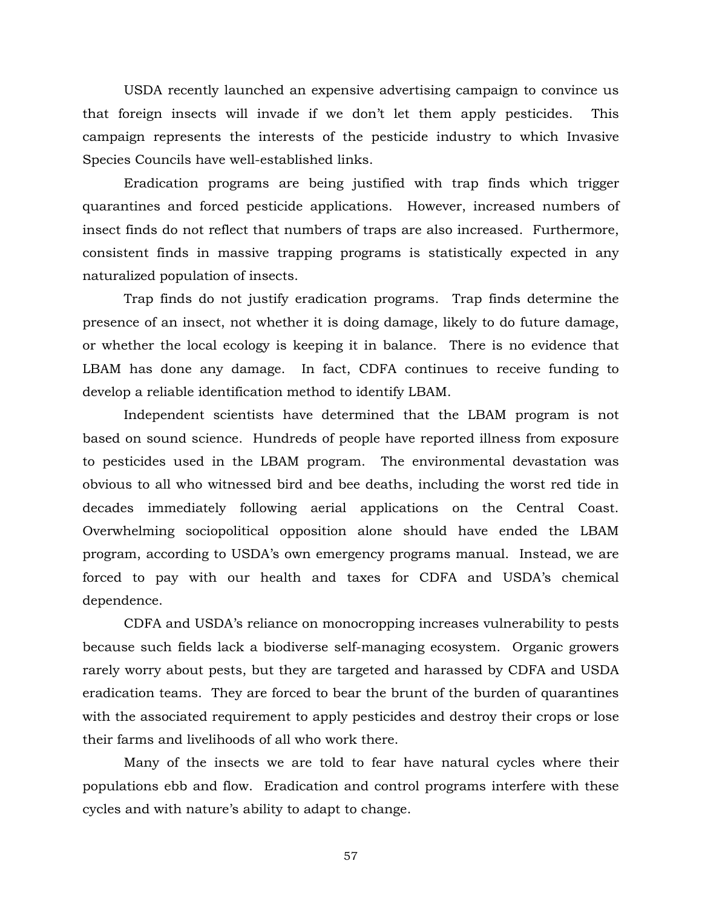USDA recently launched an expensive advertising campaign to convince us that foreign insects will invade if we don't let them apply pesticides. This campaign represents the interests of the pesticide industry to which Invasive Species Councils have well-established links.

Eradication programs are being justified with trap finds which trigger quarantines and forced pesticide applications. However, increased numbers of insect finds do not reflect that numbers of traps are also increased. Furthermore, consistent finds in massive trapping programs is statistically expected in any naturalized population of insects.

Trap finds do not justify eradication programs. Trap finds determine the presence of an insect, not whether it is doing damage, likely to do future damage, or whether the local ecology is keeping it in balance. There is no evidence that LBAM has done any damage. In fact, CDFA continues to receive funding to develop a reliable identification method to identify LBAM.

Independent scientists have determined that the LBAM program is not based on sound science. Hundreds of people have reported illness from exposure to pesticides used in the LBAM program. The environmental devastation was obvious to all who witnessed bird and bee deaths, including the worst red tide in decades immediately following aerial applications on the Central Coast. Overwhelming sociopolitical opposition alone should have ended the LBAM program, according to USDA's own emergency programs manual. Instead, we are forced to pay with our health and taxes for CDFA and USDA's chemical dependence.

CDFA and USDA's reliance on monocropping increases vulnerability to pests because such fields lack a biodiverse self-managing ecosystem. Organic growers rarely worry about pests, but they are targeted and harassed by CDFA and USDA eradication teams. They are forced to bear the brunt of the burden of quarantines with the associated requirement to apply pesticides and destroy their crops or lose their farms and livelihoods of all who work there.

Many of the insects we are told to fear have natural cycles where their populations ebb and flow. Eradication and control programs interfere with these cycles and with nature's ability to adapt to change.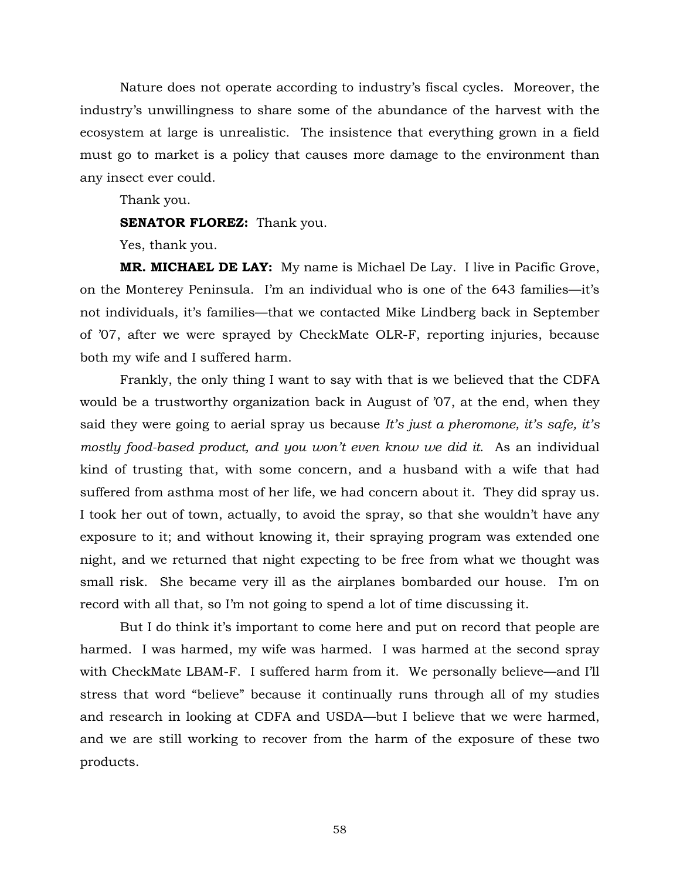Nature does not operate according to industry's fiscal cycles. Moreover, the industry's unwillingness to share some of the abundance of the harvest with the ecosystem at large is unrealistic. The insistence that everything grown in a field must go to market is a policy that causes more damage to the environment than any insect ever could.

Thank you.

**SENATOR FLOREZ:** Thank you.

Yes, thank you.

**MR. MICHAEL DE LAY:** My name is Michael De Lay. I live in Pacific Grove, on the Monterey Peninsula. I'm an individual who is one of the 643 families—it's not individuals, it's families—that we contacted Mike Lindberg back in September of '07, after we were sprayed by CheckMate OLR-F, reporting injuries, because both my wife and I suffered harm.

Frankly, the only thing I want to say with that is we believed that the CDFA would be a trustworthy organization back in August of '07, at the end, when they said they were going to aerial spray us because *It's just a pheromone, it's safe, it's mostly food-based product, and you won't even know we did it*. As an individual kind of trusting that, with some concern, and a husband with a wife that had suffered from asthma most of her life, we had concern about it. They did spray us. I took her out of town, actually, to avoid the spray, so that she wouldn't have any exposure to it; and without knowing it, their spraying program was extended one night, and we returned that night expecting to be free from what we thought was small risk. She became very ill as the airplanes bombarded our house. I'm on record with all that, so I'm not going to spend a lot of time discussing it.

But I do think it's important to come here and put on record that people are harmed. I was harmed, my wife was harmed. I was harmed at the second spray with CheckMate LBAM-F. I suffered harm from it. We personally believe—and I'll stress that word "believe" because it continually runs through all of my studies and research in looking at CDFA and USDA—but I believe that we were harmed, and we are still working to recover from the harm of the exposure of these two products.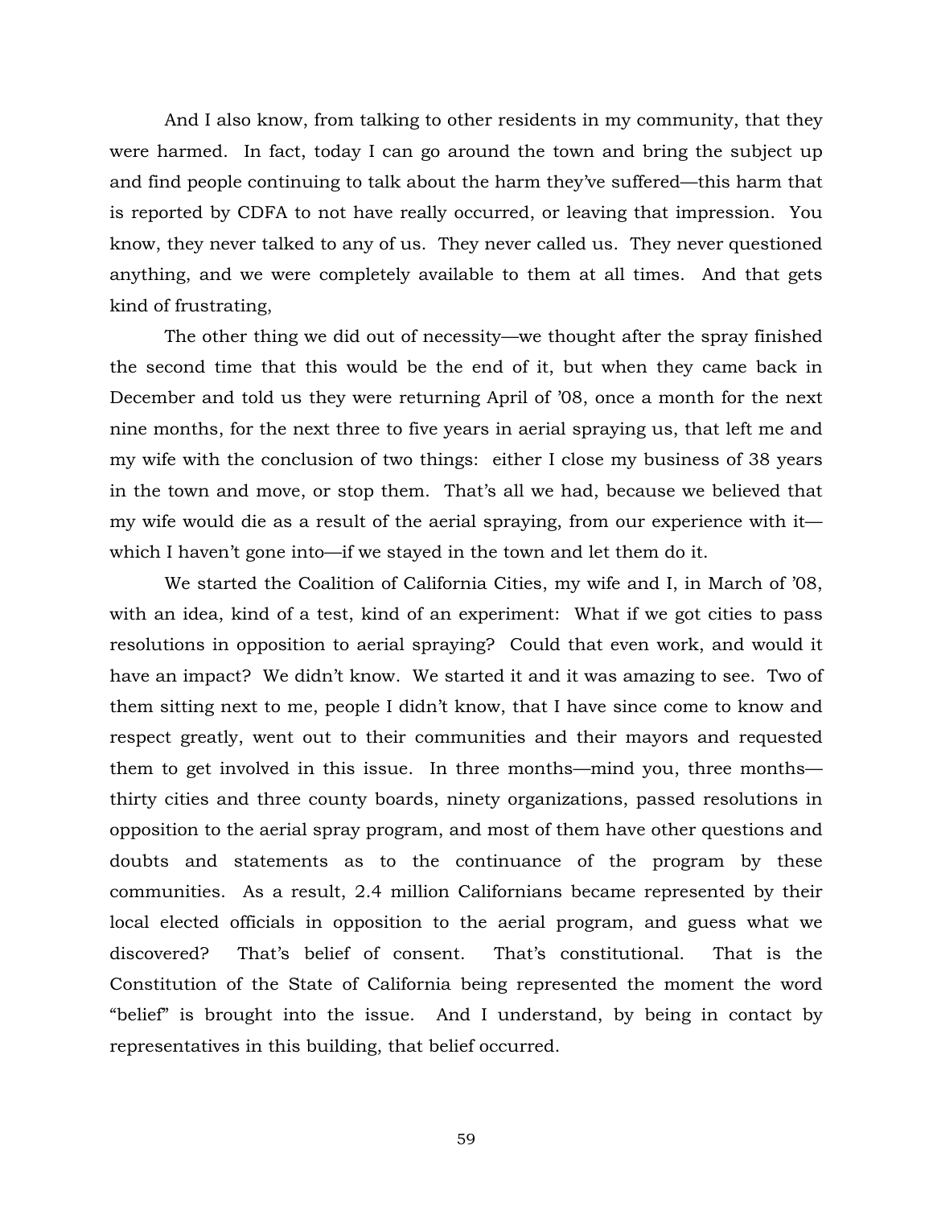And I also know, from talking to other residents in my community, that they were harmed. In fact, today I can go around the town and bring the subject up and find people continuing to talk about the harm they've suffered—this harm that is reported by CDFA to not have really occurred, or leaving that impression. You know, they never talked to any of us. They never called us. They never questioned anything, and we were completely available to them at all times. And that gets kind of frustrating,

The other thing we did out of necessity—we thought after the spray finished the second time that this would be the end of it, but when they came back in December and told us they were returning April of '08, once a month for the next nine months, for the next three to five years in aerial spraying us, that left me and my wife with the conclusion of two things: either I close my business of 38 years in the town and move, or stop them. That's all we had, because we believed that my wife would die as a result of the aerial spraying, from our experience with it—which I haven't gone into—if we stayed in the town and let them do it.

We started the Coalition of California Cities, my wife and I, in March of '08, with an idea, kind of a test, kind of an experiment: What if we got cities to pass resolutions in opposition to aerial spraying? Could that even work, and would it have an impact? We didn't know. We started it and it was amazing to see. Two of them sitting next to me, people I didn't know, that I have since come to know and respect greatly, went out to their communities and their mayors and requested them to get involved in this issue. In three months—mind you, three months—thirty cities and three county boards, ninety organizations, passed resolutions in opposition to the aerial spray program, and most of them have other questions and doubts and statements as to the continuance of the program by these communities. As a result, 2.4 million Californians became represented by their local elected officials in opposition to the aerial program, and guess what we discovered? That's belief of consent. That's constitutional. That is the Constitution of the State of California being represented the moment the word "belief" is brought into the issue. And I understand, by being in contact by representatives in this building, that belief occurred.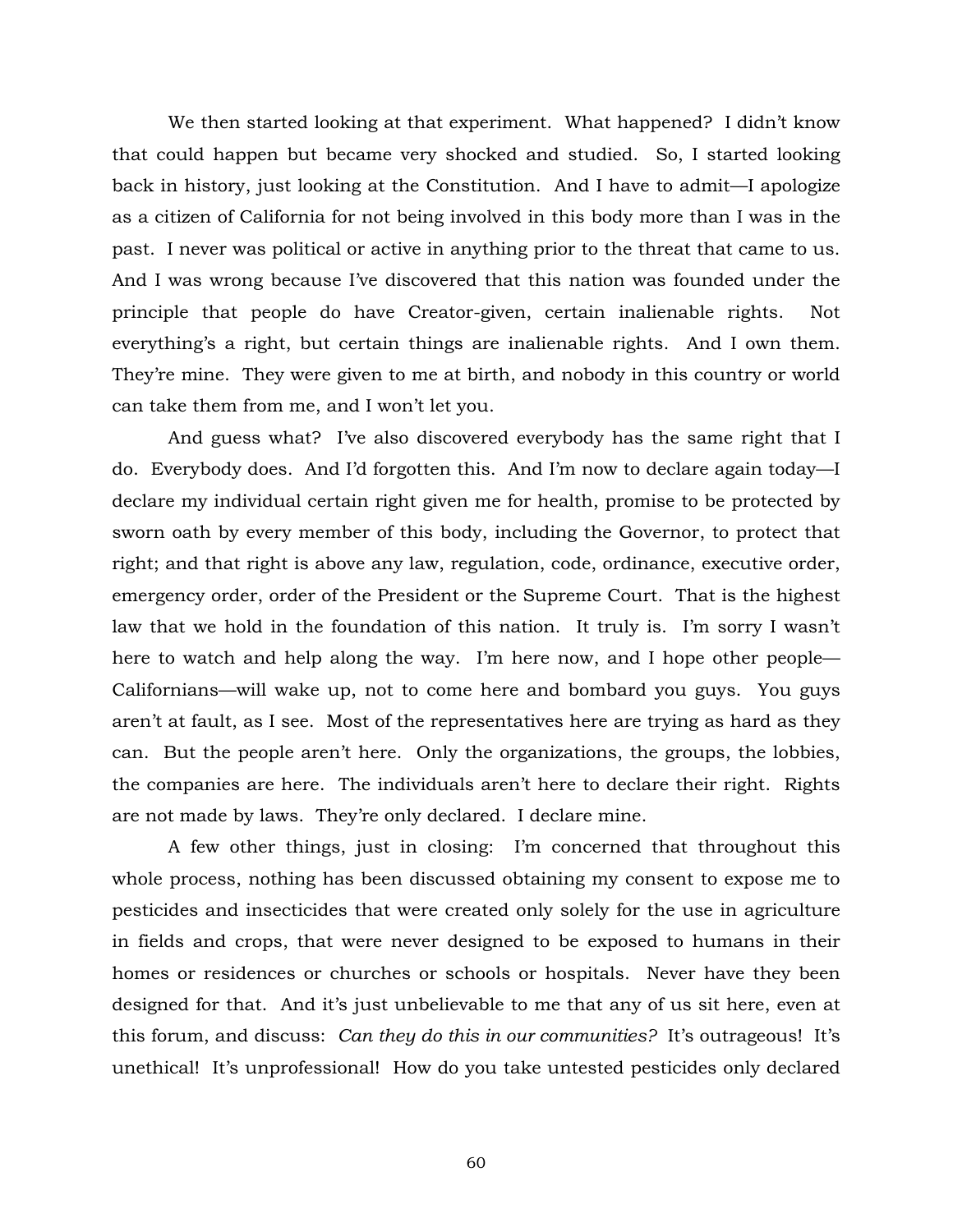We then started looking at that experiment. What happened? I didn't know that could happen but became very shocked and studied. So, I started looking back in history, just looking at the Constitution. And I have to admit—I apologize as a citizen of California for not being involved in this body more than I was in the past. I never was political or active in anything prior to the threat that came to us. And I was wrong because I've discovered that this nation was founded under the principle that people do have Creator-given, certain inalienable rights. Not everything's a right, but certain things are inalienable rights. And I own them. They're mine. They were given to me at birth, and nobody in this country or world can take them from me, and I won't let you.

And guess what? I've also discovered everybody has the same right that I do. Everybody does. And I'd forgotten this. And I'm now to declare again today—I declare my individual certain right given me for health, promise to be protected by sworn oath by every member of this body, including the Governor, to protect that right; and that right is above any law, regulation, code, ordinance, executive order, emergency order, order of the President or the Supreme Court. That is the highest law that we hold in the foundation of this nation. It truly is. I'm sorry I wasn't here to watch and help along the way. I'm here now, and I hope other people—Californians—will wake up, not to come here and bombard you guys. You guys aren't at fault, as I see. Most of the representatives here are trying as hard as they can. But the people aren't here. Only the organizations, the groups, the lobbies, the companies are here. The individuals aren't here to declare their right. Rights are not made by laws. They're only declared. I declare mine.

A few other things, just in closing: I'm concerned that throughout this whole process, nothing has been discussed obtaining my consent to expose me to pesticides and insecticides that were created only solely for the use in agriculture in fields and crops, that were never designed to be exposed to humans in their homes or residences or churches or schools or hospitals. Never have they been designed for that. And it's just unbelievable to me that any of us sit here, even at this forum, and discuss: *Can they do this in our communities?* It's outrageous! It's unethical! It's unprofessional! How do you take untested pesticides only declared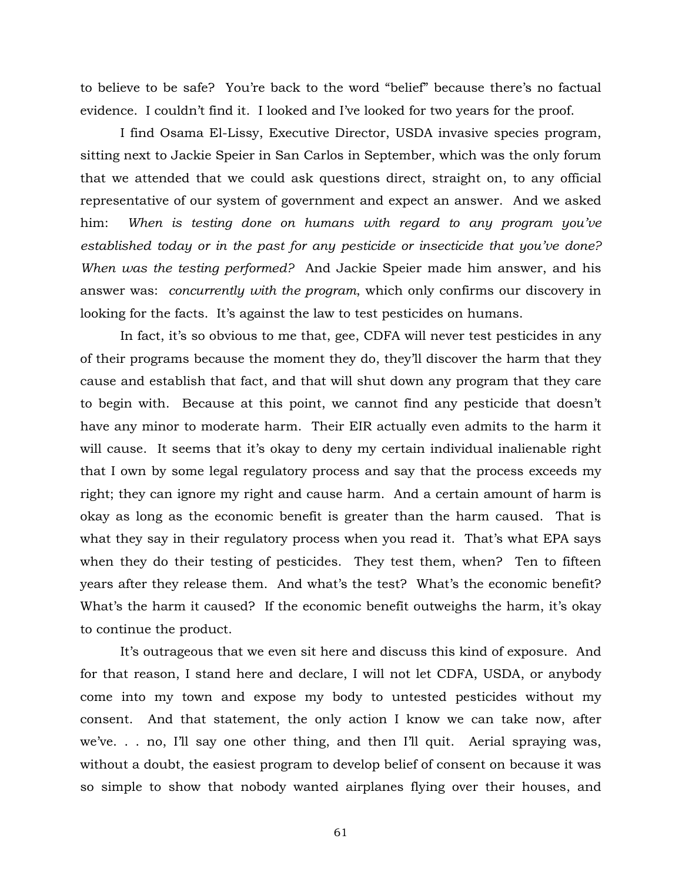to believe to be safe? You're back to the word "belief" because there's no factual evidence. I couldn't find it. I looked and I've looked for two years for the proof.

I find Osama El-Lissy, Executive Director, USDA invasive species program, sitting next to Jackie Speier in San Carlos in September, which was the only forum that we attended that we could ask questions direct, straight on, to any official representative of our system of government and expect an answer. And we asked him: *When is testing done on humans with regard to any program you've established today or in the past for any pesticide or insecticide that you've done? When was the testing performed?* And Jackie Speier made him answer, and his answer was: *concurrently with the program*, which only confirms our discovery in looking for the facts. It's against the law to test pesticides on humans.

In fact, it's so obvious to me that, gee, CDFA will never test pesticides in any of their programs because the moment they do, they'll discover the harm that they cause and establish that fact, and that will shut down any program that they care to begin with. Because at this point, we cannot find any pesticide that doesn't have any minor to moderate harm. Their EIR actually even admits to the harm it will cause. It seems that it's okay to deny my certain individual inalienable right that I own by some legal regulatory process and say that the process exceeds my right; they can ignore my right and cause harm. And a certain amount of harm is okay as long as the economic benefit is greater than the harm caused. That is what they say in their regulatory process when you read it. That's what EPA says when they do their testing of pesticides. They test them, when? Ten to fifteen years after they release them. And what's the test? What's the economic benefit? What's the harm it caused? If the economic benefit outweighs the harm, it's okay to continue the product.

It's outrageous that we even sit here and discuss this kind of exposure. And for that reason, I stand here and declare, I will not let CDFA, USDA, or anybody come into my town and expose my body to untested pesticides without my consent. And that statement, the only action I know we can take now, after we've. . . no, I'll say one other thing, and then I'll quit. Aerial spraying was, without a doubt, the easiest program to develop belief of consent on because it was so simple to show that nobody wanted airplanes flying over their houses, and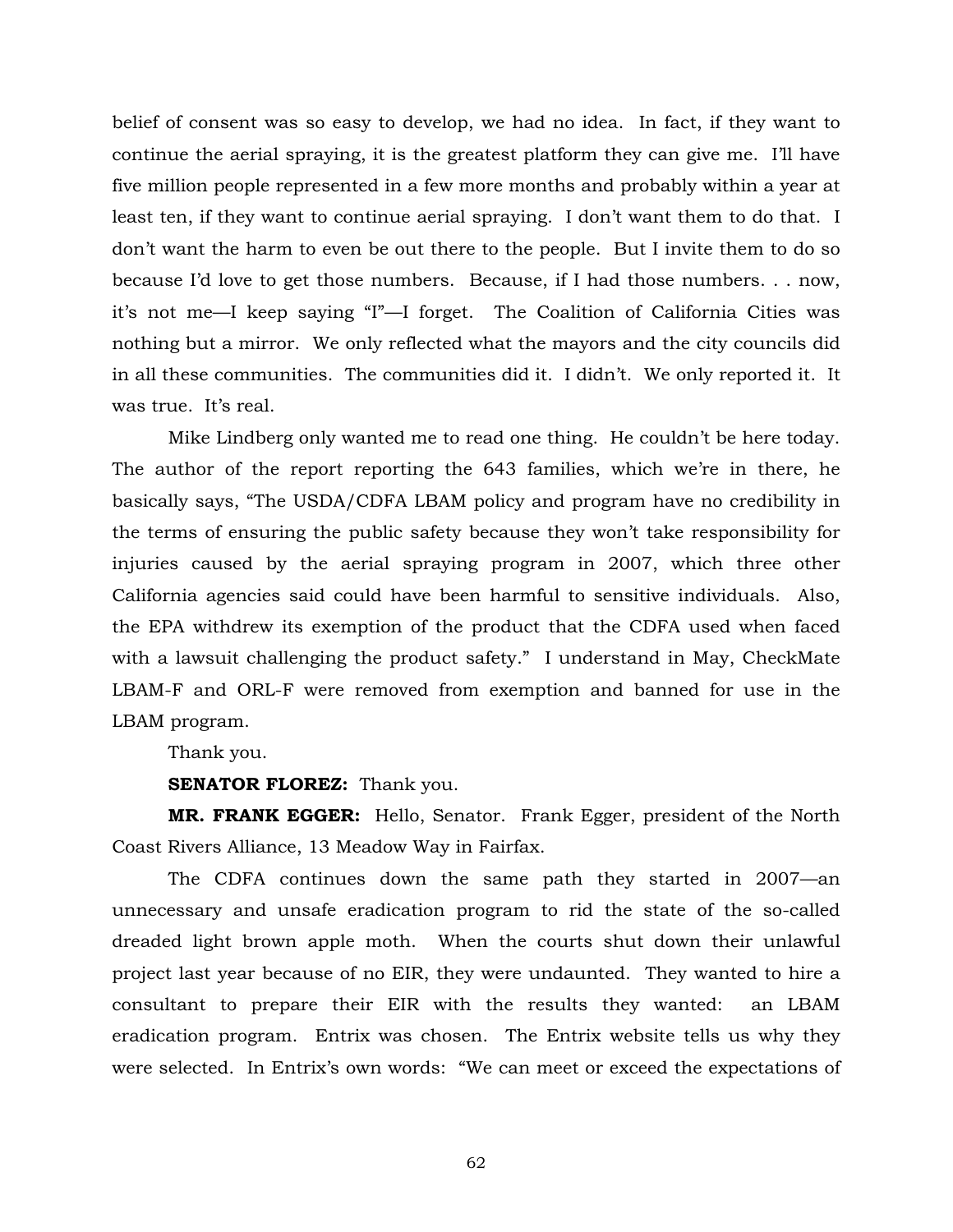belief of consent was so easy to develop, we had no idea. In fact, if they want to continue the aerial spraying, it is the greatest platform they can give me. I'll have five million people represented in a few more months and probably within a year at least ten, if they want to continue aerial spraying. I don't want them to do that. I don't want the harm to even be out there to the people. But I invite them to do so because I'd love to get those numbers. Because, if I had those numbers. . . now, it's not me—I keep saying "I"—I forget. The Coalition of California Cities was nothing but a mirror. We only reflected what the mayors and the city councils did in all these communities. The communities did it. I didn't. We only reported it. It was true. It's real.

Mike Lindberg only wanted me to read one thing. He couldn't be here today. The author of the report reporting the 643 families, which we're in there, he basically says, "The USDA/CDFA LBAM policy and program have no credibility in the terms of ensuring the public safety because they won't take responsibility for injuries caused by the aerial spraying program in 2007, which three other California agencies said could have been harmful to sensitive individuals. Also, the EPA withdrew its exemption of the product that the CDFA used when faced with a lawsuit challenging the product safety." I understand in May, CheckMate LBAM-F and ORL-F were removed from exemption and banned for use in the LBAM program.

Thank you.

**SENATOR FLOREZ:** Thank you.

**MR. FRANK EGGER:** Hello, Senator. Frank Egger, president of the North Coast Rivers Alliance, 13 Meadow Way in Fairfax.

The CDFA continues down the same path they started in 2007—an unnecessary and unsafe eradication program to rid the state of the so-called dreaded light brown apple moth. When the courts shut down their unlawful project last year because of no EIR, they were undaunted. They wanted to hire a consultant to prepare their EIR with the results they wanted: an LBAM eradication program. Entrix was chosen. The Entrix website tells us why they were selected. In Entrix's own words: "We can meet or exceed the expectations of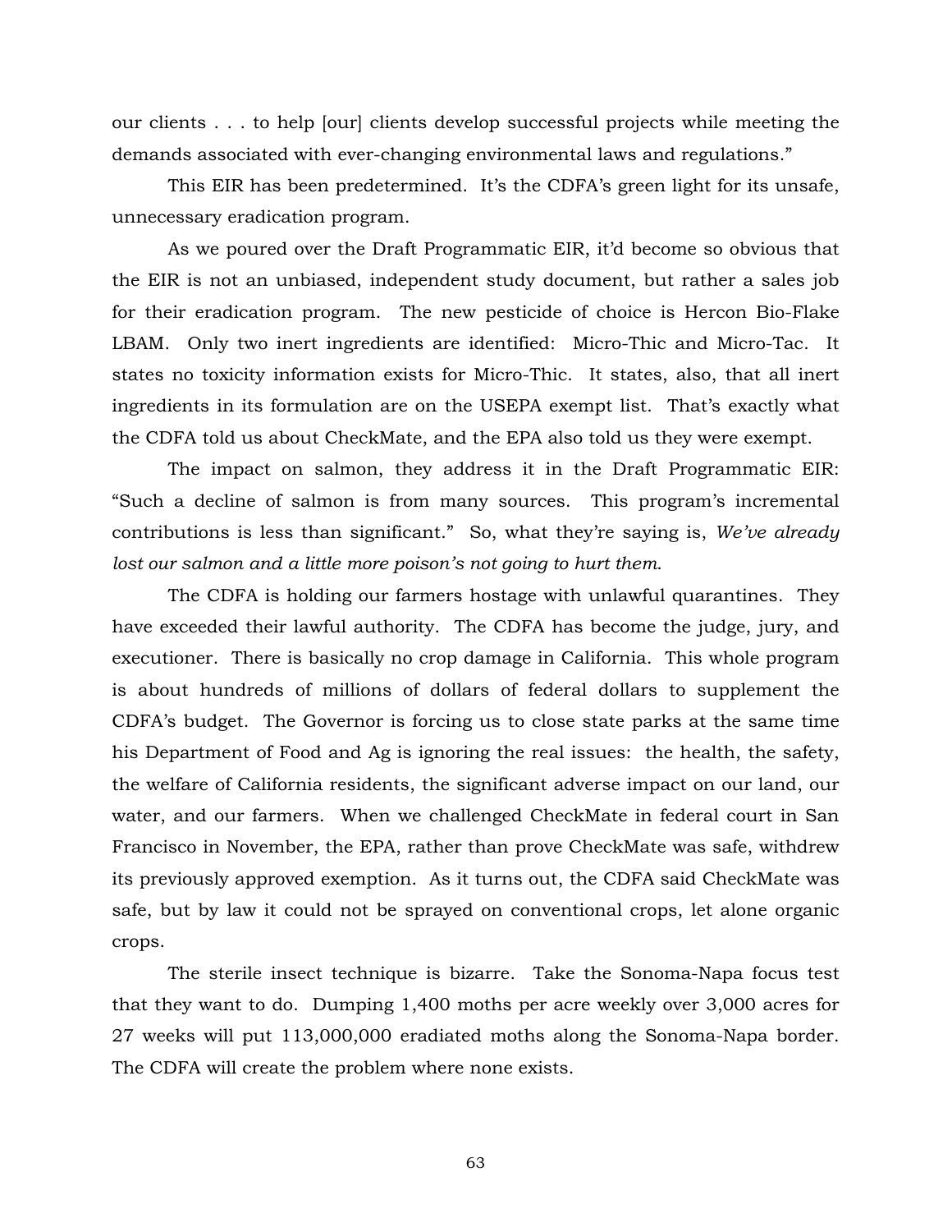our clients . . . to help [our] clients develop successful projects while meeting the demands associated with ever-changing environmental laws and regulations."

This EIR has been predetermined. It's the CDFA's green light for its unsafe, unnecessary eradication program.

As we poured over the Draft Programmatic EIR, it'd become so obvious that the EIR is not an unbiased, independent study document, but rather a sales job for their eradication program. The new pesticide of choice is Hercon Bio-Flake LBAM. Only two inert ingredients are identified: Micro-Thic and Micro-Tac. It states no toxicity information exists for Micro-Thic. It states, also, that all inert ingredients in its formulation are on the USEPA exempt list. That's exactly what the CDFA told us about CheckMate, and the EPA also told us they were exempt.

The impact on salmon, they address it in the Draft Programmatic EIR: "Such a decline of salmon is from many sources. This program's incremental contributions is less than significant." So, what they're saying is, *We've already lost our salmon and a little more poison's not going to hurt them*.

The CDFA is holding our farmers hostage with unlawful quarantines. They have exceeded their lawful authority. The CDFA has become the judge, jury, and executioner. There is basically no crop damage in California. This whole program is about hundreds of millions of dollars of federal dollars to supplement the CDFA's budget. The Governor is forcing us to close state parks at the same time his Department of Food and Ag is ignoring the real issues: the health, the safety, the welfare of California residents, the significant adverse impact on our land, our water, and our farmers. When we challenged CheckMate in federal court in San Francisco in November, the EPA, rather than prove CheckMate was safe, withdrew its previously approved exemption. As it turns out, the CDFA said CheckMate was safe, but by law it could not be sprayed on conventional crops, let alone organic crops.

The sterile insect technique is bizarre. Take the Sonoma-Napa focus test that they want to do. Dumping 1,400 moths per acre weekly over 3,000 acres for 27 weeks will put 113,000,000 eradiated moths along the Sonoma-Napa border. The CDFA will create the problem where none exists.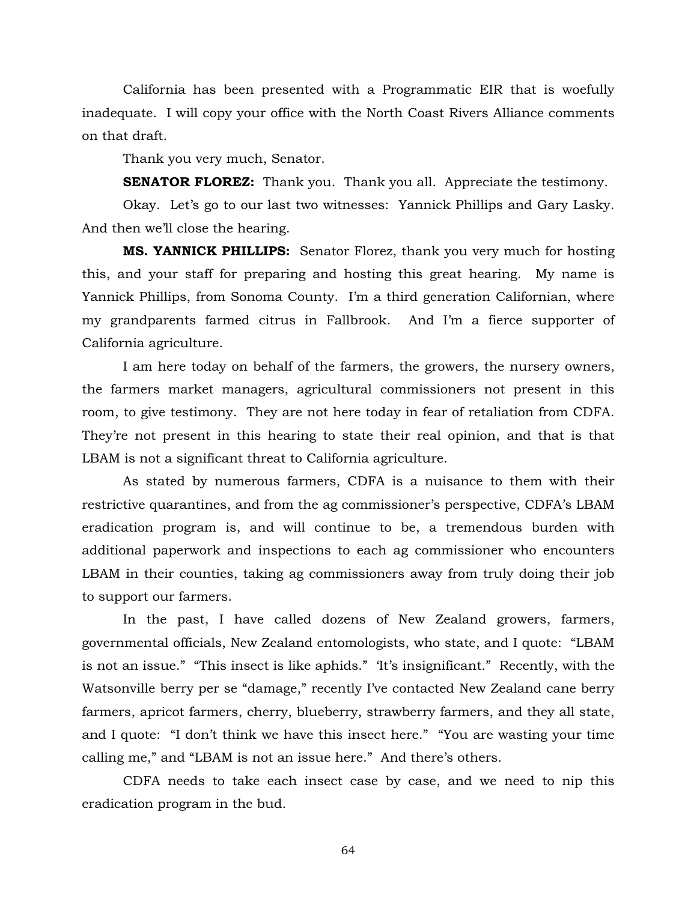California has been presented with a Programmatic EIR that is woefully inadequate. I will copy your office with the North Coast Rivers Alliance comments on that draft.

Thank you very much, Senator.

**SENATOR FLOREZ:** Thank you. Thank you all. Appreciate the testimony.

Okay. Let's go to our last two witnesses: Yannick Phillips and Gary Lasky. And then we'll close the hearing.

**MS. YANNICK PHILLIPS:** Senator Florez, thank you very much for hosting this, and your staff for preparing and hosting this great hearing. My name is Yannick Phillips, from Sonoma County. I'm a third generation Californian, where my grandparents farmed citrus in Fallbrook. And I'm a fierce supporter of California agriculture.

I am here today on behalf of the farmers, the growers, the nursery owners, the farmers market managers, agricultural commissioners not present in this room, to give testimony. They are not here today in fear of retaliation from CDFA. They're not present in this hearing to state their real opinion, and that is that LBAM is not a significant threat to California agriculture.

As stated by numerous farmers, CDFA is a nuisance to them with their restrictive quarantines, and from the ag commissioner's perspective, CDFA's LBAM eradication program is, and will continue to be, a tremendous burden with additional paperwork and inspections to each ag commissioner who encounters LBAM in their counties, taking ag commissioners away from truly doing their job to support our farmers.

In the past, I have called dozens of New Zealand growers, farmers, governmental officials, New Zealand entomologists, who state, and I quote: "LBAM is not an issue." "This insect is like aphids." 'It's insignificant." Recently, with the Watsonville berry per se "damage," recently I've contacted New Zealand cane berry farmers, apricot farmers, cherry, blueberry, strawberry farmers, and they all state, and I quote: "I don't think we have this insect here." "You are wasting your time calling me," and "LBAM is not an issue here." And there's others.

CDFA needs to take each insect case by case, and we need to nip this eradication program in the bud.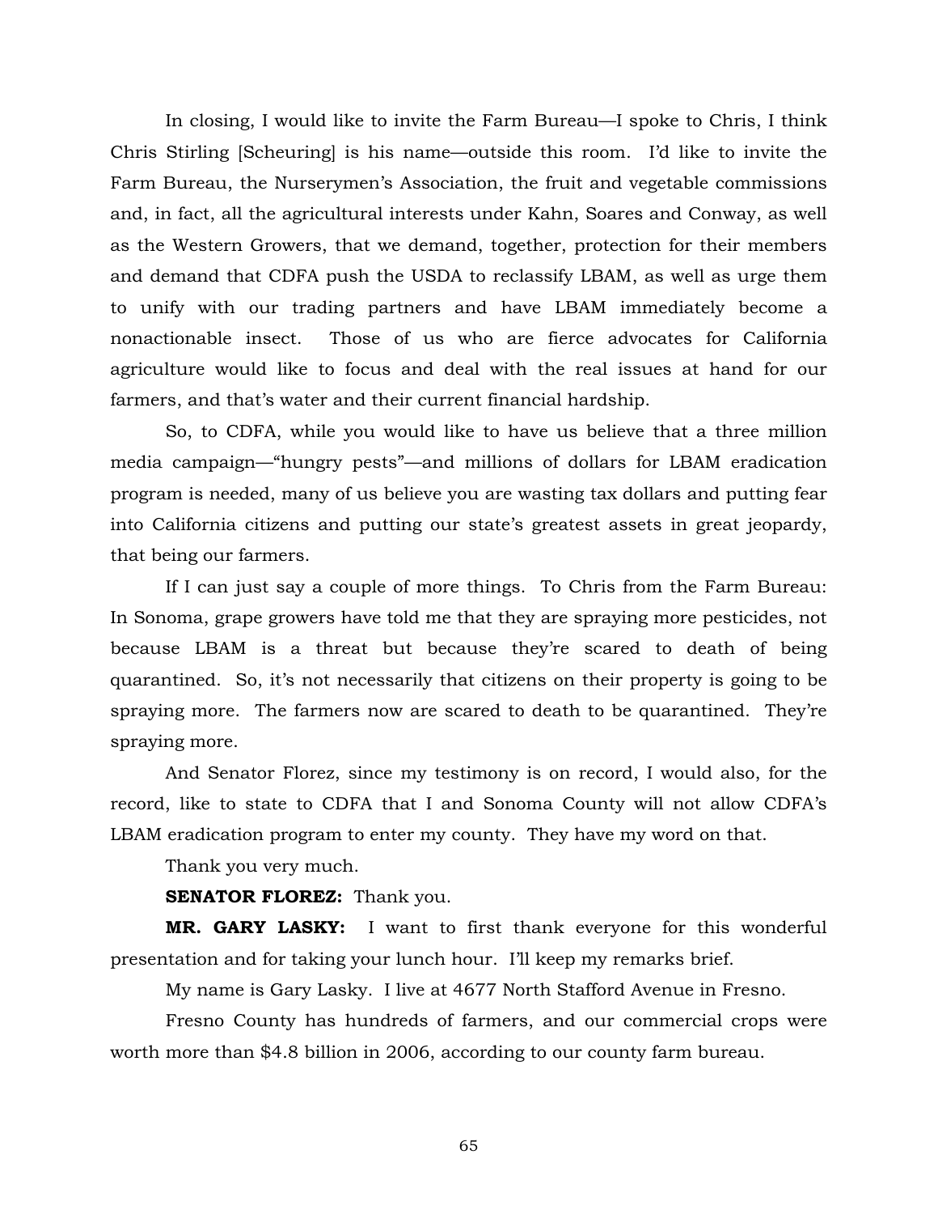In closing, I would like to invite the Farm Bureau—I spoke to Chris, I think Chris Stirling [Scheuring] is his name—outside this room. I'd like to invite the Farm Bureau, the Nurserymen's Association, the fruit and vegetable commissions and, in fact, all the agricultural interests under Kahn, Soares and Conway, as well as the Western Growers, that we demand, together, protection for their members and demand that CDFA push the USDA to reclassify LBAM, as well as urge them to unify with our trading partners and have LBAM immediately become a nonactionable insect. Those of us who are fierce advocates for California agriculture would like to focus and deal with the real issues at hand for our farmers, and that's water and their current financial hardship.

So, to CDFA, while you would like to have us believe that a three million media campaign—"hungry pests"—and millions of dollars for LBAM eradication program is needed, many of us believe you are wasting tax dollars and putting fear into California citizens and putting our state's greatest assets in great jeopardy, that being our farmers.

If I can just say a couple of more things. To Chris from the Farm Bureau: In Sonoma, grape growers have told me that they are spraying more pesticides, not because LBAM is a threat but because they're scared to death of being quarantined. So, it's not necessarily that citizens on their property is going to be spraying more. The farmers now are scared to death to be quarantined. They're spraying more.

And Senator Florez, since my testimony is on record, I would also, for the record, like to state to CDFA that I and Sonoma County will not allow CDFA's LBAM eradication program to enter my county. They have my word on that.

Thank you very much.

**SENATOR FLOREZ:** Thank you.

**MR. GARY LASKY:** I want to first thank everyone for this wonderful presentation and for taking your lunch hour. I'll keep my remarks brief.

My name is Gary Lasky. I live at 4677 North Stafford Avenue in Fresno.

Fresno County has hundreds of farmers, and our commercial crops were worth more than $4.8 billion in 2006, according to our county farm bureau.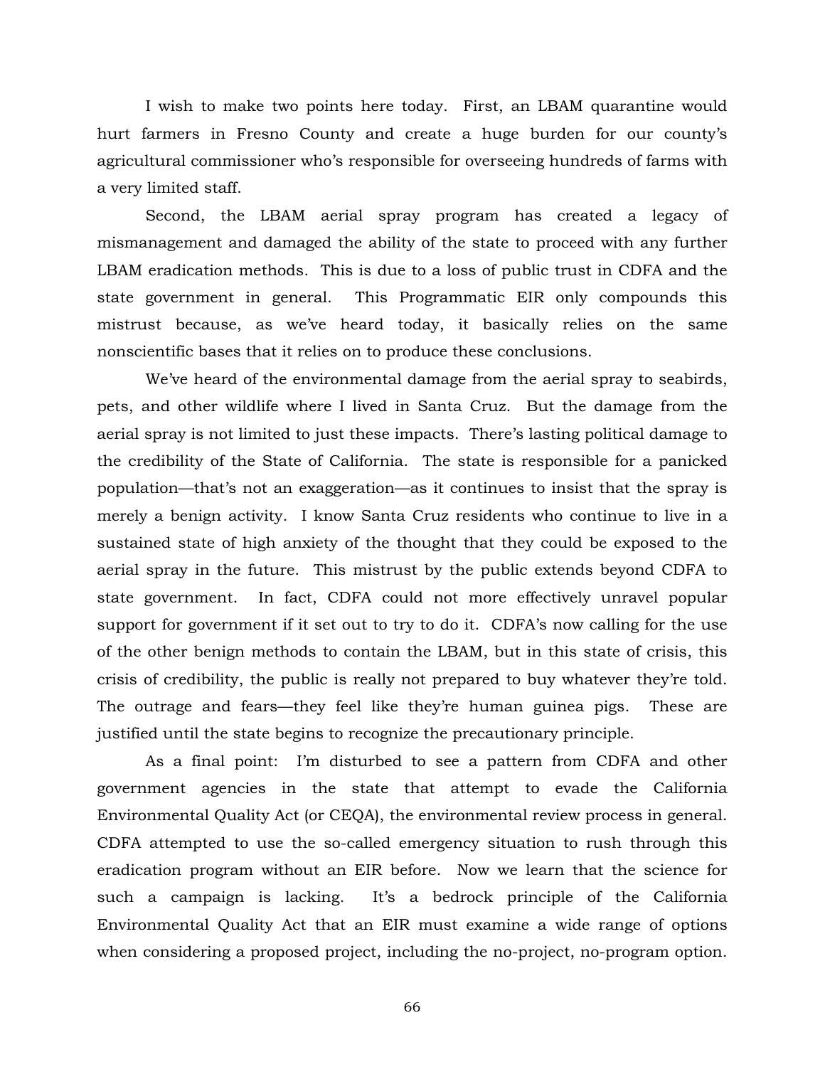I wish to make two points here today. First, an LBAM quarantine would hurt farmers in Fresno County and create a huge burden for our county's agricultural commissioner who's responsible for overseeing hundreds of farms with a very limited staff.

Second, the LBAM aerial spray program has created a legacy of mismanagement and damaged the ability of the state to proceed with any further LBAM eradication methods. This is due to a loss of public trust in CDFA and the state government in general. This Programmatic EIR only compounds this mistrust because, as we've heard today, it basically relies on the same nonscientific bases that it relies on to produce these conclusions.

We've heard of the environmental damage from the aerial spray to seabirds, pets, and other wildlife where I lived in Santa Cruz. But the damage from the aerial spray is not limited to just these impacts. There's lasting political damage to the credibility of the State of California. The state is responsible for a panicked population—that's not an exaggeration—as it continues to insist that the spray is merely a benign activity. I know Santa Cruz residents who continue to live in a sustained state of high anxiety of the thought that they could be exposed to the aerial spray in the future. This mistrust by the public extends beyond CDFA to state government. In fact, CDFA could not more effectively unravel popular support for government if it set out to try to do it. CDFA's now calling for the use of the other benign methods to contain the LBAM, but in this state of crisis, this crisis of credibility, the public is really not prepared to buy whatever they're told. The outrage and fears—they feel like they're human guinea pigs. These are justified until the state begins to recognize the precautionary principle.

As a final point: I'm disturbed to see a pattern from CDFA and other government agencies in the state that attempt to evade the California Environmental Quality Act (or CEQA), the environmental review process in general. CDFA attempted to use the so-called emergency situation to rush through this eradication program without an EIR before. Now we learn that the science for such a campaign is lacking. It's a bedrock principle of the California Environmental Quality Act that an EIR must examine a wide range of options when considering a proposed project, including the no-project, no-program option.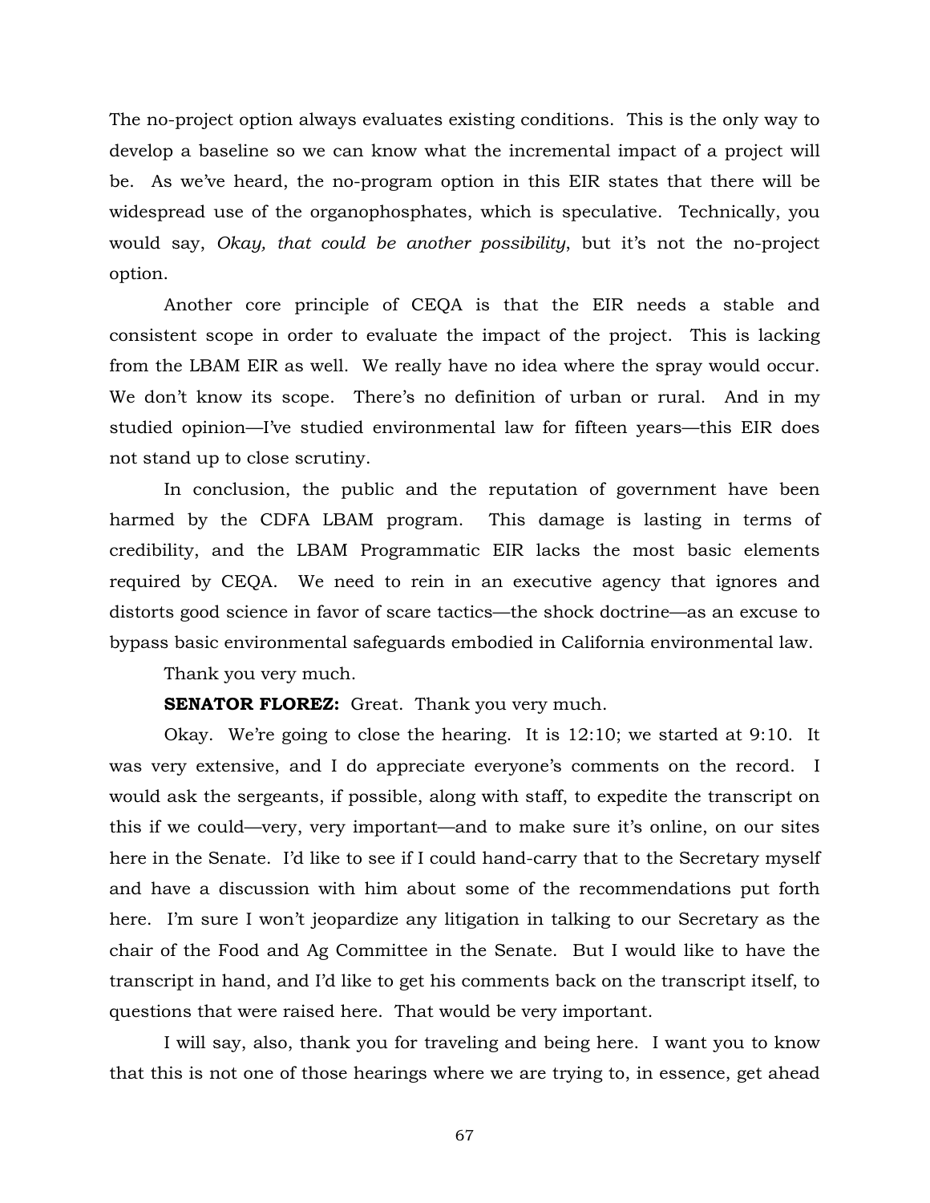The no-project option always evaluates existing conditions. This is the only way to develop a baseline so we can know what the incremental impact of a project will be. As we've heard, the no-program option in this EIR states that there will be widespread use of the organophosphates, which is speculative. Technically, you would say, *Okay, that could be another possibility*, but it's not the no-project option.

Another core principle of CEQA is that the EIR needs a stable and consistent scope in order to evaluate the impact of the project. This is lacking from the LBAM EIR as well. We really have no idea where the spray would occur. We don't know its scope. There's no definition of urban or rural. And in my studied opinion—I've studied environmental law for fifteen years—this EIR does not stand up to close scrutiny.

In conclusion, the public and the reputation of government have been harmed by the CDFA LBAM program. This damage is lasting in terms of credibility, and the LBAM Programmatic EIR lacks the most basic elements required by CEQA. We need to rein in an executive agency that ignores and distorts good science in favor of scare tactics—the shock doctrine—as an excuse to bypass basic environmental safeguards embodied in California environmental law.

Thank you very much.

**SENATOR FLOREZ:** Great. Thank you very much.

Okay. We're going to close the hearing. It is 12:10; we started at 9:10. It was very extensive, and I do appreciate everyone's comments on the record. I would ask the sergeants, if possible, along with staff, to expedite the transcript on this if we could—very, very important—and to make sure it's online, on our sites here in the Senate. I'd like to see if I could hand-carry that to the Secretary myself and have a discussion with him about some of the recommendations put forth here. I'm sure I won't jeopardize any litigation in talking to our Secretary as the chair of the Food and Ag Committee in the Senate. But I would like to have the transcript in hand, and I'd like to get his comments back on the transcript itself, to questions that were raised here. That would be very important.

I will say, also, thank you for traveling and being here. I want you to know that this is not one of those hearings where we are trying to, in essence, get ahead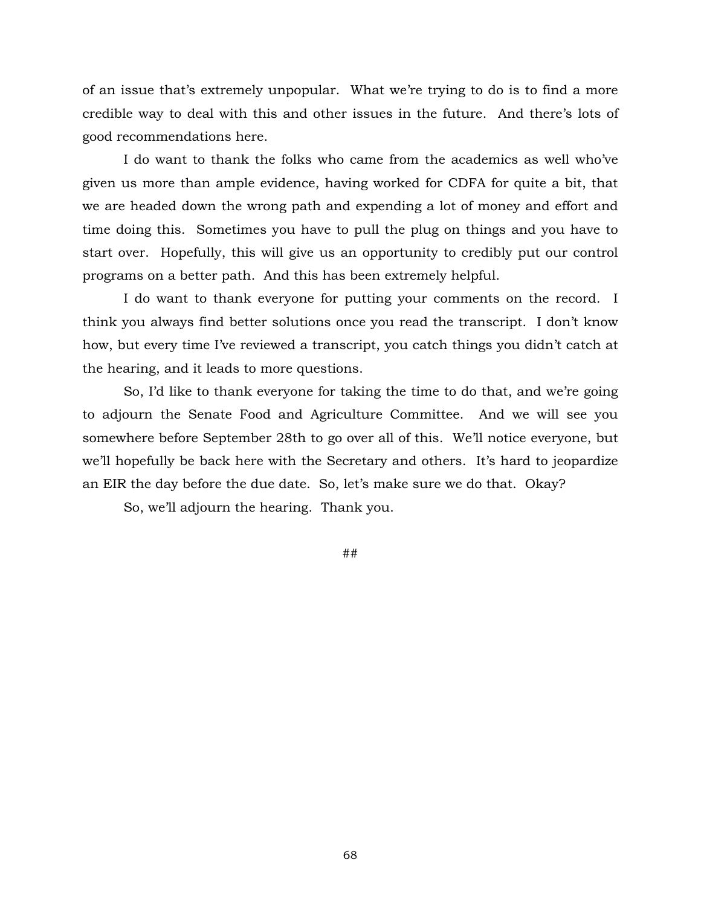of an issue that's extremely unpopular. What we're trying to do is to find a more credible way to deal with this and other issues in the future. And there's lots of good recommendations here.

I do want to thank the folks who came from the academics as well who've given us more than ample evidence, having worked for CDFA for quite a bit, that we are headed down the wrong path and expending a lot of money and effort and time doing this. Sometimes you have to pull the plug on things and you have to start over. Hopefully, this will give us an opportunity to credibly put our control programs on a better path. And this has been extremely helpful.

I do want to thank everyone for putting your comments on the record. I think you always find better solutions once you read the transcript. I don't know how, but every time I've reviewed a transcript, you catch things you didn't catch at the hearing, and it leads to more questions.

So, I'd like to thank everyone for taking the time to do that, and we're going to adjourn the Senate Food and Agriculture Committee. And we will see you somewhere before September 28th to go over all of this. We'll notice everyone, but we'll hopefully be back here with the Secretary and others. It's hard to jeopardize an EIR the day before the due date. So, let's make sure we do that. Okay?

So, we'll adjourn the hearing. Thank you.

##